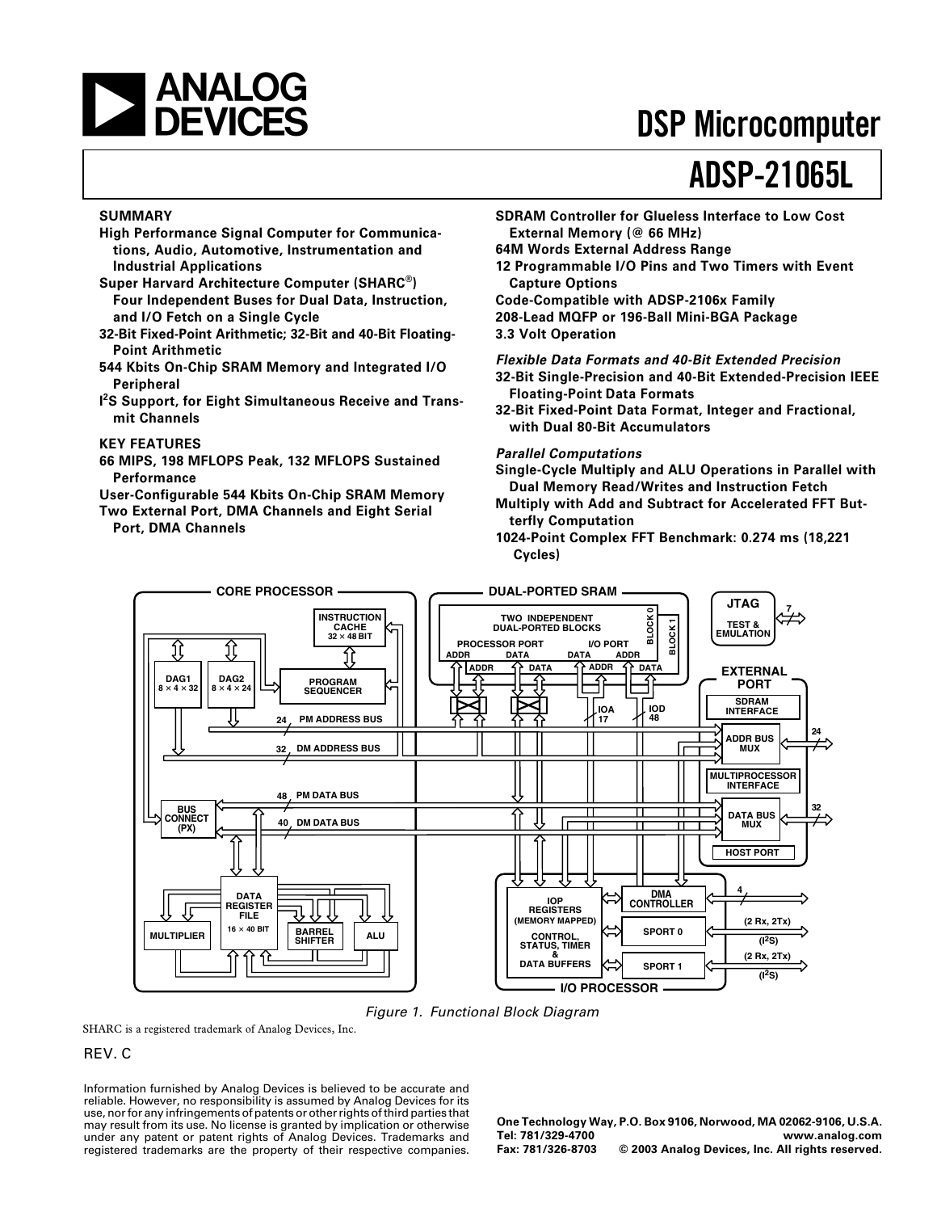# ANALOG DEVICES

# DSP Microcomputer

# ADSP-21065L

**SUMMARY**

**High Performance Signal Computer for Communications, Audio, Automotive, Instrumentation and Industrial Applications**

**Super Harvard Architecture Computer (SHARC®) Four Independent Buses for Dual Data, Instruction, and I/O Fetch on a Single Cycle**

**32-Bit Fixed-Point Arithmetic; 32-Bit and 40-Bit Floating-Point Arithmetic**

**544 Kbits On-Chip SRAM Memory and Integrated I/O Peripheral**

**I²S Support, for Eight Simultaneous Receive and Transmit Channels**

**KEY FEATURES**

**66 MIPS, 198 MFLOPS Peak, 132 MFLOPS Sustained Performance**

**User-Configurable 544 Kbits On-Chip SRAM Memory**

**Two External Port, DMA Channels and Eight Serial Port, DMA Channels**

**SDRAM Controller for Glueless Interface to Low Cost External Memory (@ 66 MHz)**

**64M Words External Address Range**

**12 Programmable I/O Pins and Two Timers with Event Capture Options**

**Code-Compatible with ADSP-2106x Family**

**208-Lead MQFP or 196-Ball Mini-BGA Package**

**3.3 Volt Operation**

***Flexible Data Formats and 40-Bit Extended Precision***

**32-Bit Single-Precision and 40-Bit Extended-Precision IEEE Floating-Point Data Formats**

**32-Bit Fixed-Point Data Format, Integer and Fractional, with Dual 80-Bit Accumulators**

***Parallel Computations***

**Single-Cycle Multiply and ALU Operations in Parallel with Dual Memory Read/Writes and Instruction Fetch**

**Multiply with Add and Subtract for Accelerated FFT Butterfly Computation**

**1024-Point Complex FFT Benchmark: 0.274 ms (18,221 Cycles)**

*Figure 1. Functional Block Diagram*

SHARC is a registered trademark of Analog Devices, Inc.

REV. C

Information furnished by Analog Devices is believed to be accurate and reliable. However, no responsibility is assumed by Analog Devices for its use, nor for any infringements of patents or other rights of third parties that may result from its use. No license is granted by implication or otherwise under any patent or patent rights of Analog Devices. Trademarks and registered trademarks are the property of their respective companies.

One Technology Way, P.O. Box 9106, Norwood, MA 02062-9106, U.S.A.
Tel: 781/329-4700 www.analog.com
Fax: 781/326-8703 © 2003 Analog Devices, Inc. All rights reserved.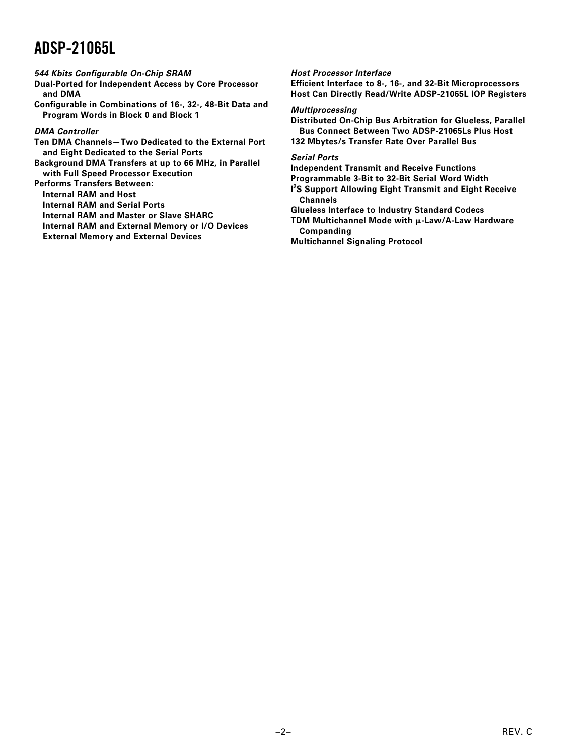***544 Kbits Configurable On-Chip SRAM***

**Dual-Ported for Independent Access by Core Processor and DMA**

**Configurable in Combinations of 16-, 32-, 48-Bit Data and Program Words in Block 0 and Block 1**

***DMA Controller***

**Ten DMA Channels—Two Dedicated to the External Port and Eight Dedicated to the Serial Ports**

**Background DMA Transfers at up to 66 MHz, in Parallel with Full Speed Processor Execution**

**Performs Transfers Between:**

- **Internal RAM and Host**
- **Internal RAM and Serial Ports**
- **Internal RAM and Master or Slave SHARC**
- **Internal RAM and External Memory or I/O Devices**
- **External Memory and External Devices**

***Host Processor Interface***

**Efficient Interface to 8-, 16-, and 32-Bit Microprocessors**

**Host Can Directly Read/Write ADSP-21065L IOP Registers**

***Multiprocessing***

**Distributed On-Chip Bus Arbitration for Glueless, Parallel Bus Connect Between Two ADSP-21065Ls Plus Host**

**132 Mbytes/s Transfer Rate Over Parallel Bus**

***Serial Ports***

**Independent Transmit and Receive Functions**

**Programmable 3-Bit to 32-Bit Serial Word Width**

**$I^2S$ Support Allowing Eight Transmit and Eight Receive Channels**

**Glueless Interface to Industry Standard Codecs**

**TDM Multichannel Mode with μ-Law/A-Law Hardware Companding**

**Multichannel Signaling Protocol**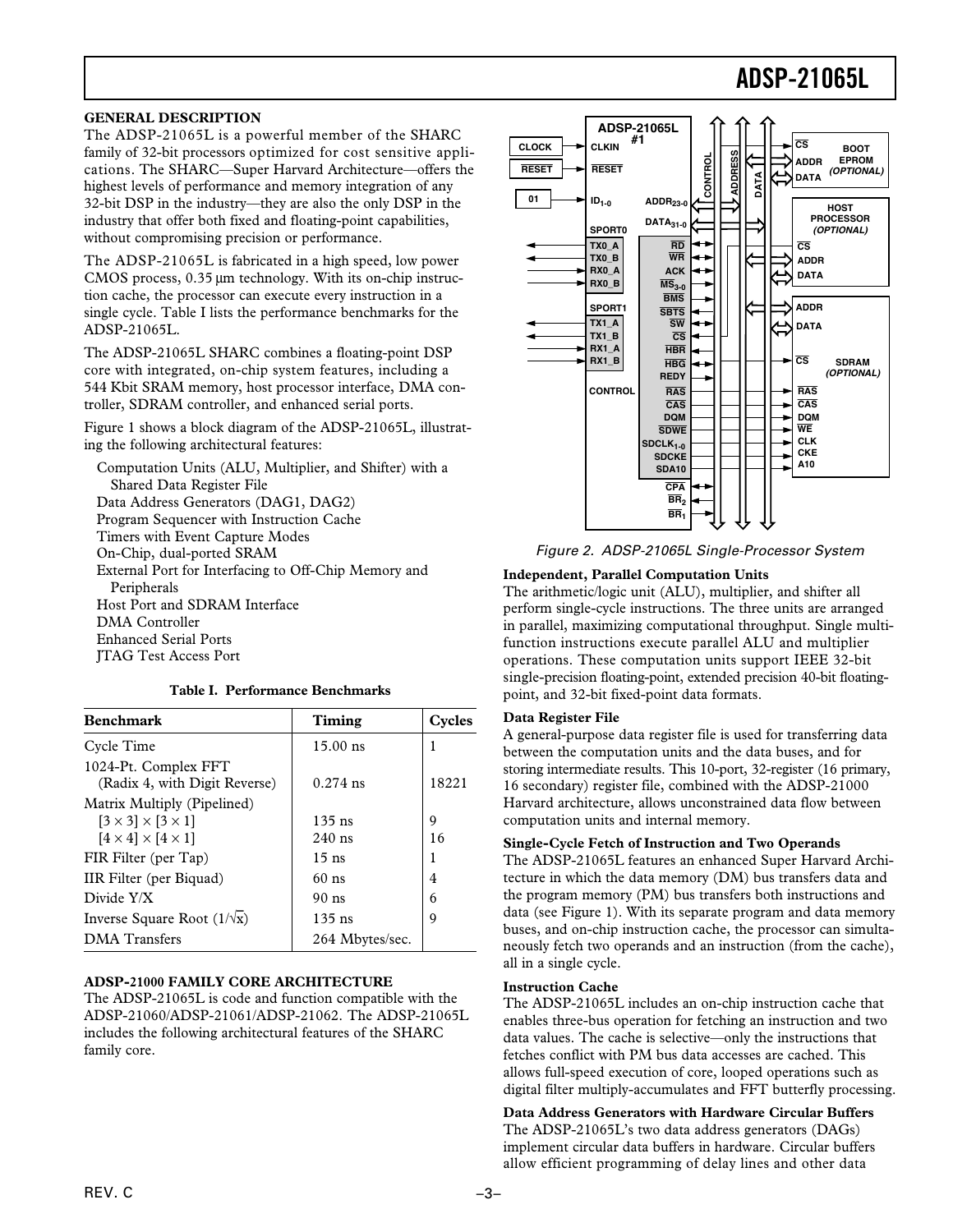## GENERAL DESCRIPTION

The ADSP-21065L is a powerful member of the SHARC family of 32-bit processors optimized for cost sensitive applications. The SHARC—Super Harvard Architecture—offers the highest levels of performance and memory integration of any 32-bit DSP in the industry—they are also the only DSP in the industry that offer both fixed and floating-point capabilities, without compromising precision or performance.

The ADSP-21065L is fabricated in a high speed, low power CMOS process, 0.35 µm technology. With its on-chip instruction cache, the processor can execute every instruction in a single cycle. Table I lists the performance benchmarks for the ADSP-21065L.

The ADSP-21065L SHARC combines a floating-point DSP core with integrated, on-chip system features, including a 544 Kbit SRAM memory, host processor interface, DMA controller, SDRAM controller, and enhanced serial ports.

Figure 1 shows a block diagram of the ADSP-21065L, illustrating the following architectural features:

- Computation Units (ALU, Multiplier, and Shifter) with a Shared Data Register File
- Data Address Generators (DAG1, DAG2)
- Program Sequencer with Instruction Cache
- Timers with Event Capture Modes
- On-Chip, dual-ported SRAM
- External Port for Interfacing to Off-Chip Memory and Peripherals
- Host Port and SDRAM Interface
- DMA Controller
- Enhanced Serial Ports
- JTAG Test Access Port

**Table I. Performance Benchmarks**

| Benchmark | Timing | Cycles |
|---|---|---|
| Cycle Time | 15.00 ns | 1 |
| 1024-Pt. Complex FFT (Radix 4, with Digit Reverse) | 0.274 ns | 18221 |
| Matrix Multiply (Pipelined) | | |
| $[3 \times 3] \times [3 \times 1]$ | 135 ns | 9 |
| $[4 \times 4] \times [4 \times 1]$ | 240 ns | 16 |
| FIR Filter (per Tap) | 15 ns | 1 |
| IIR Filter (per Biquad) | 60 ns | 4 |
| Divide Y/X | 90 ns | 6 |
| Inverse Square Root ($1/\sqrt{x}$) | 135 ns | 9 |
| DMA Transfers | 264 Mbytes/sec. | |

## ADSP-21000 FAMILY CORE ARCHITECTURE

The ADSP-21065L is code and function compatible with the ADSP-21060/ADSP-21061/ADSP-21062. The ADSP-21065L includes the following architectural features of the SHARC family core.

*Figure 2. ADSP-21065L Single-Processor System*

### Independent, Parallel Computation Units

The arithmetic/logic unit (ALU), multiplier, and shifter all perform single-cycle instructions. The three units are arranged in parallel, maximizing computational throughput. Single multifunction instructions execute parallel ALU and multiplier operations. These computation units support IEEE 32-bit single-precision floating-point, extended precision 40-bit floating-point, and 32-bit fixed-point data formats.

### Data Register File

A general-purpose data register file is used for transferring data between the computation units and the data buses, and for storing intermediate results. This 10-port, 32-register (16 primary, 16 secondary) register file, combined with the ADSP-21000 Harvard architecture, allows unconstrained data flow between computation units and internal memory.

### Single-Cycle Fetch of Instruction and Two Operands

The ADSP-21065L features an enhanced Super Harvard Architecture in which the data memory (DM) bus transfers data and the program memory (PM) bus transfers both instructions and data (see Figure 1). With its separate program and data memory buses, and on-chip instruction cache, the processor can simultaneously fetch two operands and an instruction (from the cache), all in a single cycle.

### Instruction Cache

The ADSP-21065L includes an on-chip instruction cache that enables three-bus operation for fetching an instruction and two data values. The cache is selective—only the instructions that fetches conflict with PM bus data accesses are cached. This allows full-speed execution of core, looped operations such as digital filter multiply-accumulates and FFT butterfly processing.

### Data Address Generators with Hardware Circular Buffers

The ADSP-21065L's two data address generators (DAGs) implement circular data buffers in hardware. Circular buffers allow efficient programming of delay lines and other data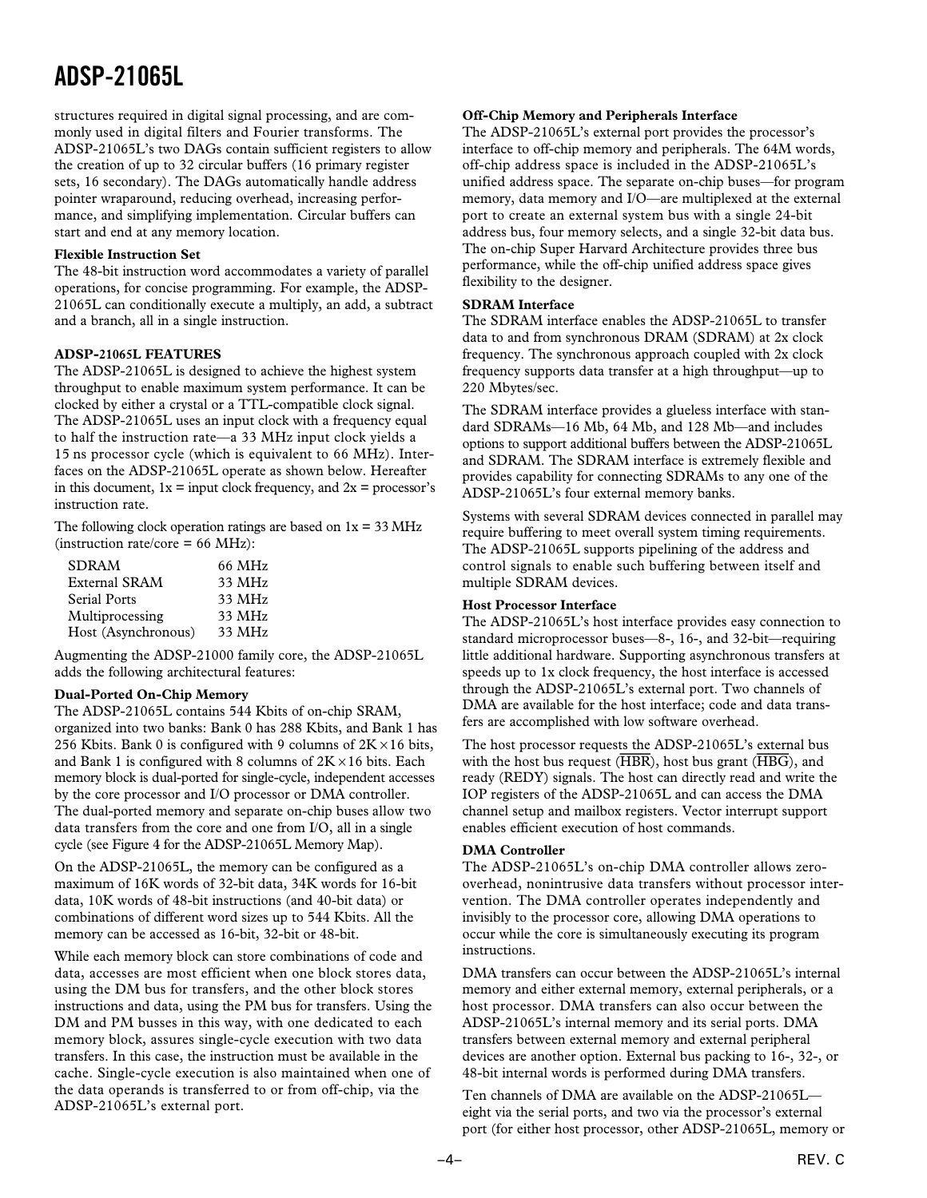structures required in digital signal processing, and are commonly used in digital filters and Fourier transforms. The ADSP-21065L's two DAGs contain sufficient registers to allow the creation of up to 32 circular buffers (16 primary register sets, 16 secondary). The DAGs automatically handle address pointer wraparound, reducing overhead, increasing performance, and simplifying implementation. Circular buffers can start and end at any memory location.

**Flexible Instruction Set**

The 48-bit instruction word accommodates a variety of parallel operations, for concise programming. For example, the ADSP-21065L can conditionally execute a multiply, an add, a subtract and a branch, all in a single instruction.

## ADSP-21065L FEATURES

The ADSP-21065L is designed to achieve the highest system throughput to enable maximum system performance. It can be clocked by either a crystal or a TTL-compatible clock signal. The ADSP-21065L uses an input clock with a frequency equal to half the instruction rate—a 33 MHz input clock yields a 15 ns processor cycle (which is equivalent to 66 MHz). Interfaces on the ADSP-21065L operate as shown below. Hereafter in this document, 1x = input clock frequency, and 2x = processor's instruction rate.

The following clock operation ratings are based on 1x = 33 MHz (instruction rate/core = 66 MHz):

| | |
|---|---|
| SDRAM | 66 MHz |
| External SRAM | 33 MHz |
| Serial Ports | 33 MHz |
| Multiprocessing | 33 MHz |
| Host (Asynchronous) | 33 MHz |

Augmenting the ADSP-21000 family core, the ADSP-21065L adds the following architectural features:

**Dual-Ported On-Chip Memory**

The ADSP-21065L contains 544 Kbits of on-chip SRAM, organized into two banks: Bank 0 has 288 Kbits, and Bank 1 has 256 Kbits. Bank 0 is configured with 9 columns of 2K × 16 bits, and Bank 1 is configured with 8 columns of 2K × 16 bits. Each memory block is dual-ported for single-cycle, independent accesses by the core processor and I/O processor or DMA controller. The dual-ported memory and separate on-chip buses allow two data transfers from the core and one from I/O, all in a single cycle (see Figure 4 for the ADSP-21065L Memory Map).

On the ADSP-21065L, the memory can be configured as a maximum of 16K words of 32-bit data, 34K words for 16-bit data, 10K words of 48-bit instructions (and 40-bit data) or combinations of different word sizes up to 544 Kbits. All the memory can be accessed as 16-bit, 32-bit or 48-bit.

While each memory block can store combinations of code and data, accesses are most efficient when one block stores data, using the DM bus for transfers, and the other block stores instructions and data, using the PM bus for transfers. Using the DM and PM busses in this way, with one dedicated to each memory block, assures single-cycle execution with two data transfers. In this case, the instruction must be available in the cache. Single-cycle execution is also maintained when one of the data operands is transferred to or from off-chip, via the ADSP-21065L's external port.

**Off-Chip Memory and Peripherals Interface**

The ADSP-21065L's external port provides the processor's interface to off-chip memory and peripherals. The 64M words, off-chip address space is included in the ADSP-21065L's unified address space. The separate on-chip buses—for program memory, data memory and I/O—are multiplexed at the external port to create an external system bus with a single 24-bit address bus, four memory selects, and a single 32-bit data bus. The on-chip Super Harvard Architecture provides three bus performance, while the off-chip unified address space gives flexibility to the designer.

**SDRAM Interface**

The SDRAM interface enables the ADSP-21065L to transfer data to and from synchronous DRAM (SDRAM) at 2x clock frequency. The synchronous approach coupled with 2x clock frequency supports data transfer at a high throughput—up to 220 Mbytes/sec.

The SDRAM interface provides a glueless interface with standard SDRAMs—16 Mb, 64 Mb, and 128 Mb—and includes options to support additional buffers between the ADSP-21065L and SDRAM. The SDRAM interface is extremely flexible and provides capability for connecting SDRAMs to any one of the ADSP-21065L's four external memory banks.

Systems with several SDRAM devices connected in parallel may require buffering to meet overall system timing requirements. The ADSP-21065L supports pipelining of the address and control signals to enable such buffering between itself and multiple SDRAM devices.

**Host Processor Interface**

The ADSP-21065L's host interface provides easy connection to standard microprocessor buses—8-, 16-, and 32-bit—requiring little additional hardware. Supporting asynchronous transfers at speeds up to 1x clock frequency, the host interface is accessed through the ADSP-21065L's external port. Two channels of DMA are available for the host interface; code and data transfers are accomplished with low software overhead.

The host processor requests the ADSP-21065L's external bus with the host bus request ($\overline{HBR}$), host bus grant ($\overline{HBG}$), and ready (REDY) signals. The host can directly read and write the IOP registers of the ADSP-21065L and can access the DMA channel setup and mailbox registers. Vector interrupt support enables efficient execution of host commands.

**DMA Controller**

The ADSP-21065L's on-chip DMA controller allows zero-overhead, nonintrusive data transfers without processor intervention. The DMA controller operates independently and invisibly to the processor core, allowing DMA operations to occur while the core is simultaneously executing its program instructions.

DMA transfers can occur between the ADSP-21065L's internal memory and either external memory, external peripherals, or a host processor. DMA transfers can also occur between the ADSP-21065L's internal memory and its serial ports. DMA transfers between external memory and external peripheral devices are another option. External bus packing to 16-, 32-, or 48-bit internal words is performed during DMA transfers.

Ten channels of DMA are available on the ADSP-21065L—eight via the serial ports, and two via the processor's external port (for either host processor, other ADSP-21065L, memory or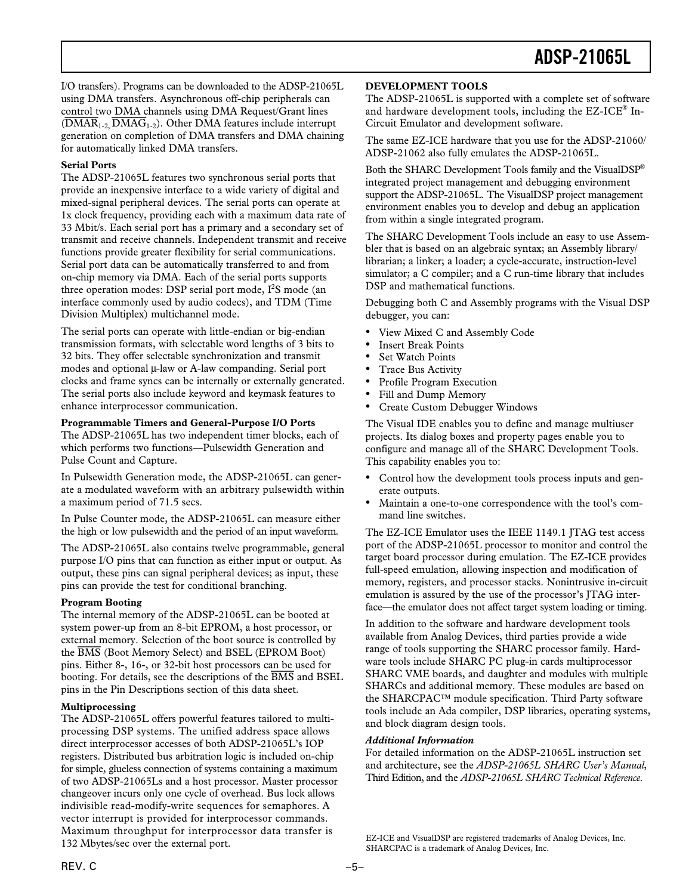I/O transfers). Programs can be downloaded to the ADSP-21065L using DMA transfers. Asynchronous off-chip peripherals can control two DMA channels using DMA Request/Grant lines ($\overline{DMAR}_{1-2}$, $\overline{DMAG}_{1-2}$). Other DMA features include interrupt generation on completion of DMA transfers and DMA chaining for automatically linked DMA transfers.

**Serial Ports**

The ADSP-21065L features two synchronous serial ports that provide an inexpensive interface to a wide variety of digital and mixed-signal peripheral devices. The serial ports can operate at 1x clock frequency, providing each with a maximum data rate of 33 Mbit/s. Each serial port has a primary and a secondary set of transmit and receive channels. Independent transmit and receive functions provide greater flexibility for serial communications. Serial port data can be automatically transferred to and from on-chip memory via DMA. Each of the serial ports supports three operation modes: DSP serial port mode, $I^2S$ mode (an interface commonly used by audio codecs), and TDM (Time Division Multiplex) multichannel mode.

The serial ports can operate with little-endian or big-endian transmission formats, with selectable word lengths of 3 bits to 32 bits. They offer selectable synchronization and transmit modes and optional μ-law or A-law companding. Serial port clocks and frame syncs can be internally or externally generated. The serial ports also include keyword and keymask features to enhance interprocessor communication.

**Programmable Timers and General-Purpose I/O Ports**

The ADSP-21065L has two independent timer blocks, each of which performs two functions—Pulsewidth Generation and Pulse Count and Capture.

In Pulsewidth Generation mode, the ADSP-21065L can generate a modulated waveform with an arbitrary pulsewidth within a maximum period of 71.5 secs.

In Pulse Counter mode, the ADSP-21065L can measure either the high or low pulsewidth and the period of an input waveform.

The ADSP-21065L also contains twelve programmable, general purpose I/O pins that can function as either input or output. As output, these pins can signal peripheral devices; as input, these pins can provide the test for conditional branching.

**Program Booting**

The internal memory of the ADSP-21065L can be booted at system power-up from an 8-bit EPROM, a host processor, or external memory. Selection of the boot source is controlled by the $\overline{BMS}$ (Boot Memory Select) and BSEL (EPROM Boot) pins. Either 8-, 16-, or 32-bit host processors can be used for booting. For details, see the descriptions of the $\overline{BMS}$ and BSEL pins in the Pin Descriptions section of this data sheet.

**Multiprocessing**

The ADSP-21065L offers powerful features tailored to multiprocessing DSP systems. The unified address space allows direct interprocessor accesses of both ADSP-21065L's IOP registers. Distributed bus arbitration logic is included on-chip for simple, glueless connection of systems containing a maximum of two ADSP-21065Ls and a host processor. Master processor changeover incurs only one cycle of overhead. Bus lock allows indivisible read-modify-write sequences for semaphores. A vector interrupt is provided for interprocessor commands. Maximum throughput for interprocessor data transfer is 132 Mbytes/sec over the external port.

## DEVELOPMENT TOOLS

The ADSP-21065L is supported with a complete set of software and hardware development tools, including the EZ-ICE® In-Circuit Emulator and development software.

The same EZ-ICE hardware that you use for the ADSP-21060/ADSP-21062 also fully emulates the ADSP-21065L.

Both the SHARC Development Tools family and the VisualDSP® integrated project management and debugging environment support the ADSP-21065L. The VisualDSP project management environment enables you to develop and debug an application from within a single integrated program.

The SHARC Development Tools include an easy to use Assembler that is based on an algebraic syntax; an Assembly library/librarian; a linker; a loader; a cycle-accurate, instruction-level simulator; a C compiler; and a C run-time library that includes DSP and mathematical functions.

Debugging both C and Assembly programs with the Visual DSP debugger, you can:

- View Mixed C and Assembly Code
- Insert Break Points
- Set Watch Points
- Trace Bus Activity
- Profile Program Execution
- Fill and Dump Memory
- Create Custom Debugger Windows

The Visual IDE enables you to define and manage multiuser projects. Its dialog boxes and property pages enable you to configure and manage all of the SHARC Development Tools. This capability enables you to:

- Control how the development tools process inputs and generate outputs.
- Maintain a one-to-one correspondence with the tool's command line switches.

The EZ-ICE Emulator uses the IEEE 1149.1 JTAG test access port of the ADSP-21065L processor to monitor and control the target board processor during emulation. The EZ-ICE provides full-speed emulation, allowing inspection and modification of memory, registers, and processor stacks. Nonintrusive in-circuit emulation is assured by the use of the processor's JTAG interface—the emulator does not affect target system loading or timing.

In addition to the software and hardware development tools available from Analog Devices, third parties provide a wide range of tools supporting the SHARC processor family. Hardware tools include SHARC PC plug-in cards multiprocessor SHARC VME boards, and daughter and modules with multiple SHARCs and additional memory. These modules are based on the SHARCPAC™ module specification. Third Party software tools include an Ada compiler, DSP libraries, operating systems, and block diagram design tools.

***Additional Information***

For detailed information on the ADSP-21065L instruction set and architecture, see the *ADSP-21065L SHARC User's Manual*, Third Edition, and the *ADSP-21065L SHARC Technical Reference*.

EZ-ICE and VisualDSP are registered trademarks of Analog Devices, Inc.
SHARCPAC is a trademark of Analog Devices, Inc.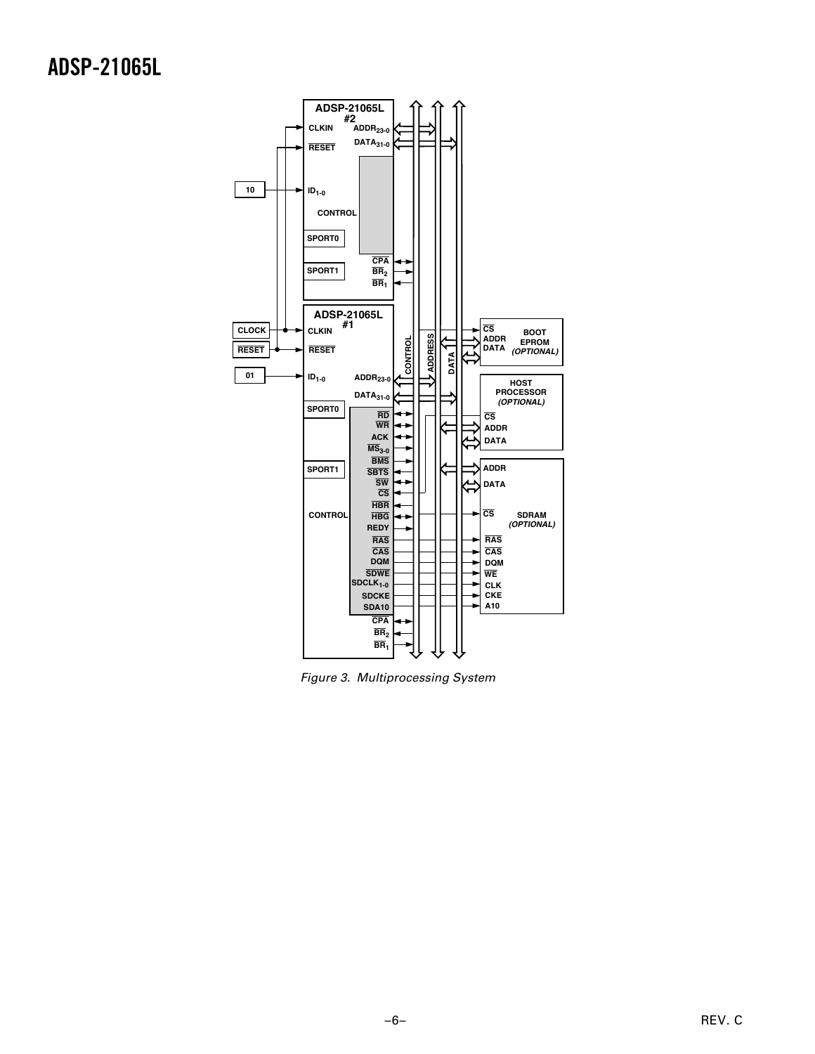Figure 3. Multiprocessing System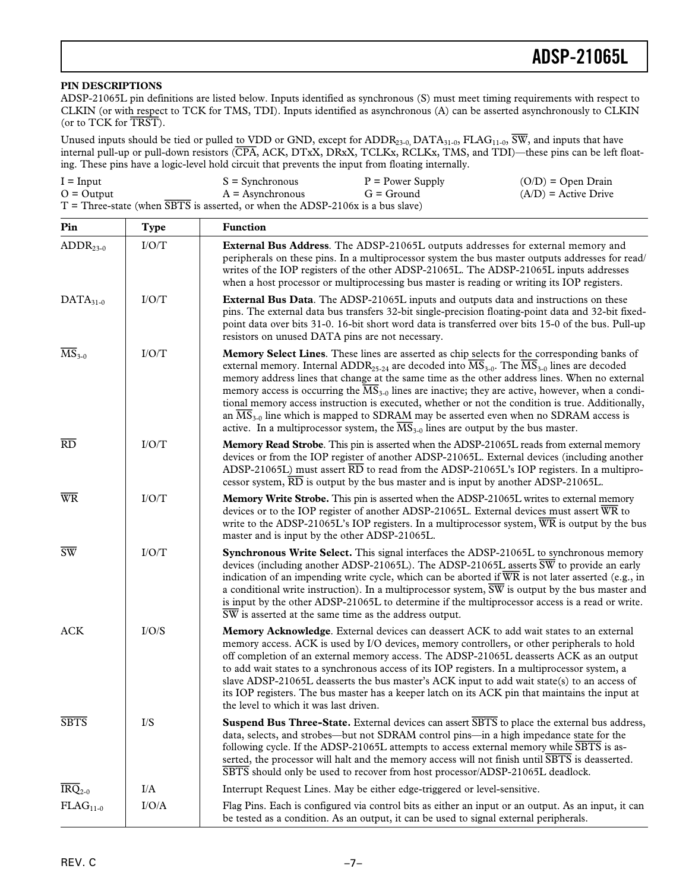## PIN DESCRIPTIONS

ADSP-21065L pin definitions are listed below. Inputs identified as synchronous (S) must meet timing requirements with respect to CLKIN (or with respect to TCK for TMS, TDI). Inputs identified as asynchronous (A) can be asserted asynchronously to CLKIN (or to TCK for $\overline{TRST}$).

Unused inputs should be tied or pulled to VDD or GND, except for $ADDR_{23-0}$, $DATA_{31-0}$, $FLAG_{11-0}$, $\overline{SW}$, and inputs that have internal pull-up or pull-down resistors ($\overline{CPA}$, ACK, DTxX, DRxX, TCLKx, RCLKx, TMS, and TDI)—these pins can be left floating. These pins have a logic-level hold circuit that prevents the input from floating internally.

I = Input
S = Synchronous
P = Power Supply
(O/D) = Open Drain
O = Output
A = Asynchronous
G = Ground
(A/D) = Active Drive
T = Three-state (when $\overline{SBTS}$ is asserted, or when the ADSP-2106x is a bus slave)

| Pin | Type | Function |
|---|---|---|
| $ADDR_{23-0}$ | I/O/T | **External Bus Address**. The ADSP-21065L outputs addresses for external memory and peripherals on these pins. In a multiprocessor system the bus master outputs addresses for read/writes of the IOP registers of the other ADSP-21065L. The ADSP-21065L inputs addresses when a host processor or multiprocessing bus master is reading or writing its IOP registers. |
| $DATA_{31-0}$ | I/O/T | **External Bus Data**. The ADSP-21065L inputs and outputs data and instructions on these pins. The external data bus transfers 32-bit single-precision floating-point data and 32-bit fixed-point data over bits 31-0. 16-bit short word data is transferred over bits 15-0 of the bus. Pull-up resistors on unused DATA pins are not necessary. |
| $\overline{MS}_{3-0}$ | I/O/T | **Memory Select Lines**. These lines are asserted as chip selects for the corresponding banks of external memory. Internal $ADDR_{25-24}$ are decoded into $\overline{MS}_{3-0}$. The $\overline{MS}_{3-0}$ lines are decoded memory address lines that change at the same time as the other address lines. When no external memory access is occurring the $\overline{MS}_{3-0}$ lines are inactive; they are active, however, when a conditional memory access instruction is executed, whether or not the condition is true. Additionally, an $\overline{MS}_{3-0}$ line which is mapped to SDRAM may be asserted even when no SDRAM access is active. In a multiprocessor system, the $\overline{MS}_{3-0}$ lines are output by the bus master. |
| $\overline{RD}$ | I/O/T | **Memory Read Strobe**. This pin is asserted when the ADSP-21065L reads from external memory devices or from the IOP register of another ADSP-21065L. External devices (including another ADSP-21065L) must assert $\overline{RD}$ to read from the ADSP-21065L's IOP registers. In a multiprocessor system, $\overline{RD}$ is output by the bus master and is input by another ADSP-21065L. |
| $\overline{WR}$ | I/O/T | **Memory Write Strobe.** This pin is asserted when the ADSP-21065L writes to external memory devices or to the IOP register of another ADSP-21065L. External devices must assert $\overline{WR}$ to write to the ADSP-21065L's IOP registers. In a multiprocessor system, $\overline{WR}$ is output by the bus master and is input by the other ADSP-21065L. |
| $\overline{SW}$ | I/O/T | **Synchronous Write Select.** This signal interfaces the ADSP-21065L to synchronous memory devices (including another ADSP-21065L). The ADSP-21065L asserts $\overline{SW}$ to provide an early indication of an impending write cycle, which can be aborted if $\overline{WR}$ is not later asserted (e.g., in a conditional write instruction). In a multiprocessor system, $\overline{SW}$ is output by the bus master and is input by the other ADSP-21065L to determine if the multiprocessor access is a read or write. $\overline{SW}$ is asserted at the same time as the address output. |
| ACK | I/O/S | **Memory Acknowledge**. External devices can deassert ACK to add wait states to an external memory access. ACK is used by I/O devices, memory controllers, or other peripherals to hold off completion of an external memory access. The ADSP-21065L deasserts ACK as an output to add wait states to a synchronous access of its IOP registers. In a multiprocessor system, a slave ADSP-21065L deasserts the bus master's ACK input to add wait state(s) to an access of its IOP registers. The bus master has a keeper latch on its ACK pin that maintains the input at the level to which it was last driven. |
| $\overline{SBTS}$ | I/S | **Suspend Bus Three-State.** External devices can assert $\overline{SBTS}$ to place the external bus address, data, selects, and strobes—but not SDRAM control pins—in a high impedance state for the following cycle. If the ADSP-21065L attempts to access external memory while $\overline{SBTS}$ is asserted, the processor will halt and the memory access will not finish until $\overline{SBTS}$ is deasserted. $\overline{SBTS}$ should only be used to recover from host processor/ADSP-21065L deadlock. |
| $\overline{IRQ}_{2-0}$ | I/A | Interrupt Request Lines. May be either edge-triggered or level-sensitive. |
| $FLAG_{11-0}$ | I/O/A | Flag Pins. Each is configured via control bits as either an input or an output. As an input, it can be tested as a condition. As an output, it can be used to signal external peripherals. |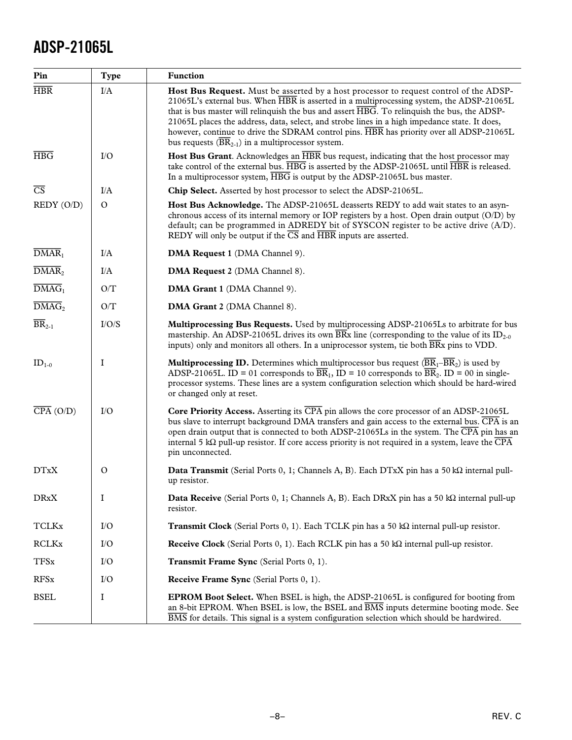| Pin | Type | Function |
|---|---|---|
| $\overline{HBR}$ | I/A | **Host Bus Request.** Must be asserted by a host processor to request control of the ADSP-21065L's external bus. When $\overline{HBR}$ is asserted in a multiprocessing system, the ADSP-21065L that is bus master will relinquish the bus and assert $\overline{HBG}$. To relinquish the bus, the ADSP-21065L places the address, data, select, and strobe lines in a high impedance state. It does, however, continue to drive the SDRAM control pins. $\overline{HBR}$ has priority over all ADSP-21065L bus requests ($\overline{BR}_{2-1}$) in a multiprocessor system. |
| $\overline{HBG}$ | I/O | **Host Bus Grant**. Acknowledges an $\overline{HBR}$ bus request, indicating that the host processor may take control of the external bus. $\overline{HBG}$ is asserted by the ADSP-21065L until $\overline{HBR}$ is released. In a multiprocessor system, $\overline{HBG}$ is output by the ADSP-21065L bus master. |
| $\overline{CS}$ | I/A | **Chip Select.** Asserted by host processor to select the ADSP-21065L. |
| REDY (O/D) | O | **Host Bus Acknowledge.** The ADSP-21065L deasserts REDY to add wait states to an asynchronous access of its internal memory or IOP registers by a host. Open drain output (O/D) by default; can be programmed in ADREDY bit of SYSCON register to be active drive (A/D). REDY will only be output if the $\overline{CS}$ and $\overline{HBR}$ inputs are asserted. |
| $\overline{DMAR}_1$ | I/A | **DMA Request 1** (DMA Channel 9). |
| $\overline{DMAR}_2$ | I/A | **DMA Request 2** (DMA Channel 8). |
| $\overline{DMAG}_1$ | O/T | **DMA Grant 1** (DMA Channel 9). |
| $\overline{DMAG}_2$ | O/T | **DMA Grant 2** (DMA Channel 8). |
| $\overline{BR}_{2-1}$ | I/O/S | **Multiprocessing Bus Requests.** Used by multiprocessing ADSP-21065Ls to arbitrate for bus mastership. An ADSP-21065L drives its own $\overline{BR}$x line (corresponding to the value of its $ID_{2-0}$ inputs) only and monitors all others. In a uniprocessor system, tie both $\overline{BR}$x pins to VDD. |
| $ID_{1-0}$ | I | **Multiprocessing ID.** Determines which multiprocessor bus request ($\overline{BR}_1$–$\overline{BR}_2$) is used by ADSP-21065L. ID = 01 corresponds to $\overline{BR}_1$, ID = 10 corresponds to $\overline{BR}_2$. ID = 00 in single-processor systems. These lines are a system configuration selection which should be hard-wired or changed only at reset. |
| $\overline{CPA}$ (O/D) | I/O | **Core Priority Access.** Asserting its $\overline{CPA}$ pin allows the core processor of an ADSP-21065L bus slave to interrupt background DMA transfers and gain access to the external bus. $\overline{CPA}$ is an open drain output that is connected to both ADSP-21065Ls in the system. The $\overline{CPA}$ pin has an internal 5 kΩ pull-up resistor. If core access priority is not required in a system, leave the $\overline{CPA}$ pin unconnected. |
| DTxX | O | **Data Transmit** (Serial Ports 0, 1; Channels A, B). Each DTxX pin has a 50 kΩ internal pull-up resistor. |
| DRxX | I | **Data Receive** (Serial Ports 0, 1; Channels A, B). Each DRxX pin has a 50 kΩ internal pull-up resistor. |
| TCLKx | I/O | **Transmit Clock** (Serial Ports 0, 1). Each TCLK pin has a 50 kΩ internal pull-up resistor. |
| RCLKx | I/O | **Receive Clock** (Serial Ports 0, 1). Each RCLK pin has a 50 kΩ internal pull-up resistor. |
| TFSx | I/O | **Transmit Frame Sync** (Serial Ports 0, 1). |
| RFSx | I/O | **Receive Frame Sync** (Serial Ports 0, 1). |
| BSEL | I | **EPROM Boot Select.** When BSEL is high, the ADSP-21065L is configured for booting from an 8-bit EPROM. When BSEL is low, the BSEL and $\overline{BMS}$ inputs determine booting mode. See $\overline{BMS}$ for details. This signal is a system configuration selection which should be hardwired. |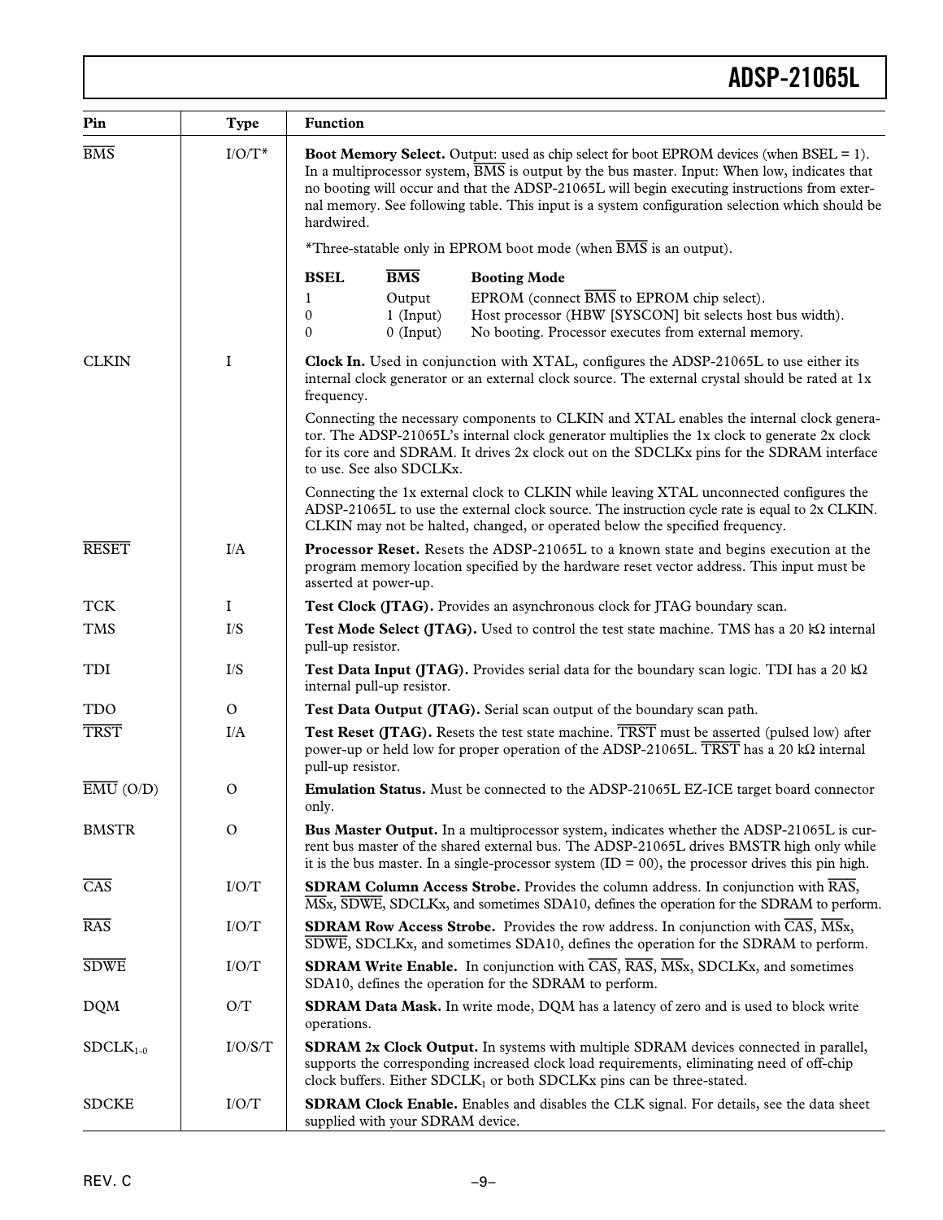| Pin | Type | Function |
|---|---|---|
| $\overline{BMS}$ | I/O/T* | **Boot Memory Select.** Output: used as chip select for boot EPROM devices (when BSEL = 1). In a multiprocessor system, $\overline{BMS}$ is output by the bus master. Input: When low, indicates that no booting will occur and that the ADSP-21065L will begin executing instructions from external memory. See following table. This input is a system configuration selection which should be hardwired.<br><br>*Three-statable only in EPROM boot mode (when $\overline{BMS}$ is an output).<br><br>**BSEL** / **$\overline{BMS}$** / **Booting Mode**<br>1 / Output / EPROM (connect $\overline{BMS}$ to EPROM chip select).<br>0 / 1 (Input) / Host processor (HBW [SYSCON] bit selects host bus width).<br>0 / 0 (Input) / No booting. Processor executes from external memory. |
| CLKIN | I | **Clock In.** Used in conjunction with XTAL, configures the ADSP-21065L to use either its internal clock generator or an external clock source. The external crystal should be rated at 1x frequency.<br><br>Connecting the necessary components to CLKIN and XTAL enables the internal clock generator. The ADSP-21065L's internal clock generator multiplies the 1x clock to generate 2x clock for its core and SDRAM. It drives 2x clock out on the SDCLKx pins for the SDRAM interface to use. See also SDCLKx.<br><br>Connecting the 1x external clock to CLKIN while leaving XTAL unconnected configures the ADSP-21065L to use the external clock source. The instruction cycle rate is equal to 2x CLKIN. CLKIN may not be halted, changed, or operated below the specified frequency. |
| $\overline{RESET}$ | I/A | **Processor Reset.** Resets the ADSP-21065L to a known state and begins execution at the program memory location specified by the hardware reset vector address. This input must be asserted at power-up. |
| TCK | I | **Test Clock (JTAG).** Provides an asynchronous clock for JTAG boundary scan. |
| TMS | I/S | **Test Mode Select (JTAG).** Used to control the test state machine. TMS has a 20 kΩ internal pull-up resistor. |
| TDI | I/S | **Test Data Input (JTAG).** Provides serial data for the boundary scan logic. TDI has a 20 kΩ internal pull-up resistor. |
| TDO | O | **Test Data Output (JTAG).** Serial scan output of the boundary scan path. |
| $\overline{TRST}$ | I/A | **Test Reset (JTAG).** Resets the test state machine. $\overline{TRST}$ must be asserted (pulsed low) after power-up or held low for proper operation of the ADSP-21065L. $\overline{TRST}$ has a 20 kΩ internal pull-up resistor. |
| $\overline{EMU}$ (O/D) | O | **Emulation Status.** Must be connected to the ADSP-21065L EZ-ICE target board connector only. |
| BMSTR | O | **Bus Master Output.** In a multiprocessor system, indicates whether the ADSP-21065L is current bus master of the shared external bus. The ADSP-21065L drives BMSTR high only while it is the bus master. In a single-processor system (ID = 00), the processor drives this pin high. |
| $\overline{CAS}$ | I/O/T | **SDRAM Column Access Strobe.** Provides the column address. In conjunction with $\overline{RAS}$, $\overline{MS}$x, $\overline{SDWE}$, SDCLKx, and sometimes SDA10, defines the operation for the SDRAM to perform. |
| $\overline{RAS}$ | I/O/T | **SDRAM Row Access Strobe.** Provides the row address. In conjunction with $\overline{CAS}$, $\overline{MS}$x, $\overline{SDWE}$, SDCLKx, and sometimes SDA10, defines the operation for the SDRAM to perform. |
| $\overline{SDWE}$ | I/O/T | **SDRAM Write Enable.** In conjunction with $\overline{CAS}$, $\overline{RAS}$, $\overline{MS}$x, SDCLKx, and sometimes SDA10, defines the operation for the SDRAM to perform. |
| DQM | O/T | **SDRAM Data Mask.** In write mode, DQM has a latency of zero and is used to block write operations. |
| $SDCLK_{1-0}$ | I/O/S/T | **SDRAM 2x Clock Output.** In systems with multiple SDRAM devices connected in parallel, supports the corresponding increased clock load requirements, eliminating need of off-chip clock buffers. Either $SDCLK_1$ or both SDCLKx pins can be three-stated. |
| SDCKE | I/O/T | **SDRAM Clock Enable.** Enables and disables the CLK signal. For details, see the data sheet supplied with your SDRAM device. |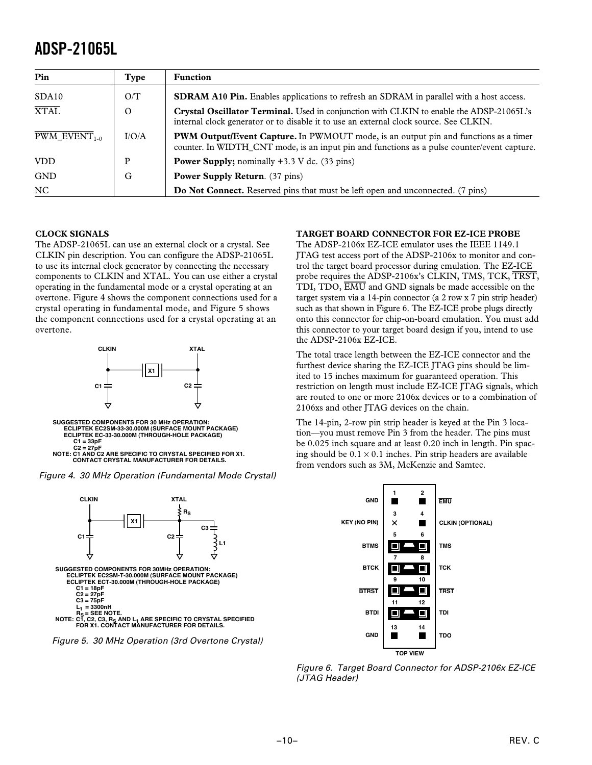| Pin | Type | Function |
|---|---|---|
| SDA10 | O/T | **SDRAM A10 Pin.** Enables applications to refresh an SDRAM in parallel with a host access. |
| $\overline{\text{XTAL}}$ | O | **Crystal Oscillator Terminal.** Used in conjunction with CLKIN to enable the ADSP-21065L's internal clock generator or to disable it to use an external clock source. See CLKIN. |
| $\overline{\text{PWM\_EVENT}}_{1-0}$ | I/O/A | **PWM Output/Event Capture.** In PWMOUT mode, is an output pin and functions as a timer counter. In WIDTH_CNT mode, is an input pin and functions as a pulse counter/event capture. |
| VDD | P | **Power Supply;** nominally +3.3 V dc. (33 pins) |
| GND | G | **Power Supply Return**. (37 pins) |
| NC | | **Do Not Connect.** Reserved pins that must be left open and unconnected. (7 pins) |

### CLOCK SIGNALS

The ADSP-21065L can use an external clock or a crystal. See CLKIN pin description. You can configure the ADSP-21065L to use its internal clock generator by connecting the necessary components to CLKIN and XTAL. You can use either a crystal operating in the fundamental mode or a crystal operating at an overtone. Figure 4 shows the component connections used for a crystal operating in fundamental mode, and Figure 5 shows the component connections used for a crystal operating at an overtone.

CLKIN XTAL X1 C1 C2

SUGGESTED COMPONENTS FOR 30 MHz OPERATION:
ECLIPTEK EC2SM-33-30.000M (SURFACE MOUNT PACKAGE)
ECLIPTEK EC-33-30.000M (THROUGH-HOLE PACKAGE)
C1 = 33pF
C2 = 27pF
NOTE: C1 AND C2 ARE SPECIFIC TO CRYSTAL SPECIFIED FOR X1. CONTACT CRYSTAL MANUFACTURER FOR DETAILS.

*Figure 4. 30 MHz Operation (Fundamental Mode Crystal)*

CLKIN XTAL $R_S$ X1 C3 C1 C2 L1

SUGGESTED COMPONENTS FOR 30MHz OPERATION:
ECLIPTEK EC2SM-T-30.000M (SURFACE MOUNT PACKAGE)
ECLIPTEK ECT-30.000M (THROUGH-HOLE PACKAGE)
C1 = 18pF
C2 = 27pF
C3 = 75pF
$L_1$ = 3300nH
$R_S$ = SEE NOTE.
NOTE: C1, C2, C3, $R_S$ AND $L_1$ ARE SPECIFIC TO CRYSTAL SPECIFIED FOR X1. CONTACT MANUFACTURER FOR DETAILS.

*Figure 5. 30 MHz Operation (3rd Overtone Crystal)*

### TARGET BOARD CONNECTOR FOR EZ-ICE PROBE

The ADSP-2106x EZ-ICE emulator uses the IEEE 1149.1 JTAG test access port of the ADSP-2106x to monitor and control the target board processor during emulation. The EZ-ICE probe requires the ADSP-2106x's CLKIN, TMS, TCK, $\overline{\text{TRST}}$, TDI, TDO, $\overline{\text{EMU}}$ and GND signals be made accessible on the target system via a 14-pin connector (a 2 row x 7 pin strip header) such as that shown in Figure 6. The EZ-ICE probe plugs directly onto this connector for chip-on-board emulation. You must add this connector to your target board design if you, intend to use the ADSP-2106x EZ-ICE.

The total trace length between the EZ-ICE connector and the furthest device sharing the EZ-ICE JTAG pins should be limited to 15 inches maximum for guaranteed operation. This restriction on length must include EZ-ICE JTAG signals, which are routed to one or more 2106x devices or to a combination of 2106xs and other JTAG devices on the chain.

The 14-pin, 2-row pin strip header is keyed at the Pin 3 location—you must remove Pin 3 from the header. The pins must be 0.025 inch square and at least 0.20 inch in length. Pin spacing should be 0.1 × 0.1 inches. Pin strip headers are available from vendors such as 3M, McKenzie and Samtec.

| Signal | Pin | Pin | Signal |
|---|---|---|---|
| GND | 1 | 2 | $\overline{\text{EMU}}$ |
| KEY (NO PIN) | 3 | 4 | CLKIN (OPTIONAL) |
| BTMS | 5 | 6 | TMS |
| BTCK | 7 | 8 | TCK |
| $\overline{\text{BTRST}}$ | 9 | 10 | $\overline{\text{TRST}}$ |
| BTDI | 11 | 12 | TDI |
| GND | 13 | 14 | TDO |

TOP VIEW

*Figure 6. Target Board Connector for ADSP-2106x EZ-ICE (JTAG Header)*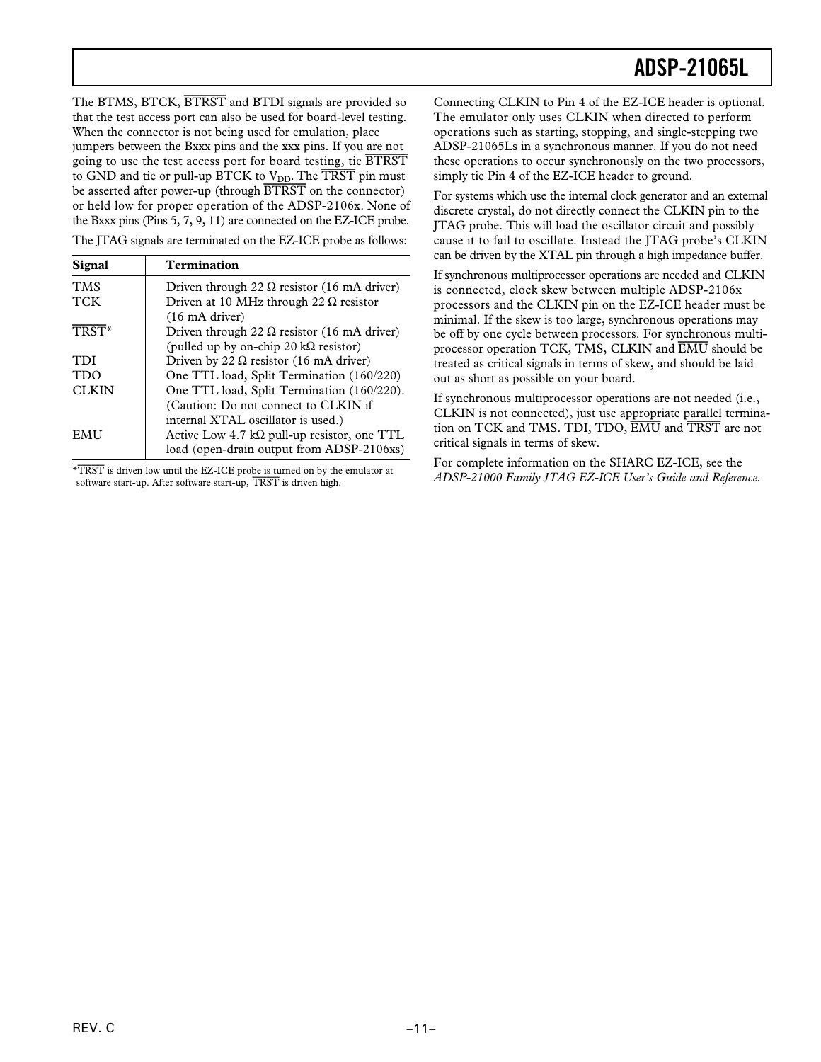The BTMS, BTCK, $\overline{BTRST}$ and BTDI signals are provided so that the test access port can also be used for board-level testing. When the connector is not being used for emulation, place jumpers between the Bxxx pins and the xxx pins. If you are not going to use the test access port for board testing, tie $\overline{BTRST}$ to GND and tie or pull-up BTCK to $V_{DD}$. The $\overline{TRST}$ pin must be asserted after power-up (through $\overline{BTRST}$ on the connector) or held low for proper operation of the ADSP-2106x. None of the Bxxx pins (Pins 5, 7, 9, 11) are connected on the EZ-ICE probe.

The JTAG signals are terminated on the EZ-ICE probe as follows:

| Signal | Termination |
|---|---|
| TMS | Driven through 22 Ω resistor (16 mA driver) |
| TCK | Driven at 10 MHz through 22 Ω resistor (16 mA driver) |
| $\overline{TRST}$* | Driven through 22 Ω resistor (16 mA driver) (pulled up by on-chip 20 kΩ resistor) |
| TDI | Driven by 22 Ω resistor (16 mA driver) |
| TDO | One TTL load, Split Termination (160/220) |
| CLKIN | One TTL load, Split Termination (160/220). (Caution: Do not connect to CLKIN if internal XTAL oscillator is used.) |
| EMU | Active Low 4.7 kΩ pull-up resistor, one TTL load (open-drain output from ADSP-2106xs) |

*$\overline{TRST}$ is driven low until the EZ-ICE probe is turned on by the emulator at software start-up. After software start-up, $\overline{TRST}$ is driven high.

Connecting CLKIN to Pin 4 of the EZ-ICE header is optional. The emulator only uses CLKIN when directed to perform operations such as starting, stopping, and single-stepping two ADSP-21065Ls in a synchronous manner. If you do not need these operations to occur synchronously on the two processors, simply tie Pin 4 of the EZ-ICE header to ground.

For systems which use the internal clock generator and an external discrete crystal, do not directly connect the CLKIN pin to the JTAG probe. This will load the oscillator circuit and possibly cause it to fail to oscillate. Instead the JTAG probe's CLKIN can be driven by the XTAL pin through a high impedance buffer.

If synchronous multiprocessor operations are needed and CLKIN is connected, clock skew between multiple ADSP-2106x processors and the CLKIN pin on the EZ-ICE header must be minimal. If the skew is too large, synchronous operations may be off by one cycle between processors. For synchronous multiprocessor operation TCK, TMS, CLKIN and $\overline{EMU}$ should be treated as critical signals in terms of skew, and should be laid out as short as possible on your board.

If synchronous multiprocessor operations are not needed (i.e., CLKIN is not connected), just use appropriate parallel termination on TCK and TMS. TDI, TDO, $\overline{EMU}$ and $\overline{TRST}$ are not critical signals in terms of skew.

For complete information on the SHARC EZ-ICE, see the *ADSP-21000 Family JTAG EZ-ICE User's Guide and Reference.*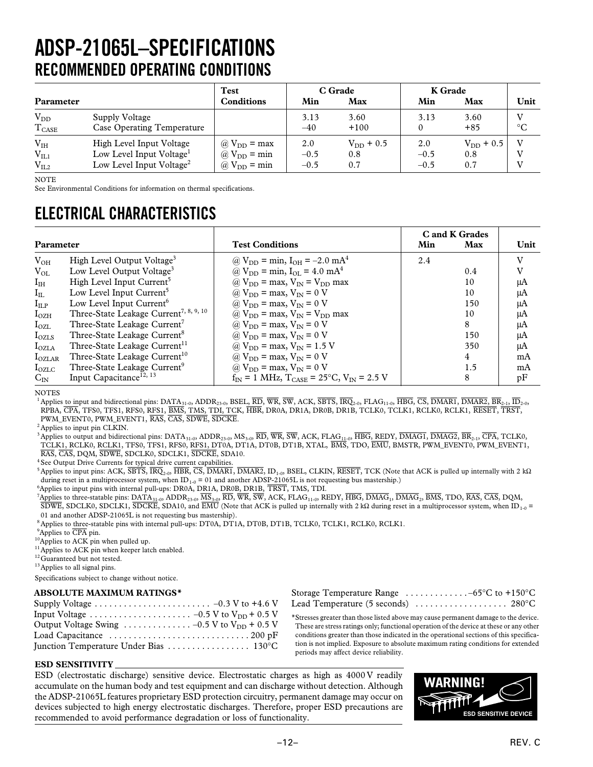# ADSP-21065L–SPECIFICATIONS

## RECOMMENDED OPERATING CONDITIONS

| Parameter | | Test Conditions | C Grade Min | C Grade Max | K Grade Min | K Grade Max | Unit |
|---|---|---|---|---|---|---|---|
| $V_{DD}$ | Supply Voltage | | 3.13 | 3.60 | 3.13 | 3.60 | V |
| $T_{CASE}$ | Case Operating Temperature | | –40 | +100 | 0 | +85 | °C |
| $V_{IH}$ | High Level Input Voltage | @ $V_{DD}$ = max | 2.0 | $V_{DD}$ + 0.5 | 2.0 | $V_{DD}$ + 0.5 | V |
| $V_{IL1}$ | Low Level Input Voltage[1] | @ $V_{DD}$ = min | –0.5 | 0.8 | –0.5 | 0.8 | V |
| $V_{IL2}$ | Low Level Input Voltage[2] | @ $V_{DD}$ = min | –0.5 | 0.7 | –0.5 | 0.7 | V |

NOTE
See Environmental Conditions for information on thermal specifications.

## ELECTRICAL CHARACTERISTICS

| Parameter | | Test Conditions | C and K Grades Min | C and K Grades Max | Unit |
|---|---|---|---|---|---|
| $V_{OH}$ | High Level Output Voltage[3] | @ $V_{DD}$ = min, $I_{OH}$ = –2.0 mA[4] | 2.4 | | V |
| $V_{OL}$ | Low Level Output Voltage[3] | @ $V_{DD}$ = min, $I_{OL}$ = 4.0 mA[4] | | 0.4 | V |
| $I_{IH}$ | High Level Input Current[5] | @ $V_{DD}$ = max, $V_{IN}$ = $V_{DD}$ max | | 10 | μA |
| $I_{IL}$ | Low Level Input Current[5] | @ $V_{DD}$ = max, $V_{IN}$ = 0 V | | 10 | μA |
| $I_{ILP}$ | Low Level Input Current[6] | @ $V_{DD}$ = max, $V_{IN}$ = 0 V | | 150 | μA |
| $I_{OZH}$ | Three-State Leakage Current[7, 8, 9, 10] | @ $V_{DD}$ = max, $V_{IN}$ = $V_{DD}$ max | | 10 | μA |
| $I_{OZL}$ | Three-State Leakage Current[7] | @ $V_{DD}$ = max, $V_{IN}$ = 0 V | | 8 | μA |
| $I_{OZLS}$ | Three-State Leakage Current[8] | @ $V_{DD}$ = max, $V_{IN}$ = 0 V | | 150 | μA |
| $I_{OZLA}$ | Three-State Leakage Current[11] | @ $V_{DD}$ = max, $V_{IN}$ = 1.5 V | | 350 | μA |
| $I_{OZLAR}$ | Three-State Leakage Current[10] | @ $V_{DD}$ = max, $V_{IN}$ = 0 V | | 4 | mA |
| $I_{OZLC}$ | Three-State Leakage Current[9] | @ $V_{DD}$ = max, $V_{IN}$ = 0 V | | 1.5 | mA |
| $C_{IN}$ | Input Capacitance[12, 13] | $f_{IN}$ = 1 MHz, $T_{CASE}$ = 25°C, $V_{IN}$ = 2.5 V | | 8 | pF |

NOTES

[1] Applies to input and bidirectional pins: $DATA_{31-0}$, $ADDR_{23-0}$, BSEL, RD, WR, SW, ACK, SBTS, $IRQ_{2-0}$, $FLAG_{11-0}$, HBG, CS, DMAR1, DMAR2, $BR_{2-1}$, $ID_{2-0}$, RPBA, CPA, TFS0, TFS1, RFS0, RFS1, BMS, TMS, TDI, TCK, HBR, DR0A, DR1A, DR0B, DR1B, TCLK0, TCLK1, RCLK0, RCLK1, RESET, TRST, PWM_EVENT0, PWM_EVENT1, RAS, CAS, SDWE, SDCKE.

[2] Applies to input pin CLKIN.

[3] Applies to output and bidirectional pins: $DATA_{31-0}$, $ADDR_{23-0}$, $MS_{3-0}$, RD, WR, SW, ACK, $FLAG_{11-0}$, HBG, REDY, DMAG1, DMAG2, $BR_{2-1}$, CPA, TCLK0, TCLK1, RCLK0, RCLK1, TFS0, TFS1, RFS0, RFS1, DT0A, DT1A, DT0B, DT1B, XTAL, BMS, TDO, EMU, BMSTR, PWM_EVENT0, PWM_EVENT1, RAS, CAS, DQM, SDWE, SDCLK0, SDCLK1, SDCKE, SDA10.

[4] See Output Drive Currents for typical drive current capabilities.

[5] Applies to input pins: ACK, SBTS, $IRQ_{2-0}$, HBR, CS, DMAR1, DMAR2, $ID_{1-0}$, BSEL, CLKIN, RESET, TCK (Note that ACK is pulled up internally with 2 kΩ during reset in a multiprocessor system, when $ID_{1-0}$ = 01 and another ADSP-21065L is not requesting bus mastership.)

[6] Applies to input pins with internal pull-ups: DR0A, DR1A, DR0B, DR1B, TRST, TMS, TDI.

[7] Applies to three-statable pins: $DATA_{31-0}$, $ADDR_{23-0}$, $MS_{3-0}$, RD, WR, SW, ACK, $FLAG_{11-0}$, REDY, HBG, $DMAG_1$, $DMAG_2$, BMS, TDO, RAS, CAS, DQM, SDWE, SDCLK0, SDCLK1, SDCKE, SDA10, and EMU (Note that ACK is pulled up internally with 2 kΩ during reset in a multiprocessor system, when $ID_{1-0}$ = 01 and another ADSP-21065L is not requesting bus mastership).

[8] Applies to three-statable pins with internal pull-ups: DT0A, DT1A, DT0B, DT1B, TCLK0, TCLK1, RCLK0, RCLK1.

[9] Applies to CPA pin.

[10] Applies to ACK pin when pulled up.

[11] Applies to ACK pin when keeper latch enabled.

[12] Guaranteed but not tested.

[13] Applies to all signal pins.

Specifications subject to change without notice.

### ABSOLUTE MAXIMUM RATINGS*

Supply Voltage . . . . . . . . . . . . . . . . . . . . . . . . –0.3 V to +4.6 V
Input Voltage . . . . . . . . . . . . . . . . . . . . . –0.5 V to $V_{DD}$ + 0.5 V
Output Voltage Swing . . . . . . . . . . . . . –0.5 V to $V_{DD}$ + 0.5 V
Load Capacitance . . . . . . . . . . . . . . . . . . . . . . . . . . . . 200 pF
Junction Temperature Under Bias . . . . . . . . . . . . . . . . . 130°C
Storage Temperature Range . . . . . . . . . . . . –65°C to +150°C
Lead Temperature (5 seconds) . . . . . . . . . . . . . . . . . . 280°C

*Stresses greater than those listed above may cause permanent damage to the device. These are stress ratings only; functional operation of the device at these or any other conditions greater than those indicated in the operational sections of this specification is not implied. Exposure to absolute maximum rating conditions for extended periods may affect device reliability.

### ESD SENSITIVITY

ESD (electrostatic discharge) sensitive device. Electrostatic charges as high as 4000 V readily accumulate on the human body and test equipment and can discharge without detection. Although the ADSP-21065L features proprietary ESD protection circuitry, permanent damage may occur on devices subjected to high energy electrostatic discharges. Therefore, proper ESD precautions are recommended to avoid performance degradation or loss of functionality.

WARNING!
ESD SENSITIVE DEVICE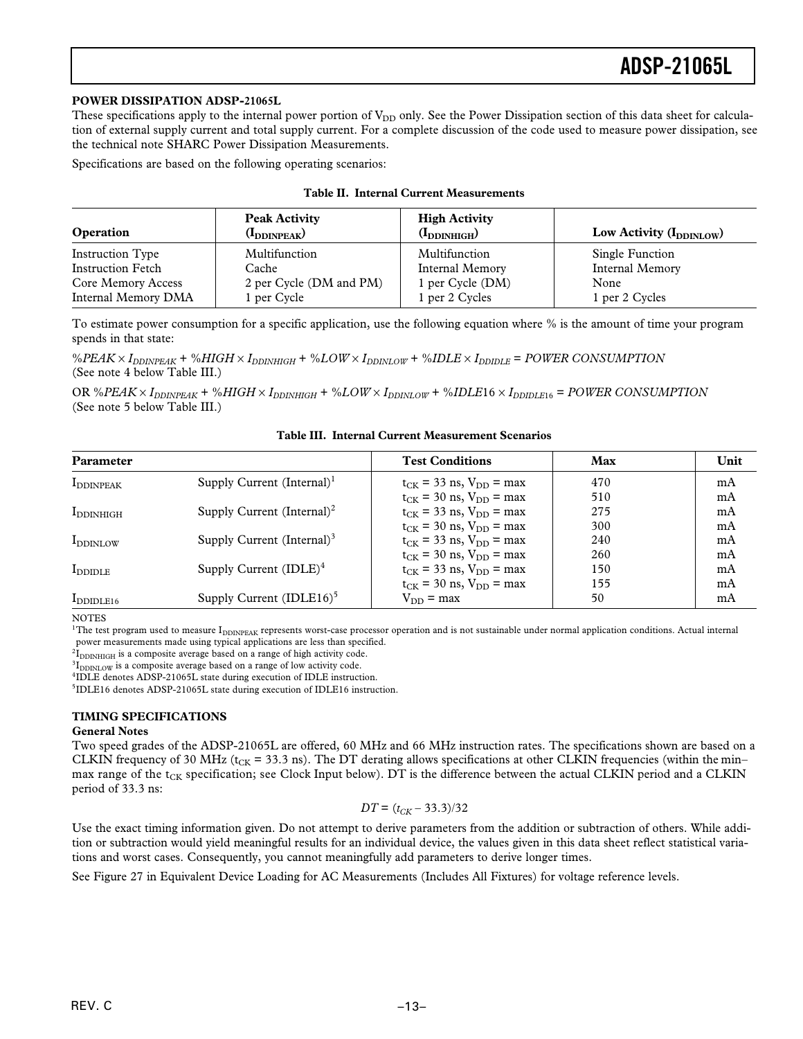## POWER DISSIPATION ADSP-21065L

These specifications apply to the internal power portion of $V_{DD}$ only. See the Power Dissipation section of this data sheet for calculation of external supply current and total supply current. For a complete discussion of the code used to measure power dissipation, see the technical note SHARC Power Dissipation Measurements.

Specifications are based on the following operating scenarios:

**Table II. Internal Current Measurements**

| Operation | Peak Activity ($I_{DDINPEAK}$) | High Activity ($I_{DDINHIGH}$) | Low Activity ($I_{DDINLOW}$) |
|---|---|---|---|
| Instruction Type | Multifunction | Multifunction | Single Function |
| Instruction Fetch | Cache | Internal Memory | Internal Memory |
| Core Memory Access | 2 per Cycle (DM and PM) | 1 per Cycle (DM) | None |
| Internal Memory DMA | 1 per Cycle | 1 per 2 Cycles | 1 per 2 Cycles |

To estimate power consumption for a specific application, use the following equation where % is the amount of time your program spends in that state:

$\%PEAK \times I_{DDINPEAK} + \%HIGH \times I_{DDINHIGH} + \%LOW \times I_{DDINLOW} + \%IDLE \times I_{DDIDLE} = POWER\ CONSUMPTION$
(See note 4 below Table III.)

OR $\%PEAK \times I_{DDINPEAK} + \%HIGH \times I_{DDINHIGH} + \%LOW \times I_{DDINLOW} + \%IDLE16 \times I_{DDIDLE16} = POWER\ CONSUMPTION$
(See note 5 below Table III.)

**Table III. Internal Current Measurement Scenarios**

| Parameter | | Test Conditions | Max | Unit |
|---|---|---|---|---|
| $I_{DDINPEAK}$ | Supply Current (Internal)[1] | $t_{CK}$ = 33 ns, $V_{DD}$ = max | 470 | mA |
| | | $t_{CK}$ = 30 ns, $V_{DD}$ = max | 510 | mA |
| $I_{DDINHIGH}$ | Supply Current (Internal)[2] | $t_{CK}$ = 33 ns, $V_{DD}$ = max | 275 | mA |
| | | $t_{CK}$ = 30 ns, $V_{DD}$ = max | 300 | mA |
| $I_{DDINLOW}$ | Supply Current (Internal)[3] | $t_{CK}$ = 33 ns, $V_{DD}$ = max | 240 | mA |
| | | $t_{CK}$ = 30 ns, $V_{DD}$ = max | 260 | mA |
| $I_{DDIDLE}$ | Supply Current (IDLE)[4] | $t_{CK}$ = 33 ns, $V_{DD}$ = max | 150 | mA |
| | | $t_{CK}$ = 30 ns, $V_{DD}$ = max | 155 | mA |
| $I_{DDIDLE16}$ | Supply Current (IDLE16)[5] | $V_{DD}$ = max | 50 | mA |

NOTES

[1]The test program used to measure $I_{DDINPEAK}$ represents worst-case processor operation and is not sustainable under normal application conditions. Actual internal power measurements made using typical applications are less than specified.

[2]$I_{DDINHIGH}$ is a composite average based on a range of high activity code.

[3]$I_{DDINLOW}$ is a composite average based on a range of low activity code.

[4]IDLE denotes ADSP-21065L state during execution of IDLE instruction.

[5]IDLE16 denotes ADSP-21065L state during execution of IDLE16 instruction.

## TIMING SPECIFICATIONS

### General Notes

Two speed grades of the ADSP-21065L are offered, 60 MHz and 66 MHz instruction rates. The specifications shown are based on a CLKIN frequency of 30 MHz ($t_{CK}$ = 33.3 ns). The DT derating allows specifications at other CLKIN frequencies (within the min–max range of the $t_{CK}$ specification; see Clock Input below). DT is the difference between the actual CLKIN period and a CLKIN period of 33.3 ns:

$$DT = (t_{CK} - 33.3)/32$$

Use the exact timing information given. Do not attempt to derive parameters from the addition or subtraction of others. While addition or subtraction would yield meaningful results for an individual device, the values given in this data sheet reflect statistical variations and worst cases. Consequently, you cannot meaningfully add parameters to derive longer times.

See Figure 27 in Equivalent Device Loading for AC Measurements (Includes All Fixtures) for voltage reference levels.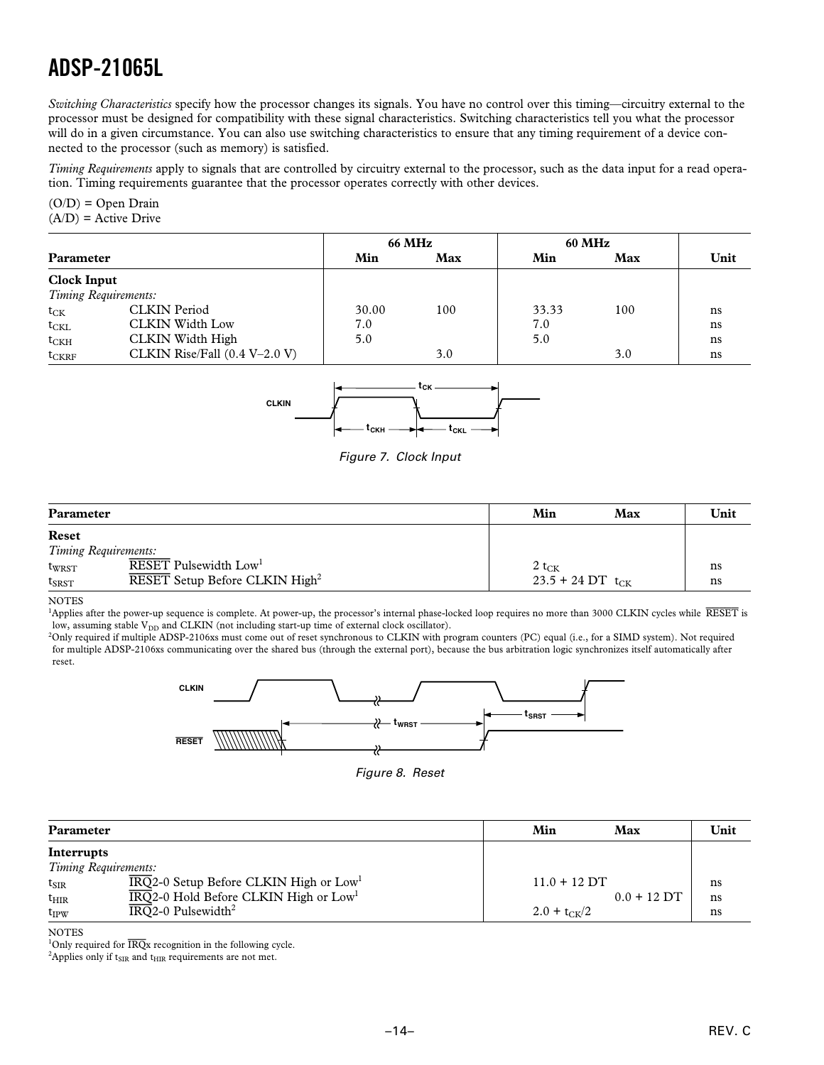*Switching Characteristics* specify how the processor changes its signals. You have no control over this timing—circuitry external to the processor must be designed for compatibility with these signal characteristics. Switching characteristics tell you what the processor will do in a given circumstance. You can also use switching characteristics to ensure that any timing requirement of a device connected to the processor (such as memory) is satisfied.

*Timing Requirements* apply to signals that are controlled by circuitry external to the processor, such as the data input for a read operation. Timing requirements guarantee that the processor operates correctly with other devices.

(O/D) = Open Drain
(A/D) = Active Drive

| Parameter | | 66 MHz | | 60 MHz | | Unit |
|---|---|---|---|---|---|---|
| | | Min | Max | Min | Max | |
| **Clock Input** | | | | | | |
| *Timing Requirements:* | | | | | | |
| $t_{CK}$ | CLKIN Period | 30.00 | 100 | 33.33 | 100 | ns |
| $t_{CKL}$ | CLKIN Width Low | 7.0 | | 7.0 | | ns |
| $t_{CKH}$ | CLKIN Width High | 5.0 | | 5.0 | | ns |
| $t_{CKRF}$ | CLKIN Rise/Fall (0.4 V–2.0 V) | | 3.0 | | 3.0 | ns |

*Figure 7. Clock Input*

| Parameter | | Min | Max | Unit |
|---|---|---|---|---|
| **Reset** | | | | |
| *Timing Requirements:* | | | | |
| $t_{WRST}$ | $\overline{RESET}$ Pulsewidth Low[1] | $2\ t_{CK}$ | | ns |
| $t_{SRST}$ | $\overline{RESET}$ Setup Before CLKIN High[2] | $23.5 + 24\ DT$ | $t_{CK}$ | ns |

NOTES

[1]Applies after the power-up sequence is complete. At power-up, the processor's internal phase-locked loop requires no more than 3000 CLKIN cycles while $\overline{RESET}$ is low, assuming stable $V_{DD}$ and CLKIN (not including start-up time of external clock oscillator).

[2]Only required if multiple ADSP-2106xs must come out of reset synchronous to CLKIN with program counters (PC) equal (i.e., for a SIMD system). Not required for multiple ADSP-2106xs communicating over the shared bus (through the external port), because the bus arbitration logic synchronizes itself automatically after reset.

*Figure 8. Reset*

| Parameter | | Min | Max | Unit |
|---|---|---|---|---|
| **Interrupts** | | | | |
| *Timing Requirements:* | | | | |
| $t_{SIR}$ | $\overline{IRQ}$2-0 Setup Before CLKIN High or Low[1] | $11.0 + 12\ DT$ | | ns |
| $t_{HIR}$ | $\overline{IRQ}$2-0 Hold Before CLKIN High or Low[1] | | $0.0 + 12\ DT$ | ns |
| $t_{IPW}$ | $\overline{IRQ}$2-0 Pulsewidth[2] | $2.0 + t_{CK}/2$ | | ns |

NOTES

[1]Only required for $\overline{IRQ}$x recognition in the following cycle.

[2]Applies only if $t_{SIR}$ and $t_{HIR}$ requirements are not met.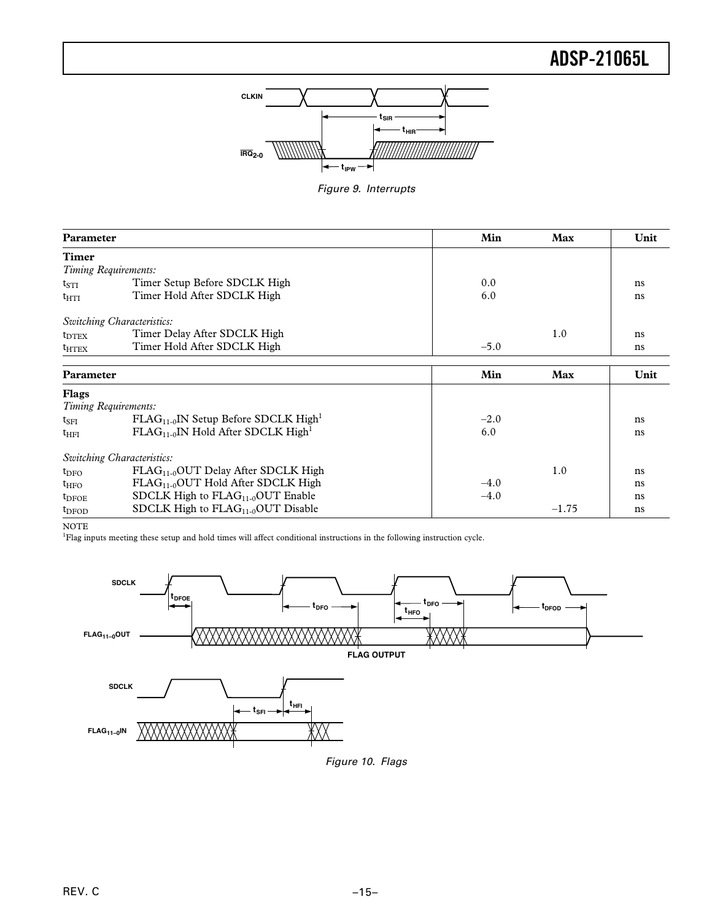Figure 9. Interrupts

| Parameter | | Min | Max | Unit |
|---|---|---|---|---|
| **Timer** | | | | |
| *Timing Requirements:* | | | | |
| $t_{STI}$ | Timer Setup Before SDCLK High | 0.0 | | ns |
| $t_{HTI}$ | Timer Hold After SDCLK High | 6.0 | | ns |
| *Switching Characteristics:* | | | | |
| $t_{DTEX}$ | Timer Delay After SDCLK High | | 1.0 | ns |
| $t_{HTEX}$ | Timer Hold After SDCLK High | –5.0 | | ns |

| Parameter | | Min | Max | Unit |
|---|---|---|---|---|
| **Flags** | | | | |
| *Timing Requirements:* | | | | |
| $t_{SFI}$ | $FLAG_{11-0}$IN Setup Before SDCLK High[1] | –2.0 | | ns |
| $t_{HFI}$ | $FLAG_{11-0}$IN Hold After SDCLK High[1] | 6.0 | | ns |
| *Switching Characteristics:* | | | | |
| $t_{DFO}$ | $FLAG_{11-0}$OUT Delay After SDCLK High | | 1.0 | ns |
| $t_{HFO}$ | $FLAG_{11-0}$OUT Hold After SDCLK High | –4.0 | | ns |
| $t_{DFOE}$ | SDCLK High to $FLAG_{11-0}$OUT Enable | –4.0 | | ns |
| $t_{DFOD}$ | SDCLK High to $FLAG_{11-0}$OUT Disable | | –1.75 | ns |

NOTE
[1]Flag inputs meeting these setup and hold times will affect conditional instructions in the following instruction cycle.

Figure 10. Flags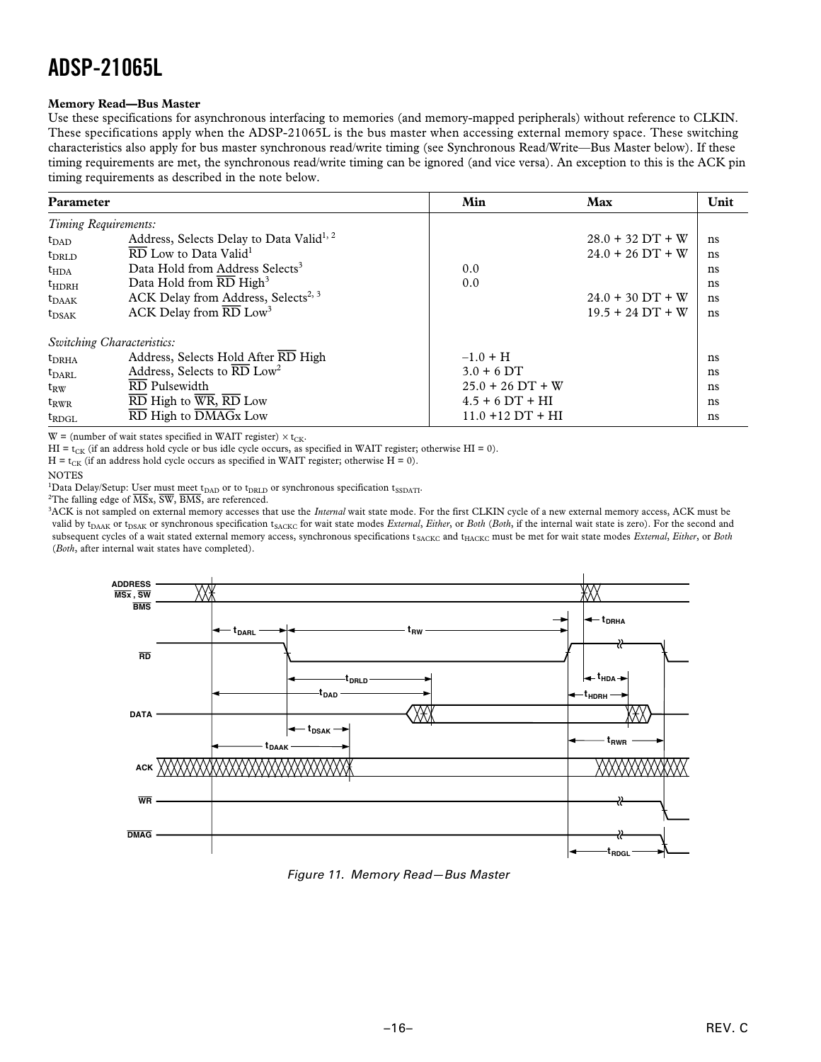### Memory Read—Bus Master

Use these specifications for asynchronous interfacing to memories (and memory-mapped peripherals) without reference to CLKIN. These specifications apply when the ADSP-21065L is the bus master when accessing external memory space. These switching characteristics also apply for bus master synchronous read/write timing (see Synchronous Read/Write—Bus Master below). If these timing requirements are met, the synchronous read/write timing can be ignored (and vice versa). An exception to this is the ACK pin timing requirements as described in the note below.

| Parameter | | Min | Max | Unit |
|---|---|---|---|---|
| *Timing Requirements:* | | | | |
| $t_{DAD}$ | Address, Selects Delay to Data Valid[1, 2] | | 28.0 + 32 DT + W | ns |
| $t_{DRLD}$ | $\overline{RD}$ Low to Data Valid[1] | | 24.0 + 26 DT + W | ns |
| $t_{HDA}$ | Data Hold from Address Selects[3] | 0.0 | | ns |
| $t_{HDRH}$ | Data Hold from $\overline{RD}$ High[3] | 0.0 | | ns |
| $t_{DAAK}$ | ACK Delay from Address, Selects[2, 3] | | 24.0 + 30 DT + W | ns |
| $t_{DSAK}$ | ACK Delay from $\overline{RD}$ Low[3] | | 19.5 + 24 DT + W | ns |
| *Switching Characteristics:* | | | | |
| $t_{DRHA}$ | Address, Selects Hold After $\overline{RD}$ High | –1.0 + H | | ns |
| $t_{DARL}$ | Address, Selects to $\overline{RD}$ Low[2] | 3.0 + 6 DT | | ns |
| $t_{RW}$ | $\overline{RD}$ Pulsewidth | 25.0 + 26 DT + W | | ns |
| $t_{RWR}$ | $\overline{RD}$ High to $\overline{WR}$, $\overline{RD}$ Low | 4.5 + 6 DT + HI | | ns |
| $t_{RDGL}$ | $\overline{RD}$ High to $\overline{DMAG}$x Low | 11.0 +12 DT + HI | | ns |

W = (number of wait states specified in WAIT register) × $t_{CK}$.

HI = $t_{CK}$ (if an address hold cycle or bus idle cycle occurs, as specified in WAIT register; otherwise HI = 0).

H = $t_{CK}$ (if an address hold cycle occurs as specified in WAIT register; otherwise H = 0).

NOTES

[1]Data Delay/Setup: User must meet $t_{DAD}$ or to $t_{DRLD}$ or synchronous specification $t_{SSDATI}$.

[2]The falling edge of $\overline{MS}$x, $\overline{SW}$, $\overline{BMS}$, are referenced.

[3]ACK is not sampled on external memory accesses that use the *Internal* wait state mode. For the first CLKIN cycle of a new external memory access, ACK must be valid by $t_{DAAK}$ or $t_{DSAK}$ or synchronous specification $t_{SACKC}$ for wait state modes *External*, *Either*, or *Both* (*Both*, if the internal wait state is zero). For the second and subsequent cycles of a wait stated external memory access, synchronous specifications $t_{SACKC}$ and $t_{HACKC}$ must be met for wait state modes *External*, *Either*, or *Both* (*Both*, after internal wait states have completed).

*Figure 11. Memory Read—Bus Master*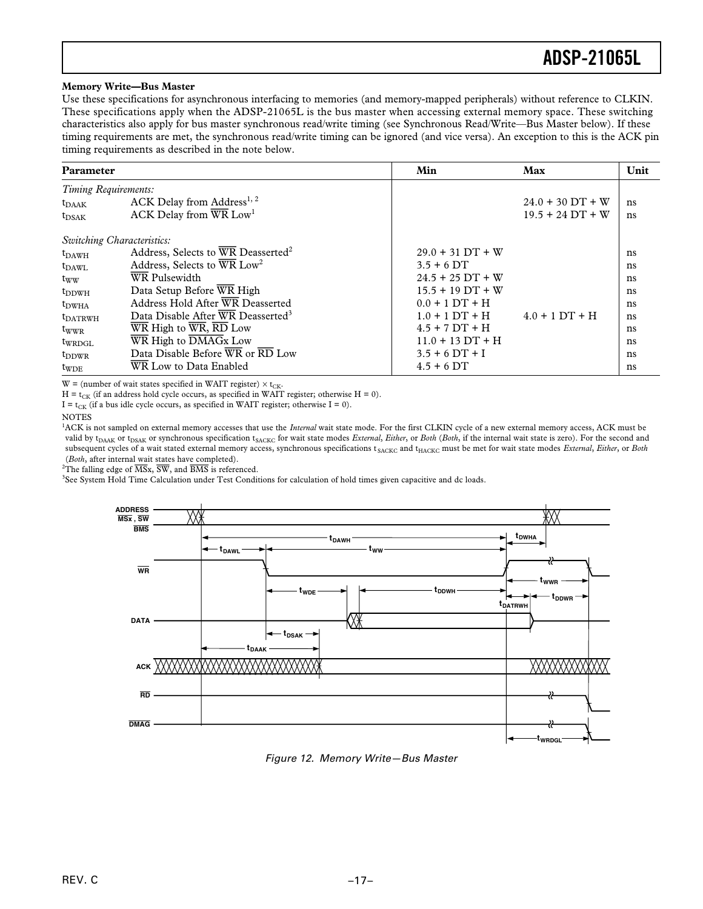**Memory Write—Bus Master**

Use these specifications for asynchronous interfacing to memories (and memory-mapped peripherals) without reference to CLKIN. These specifications apply when the ADSP-21065L is the bus master when accessing external memory space. These switching characteristics also apply for bus master synchronous read/write timing (see Synchronous Read/Write—Bus Master below). If these timing requirements are met, the synchronous read/write timing can be ignored (and vice versa). An exception to this is the ACK pin timing requirements as described in the note below.

| Parameter | | Min | Max | Unit |
|---|---|---|---|---|
| *Timing Requirements:* | | | | |
| $t_{DAAK}$ | ACK Delay from Address[1, 2] | | 24.0 + 30 DT + W | ns |
| $t_{DSAK}$ | ACK Delay from $\overline{WR}$ Low[1] | | 19.5 + 24 DT + W | ns |
| *Switching Characteristics:* | | | | |
| $t_{DAWH}$ | Address, Selects to $\overline{WR}$ Deasserted[2] | 29.0 + 31 DT + W | | ns |
| $t_{DAWL}$ | Address, Selects to $\overline{WR}$ Low[2] | 3.5 + 6 DT | | ns |
| $t_{WW}$ | $\overline{WR}$ Pulsewidth | 24.5 + 25 DT + W | | ns |
| $t_{DDWH}$ | Data Setup Before $\overline{WR}$ High | 15.5 + 19 DT + W | | ns |
| $t_{DWHA}$ | Address Hold After $\overline{WR}$ Deasserted | 0.0 + 1 DT + H | | ns |
| $t_{DATRWH}$ | Data Disable After $\overline{WR}$ Deasserted[3] | 1.0 + 1 DT + H | 4.0 + 1 DT + H | ns |
| $t_{WWR}$ | $\overline{WR}$ High to $\overline{WR}$, $\overline{RD}$ Low | 4.5 + 7 DT + H | | ns |
| $t_{WRDGL}$ | $\overline{WR}$ High to $\overline{DMAGx}$ Low | 11.0 + 13 DT + H | | ns |
| $t_{DDWR}$ | Data Disable Before $\overline{WR}$ or $\overline{RD}$ Low | 3.5 + 6 DT + I | | ns |
| $t_{WDE}$ | $\overline{WR}$ Low to Data Enabled | 4.5 + 6 DT | | ns |

W = (number of wait states specified in WAIT register) × $t_{CK}$.

H = $t_{CK}$ (if an address hold cycle occurs, as specified in WAIT register; otherwise H = 0).

I = $t_{CK}$ (if a bus idle cycle occurs, as specified in WAIT register; otherwise I = 0).

NOTES

[1] ACK is not sampled on external memory accesses that use the *Internal* wait state mode. For the first CLKIN cycle of a new external memory access, ACK must be valid by $t_{DAAK}$ or $t_{DSAK}$ or synchronous specification $t_{SACKC}$ for wait state modes *External*, *Either*, or *Both* (*Both*, if the internal wait state is zero). For the second and subsequent cycles of a wait stated external memory access, synchronous specifications $t_{SACKC}$ and $t_{HACKC}$ must be met for wait state modes *External*, *Either*, or *Both* (*Both*, after internal wait states have completed).

[2] The falling edge of $\overline{MSx}$, $\overline{SW}$, and $\overline{BMS}$ is referenced.

[3] See System Hold Time Calculation under Test Conditions for calculation of hold times given capacitive and dc loads.

Figure 12. Memory Write—Bus Master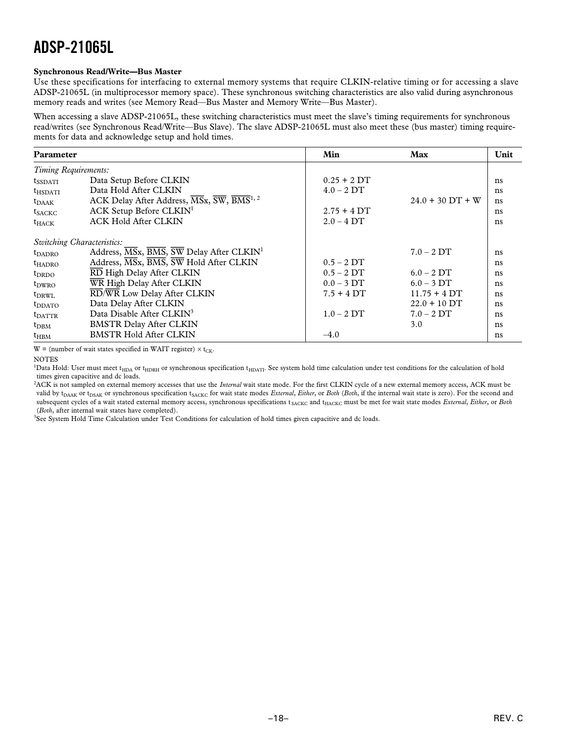**Synchronous Read/Write—Bus Master**

Use these specifications for interfacing to external memory systems that require CLKIN-relative timing or for accessing a slave ADSP-21065L (in multiprocessor memory space). These synchronous switching characteristics are also valid during asynchronous memory reads and writes (see Memory Read—Bus Master and Memory Write—Bus Master).

When accessing a slave ADSP-21065L, these switching characteristics must meet the slave's timing requirements for synchronous read/writes (see Synchronous Read/Write—Bus Slave). The slave ADSP-21065L must also meet these (bus master) timing requirements for data and acknowledge setup and hold times.

| Parameter | | Min | Max | Unit |
|---|---|---|---|---|
| *Timing Requirements:* | | | | |
| $t_{SSDATI}$ | Data Setup Before CLKIN | 0.25 + 2 DT | | ns |
| $t_{HSDATI}$ | Data Hold After CLKIN | 4.0 – 2 DT | | ns |
| $t_{DAAK}$ | ACK Delay After Address, $\overline{MS}$x, $\overline{SW}$, $\overline{BMS}$[1, 2] | | 24.0 + 30 DT + W | ns |
| $t_{SACKC}$ | ACK Setup Before CLKIN[1] | 2.75 + 4 DT | | ns |
| $t_{HACK}$ | ACK Hold After CLKIN | 2.0 – 4 DT | | ns |
| *Switching Characteristics:* | | | | |
| $t_{DADRO}$ | Address, $\overline{MS}$x, $\overline{BMS}$, $\overline{SW}$ Delay After CLKIN[1] | | 7.0 – 2 DT | ns |
| $t_{HADRO}$ | Address, $\overline{MS}$x, $\overline{BMS}$, $\overline{SW}$ Hold After CLKIN | 0.5 – 2 DT | | ns |
| $t_{DRDO}$ | $\overline{RD}$ High Delay After CLKIN | 0.5 – 2 DT | 6.0 – 2 DT | ns |
| $t_{DWRO}$ | $\overline{WR}$ High Delay After CLKIN | 0.0 – 3 DT | 6.0 – 3 DT | ns |
| $t_{DRWL}$ | $\overline{RD}$/$\overline{WR}$ Low Delay After CLKIN | 7.5 + 4 DT | 11.75 + 4 DT | ns |
| $t_{DDATO}$ | Data Delay After CLKIN | | 22.0 + 10 DT | ns |
| $t_{DATTR}$ | Data Disable After CLKIN[3] | 1.0 – 2 DT | 7.0 – 2 DT | ns |
| $t_{DBM}$ | BMSTR Delay After CLKIN | | 3.0 | ns |
| $t_{HBM}$ | BMSTR Hold After CLKIN | –4.0 | | ns |

W = (number of wait states specified in WAIT register) × $t_{CK}$.

NOTES

[1]Data Hold: User must meet $t_{HDA}$ or $t_{HDRH}$ or synchronous specification $t_{HDATI}$. See system hold time calculation under test conditions for the calculation of hold times given capacitive and dc loads.

[2]ACK is not sampled on external memory accesses that use the *Internal* wait state mode. For the first CLKIN cycle of a new external memory access, ACK must be valid by $t_{DAAK}$ or $t_{DSAK}$ or synchronous specification $t_{SACKC}$ for wait state modes *External*, *Either*, or *Both* (*Both*, if the internal wait state is zero). For the second and subsequent cycles of a wait stated external memory access, synchronous specifications $t_{SACKC}$ and $t_{HACKC}$ must be met for wait state modes *External*, *Either*, or *Both* (*Both*, after internal wait states have completed).

[3]See System Hold Time Calculation under Test Conditions for calculation of hold times given capacitive and dc loads.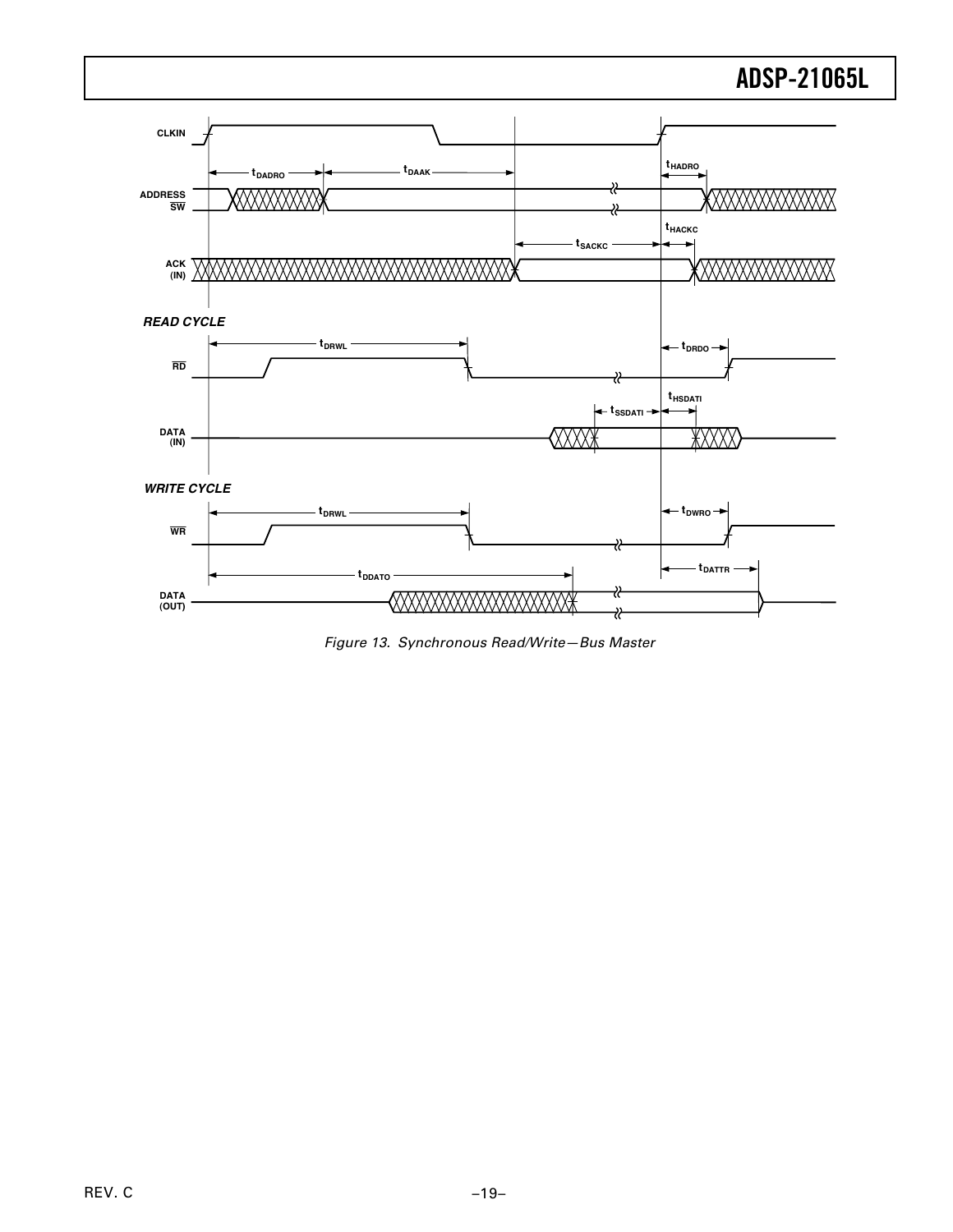Figure 13. Synchronous Read/Write—Bus Master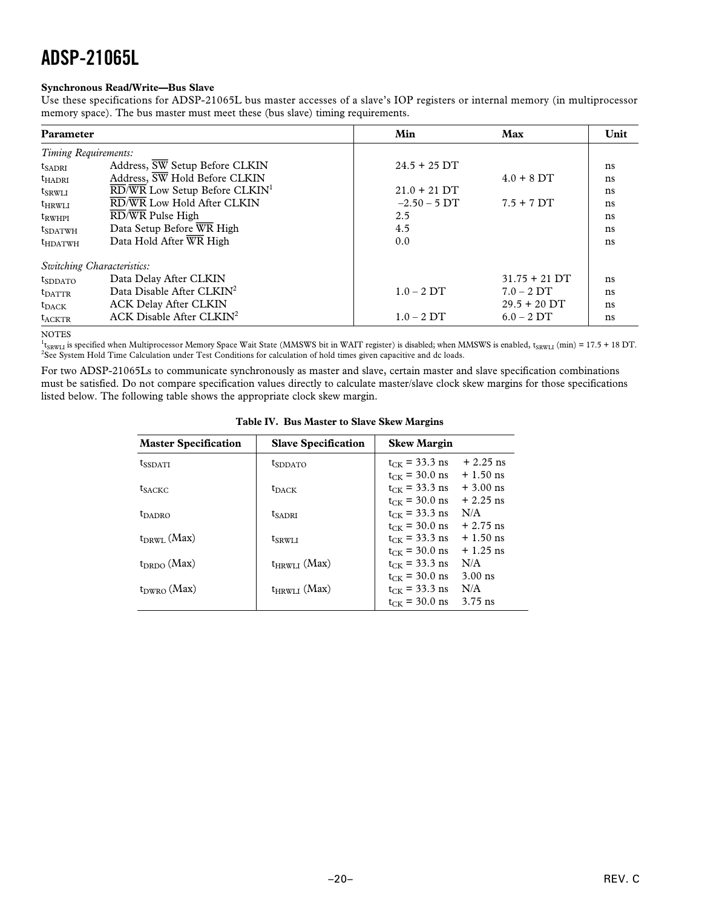**Synchronous Read/Write—Bus Slave**

Use these specifications for ADSP-21065L bus master accesses of a slave's IOP registers or internal memory (in multiprocessor memory space). The bus master must meet these (bus slave) timing requirements.

| Parameter | | Min | Max | Unit |
|---|---|---|---|---|
| *Timing Requirements:* | | | | |
| $t_{SADRI}$ | Address, $\overline{SW}$ Setup Before CLKIN | 24.5 + 25 DT | | ns |
| $t_{HADRI}$ | Address, $\overline{SW}$ Hold Before CLKIN | | 4.0 + 8 DT | ns |
| $t_{SRWLI}$ | $\overline{RD}/\overline{WR}$ Low Setup Before CLKIN[1] | 21.0 + 21 DT | | ns |
| $t_{HRWLI}$ | $\overline{RD}/\overline{WR}$ Low Hold After CLKIN | –2.50 – 5 DT | 7.5 + 7 DT | ns |
| $t_{RWHPI}$ | $\overline{RD}/\overline{WR}$ Pulse High | 2.5 | | ns |
| $t_{SDATWH}$ | Data Setup Before $\overline{WR}$ High | 4.5 | | ns |
| $t_{HDATWH}$ | Data Hold After $\overline{WR}$ High | 0.0 | | ns |
| *Switching Characteristics:* | | | | |
| $t_{SDDATO}$ | Data Delay After CLKIN | | 31.75 + 21 DT | ns |
| $t_{DATTR}$ | Data Disable After CLKIN[2] | 1.0 – 2 DT | 7.0 – 2 DT | ns |
| $t_{DACK}$ | ACK Delay After CLKIN | | 29.5 + 20 DT | ns |
| $t_{ACKTR}$ | ACK Disable After CLKIN[2] | 1.0 – 2 DT | 6.0 – 2 DT | ns |

NOTES

[1] $t_{SRWLI}$ is specified when Multiprocessor Memory Space Wait State (MMSWS bit in WAIT register) is disabled; when MMSWS is enabled, $t_{SRWLI}$ (min) = 17.5 + 18 DT.

[2] See System Hold Time Calculation under Test Conditions for calculation of hold times given capacitive and dc loads.

For two ADSP-21065Ls to communicate synchronously as master and slave, certain master and slave specification combinations must be satisfied. Do not compare specification values directly to calculate master/slave clock skew margins for those specifications listed below. The following table shows the appropriate clock skew margin.

**Table IV. Bus Master to Slave Skew Margins**

| Master Specification | Slave Specification | Skew Margin | |
|---|---|---|---|
| $t_{SSDATI}$ | $t_{SDDATO}$ | $t_{CK}$ = 33.3 ns | + 2.25 ns |
| | | $t_{CK}$ = 30.0 ns | + 1.50 ns |
| $t_{SACKC}$ | $t_{DACK}$ | $t_{CK}$ = 33.3 ns | + 3.00 ns |
| | | $t_{CK}$ = 30.0 ns | + 2.25 ns |
| $t_{DADRO}$ | $t_{SADRI}$ | $t_{CK}$ = 33.3 ns | N/A |
| | | $t_{CK}$ = 30.0 ns | + 2.75 ns |
| $t_{DRWL}$ (Max) | $t_{SRWLI}$ | $t_{CK}$ = 33.3 ns | + 1.50 ns |
| | | $t_{CK}$ = 30.0 ns | + 1.25 ns |
| $t_{DRDO}$ (Max) | $t_{HRWLI}$ (Max) | $t_{CK}$ = 33.3 ns | N/A |
| | | $t_{CK}$ = 30.0 ns | 3.00 ns |
| $t_{DWRO}$ (Max) | $t_{HRWLI}$ (Max) | $t_{CK}$ = 33.3 ns | N/A |
| | | $t_{CK}$ = 30.0 ns | 3.75 ns |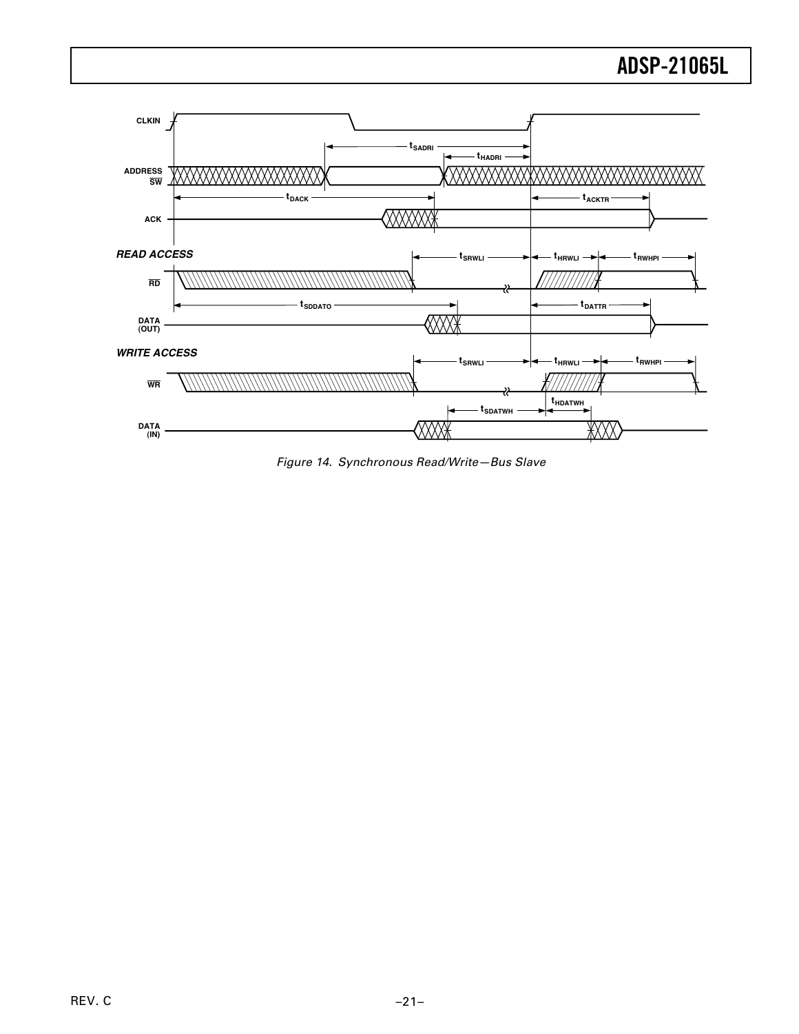Figure 14. Synchronous Read/Write—Bus Slave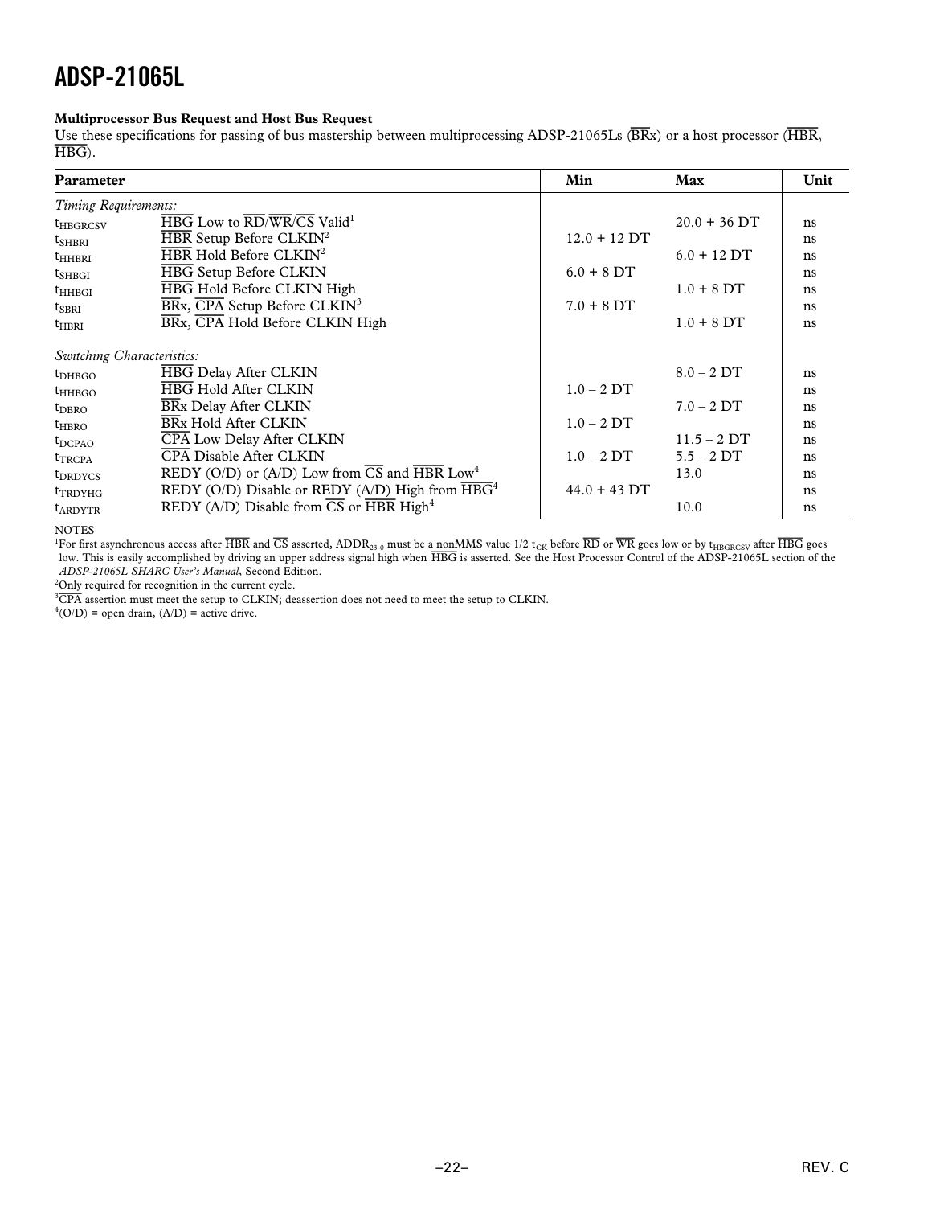**Multiprocessor Bus Request and Host Bus Request**

Use these specifications for passing of bus mastership between multiprocessing ADSP-21065Ls ($\overline{BRx}$) or a host processor ($\overline{HBR}$, $\overline{HBG}$).

| Parameter | | Min | Max | Unit |
|---|---|---|---|---|
| *Timing Requirements:* | | | | |
| $t_{HBGRCSV}$ | $\overline{HBG}$ Low to $\overline{RD}$/$\overline{WR}$/$\overline{CS}$ Valid[1] | | 20.0 + 36 DT | ns |
| $t_{SHBRI}$ | $\overline{HBR}$ Setup Before CLKIN[2] | 12.0 + 12 DT | | ns |
| $t_{HHBRI}$ | $\overline{HBR}$ Hold Before CLKIN[2] | | 6.0 + 12 DT | ns |
| $t_{SHBGI}$ | $\overline{HBG}$ Setup Before CLKIN | 6.0 + 8 DT | | ns |
| $t_{HHBGI}$ | $\overline{HBG}$ Hold Before CLKIN High | | 1.0 + 8 DT | ns |
| $t_{SBRI}$ | $\overline{BRx}$, $\overline{CPA}$ Setup Before CLKIN[3] | 7.0 + 8 DT | | ns |
| $t_{HBRI}$ | $\overline{BRx}$, $\overline{CPA}$ Hold Before CLKIN High | | 1.0 + 8 DT | ns |
| *Switching Characteristics:* | | | | |
| $t_{DHBGO}$ | $\overline{HBG}$ Delay After CLKIN | | 8.0 – 2 DT | ns |
| $t_{HHBGO}$ | $\overline{HBG}$ Hold After CLKIN | 1.0 – 2 DT | | ns |
| $t_{DBRO}$ | $\overline{BRx}$ Delay After CLKIN | | 7.0 – 2 DT | ns |
| $t_{HBRO}$ | $\overline{BRx}$ Hold After CLKIN | 1.0 – 2 DT | | ns |
| $t_{DCPAO}$ | $\overline{CPA}$ Low Delay After CLKIN | | 11.5 – 2 DT | ns |
| $t_{TRCPA}$ | $\overline{CPA}$ Disable After CLKIN | 1.0 – 2 DT | 5.5 – 2 DT | ns |
| $t_{DRDYCS}$ | REDY (O/D) or (A/D) Low from $\overline{CS}$ and $\overline{HBR}$ Low[4] | | 13.0 | ns |
| $t_{TRDYHG}$ | REDY (O/D) Disable or REDY (A/D) High from $\overline{HBG}$[4] | 44.0 + 43 DT | | ns |
| $t_{ARDYTR}$ | REDY (A/D) Disable from $\overline{CS}$ or $\overline{HBR}$ High[4] | | 10.0 | ns |

NOTES

[1]For first asynchronous access after $\overline{HBR}$ and $\overline{CS}$ asserted, $ADDR_{23-0}$ must be a nonMMS value 1/2 $t_{CK}$ before $\overline{RD}$ or $\overline{WR}$ goes low or by $t_{HBGRCSV}$ after $\overline{HBG}$ goes low. This is easily accomplished by driving an upper address signal high when $\overline{HBG}$ is asserted. See the Host Processor Control of the ADSP-21065L section of the *ADSP-21065L SHARC User's Manual*, Second Edition.

[2]Only required for recognition in the current cycle.

[3]$\overline{CPA}$ assertion must meet the setup to CLKIN; deassertion does not need to meet the setup to CLKIN.

[4](O/D) = open drain, (A/D) = active drive.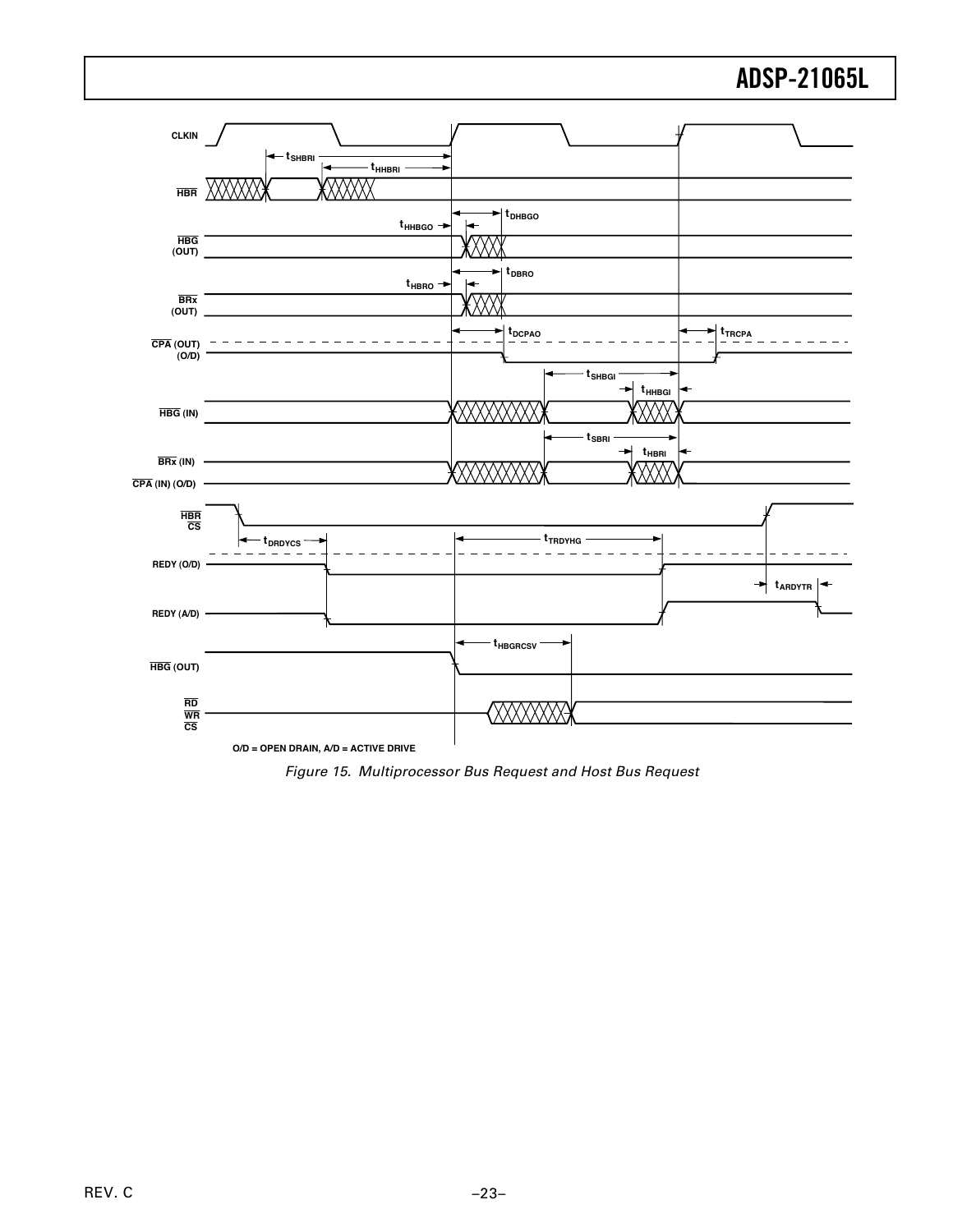O/D = OPEN DRAIN, A/D = ACTIVE DRIVE

*Figure 15. Multiprocessor Bus Request and Host Bus Request*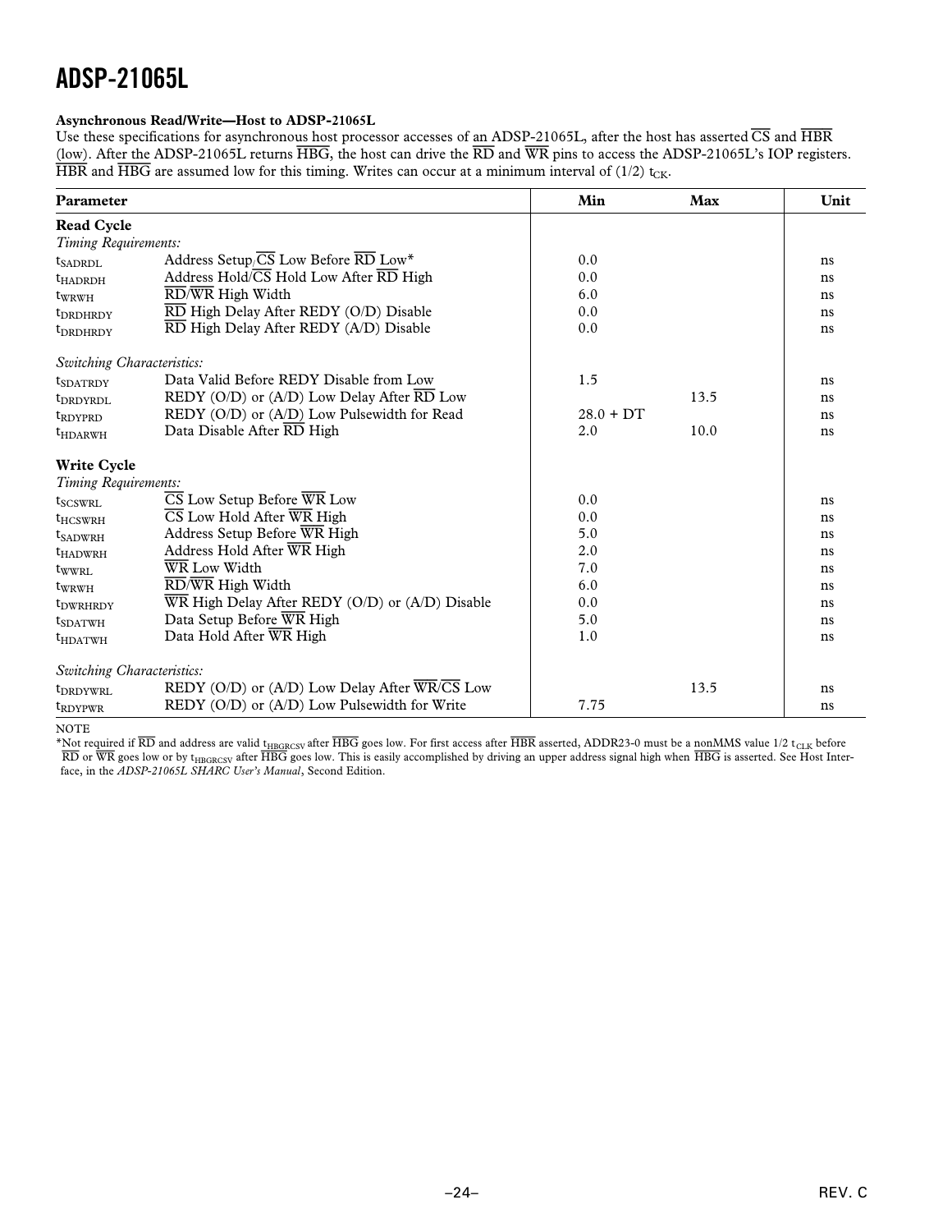**Asynchronous Read/Write—Host to ADSP-21065L**

Use these specifications for asynchronous host processor accesses of an ADSP-21065L, after the host has asserted $\overline{CS}$ and $\overline{HBR}$ (low). After the ADSP-21065L returns $\overline{HBG}$, the host can drive the $\overline{RD}$ and $\overline{WR}$ pins to access the ADSP-21065L's IOP registers. $\overline{HBR}$ and $\overline{HBG}$ are assumed low for this timing. Writes can occur at a minimum interval of (1/2) $t_{CK}$.

| Parameter | | Min | Max | Unit |
|---|---|---|---|---|
| **Read Cycle** | | | | |
| *Timing Requirements:* | | | | |
| $t_{SADRDL}$ | Address Setup/$\overline{CS}$ Low Before $\overline{RD}$ Low* | 0.0 | | ns |
| $t_{HADRDH}$ | Address Hold/$\overline{CS}$ Hold Low After $\overline{RD}$ High | 0.0 | | ns |
| $t_{WRWH}$ | $\overline{RD}$/$\overline{WR}$ High Width | 6.0 | | ns |
| $t_{DRDHRDY}$ | $\overline{RD}$ High Delay After REDY (O/D) Disable | 0.0 | | ns |
| $t_{DRDHRDY}$ | $\overline{RD}$ High Delay After REDY (A/D) Disable | 0.0 | | ns |
| *Switching Characteristics:* | | | | |
| $t_{SDATRDY}$ | Data Valid Before REDY Disable from Low | 1.5 | | ns |
| $t_{DRDYRDL}$ | REDY (O/D) or (A/D) Low Delay After $\overline{RD}$ Low | | 13.5 | ns |
| $t_{RDYPRD}$ | REDY (O/D) or (A/D) Low Pulsewidth for Read | 28.0 + DT | | ns |
| $t_{HDARWH}$ | Data Disable After $\overline{RD}$ High | 2.0 | 10.0 | ns |
| **Write Cycle** | | | | |
| *Timing Requirements:* | | | | |
| $t_{SCSWRL}$ | $\overline{CS}$ Low Setup Before $\overline{WR}$ Low | 0.0 | | ns |
| $t_{HCSWRH}$ | $\overline{CS}$ Low Hold After $\overline{WR}$ High | 0.0 | | ns |
| $t_{SADWRH}$ | Address Setup Before $\overline{WR}$ High | 5.0 | | ns |
| $t_{HADWRH}$ | Address Hold After $\overline{WR}$ High | 2.0 | | ns |
| $t_{WWRL}$ | $\overline{WR}$ Low Width | 7.0 | | ns |
| $t_{WRWH}$ | $\overline{RD}$/$\overline{WR}$ High Width | 6.0 | | ns |
| $t_{DWRHRDY}$ | $\overline{WR}$ High Delay After REDY (O/D) or (A/D) Disable | 0.0 | | ns |
| $t_{SDATWH}$ | Data Setup Before $\overline{WR}$ High | 5.0 | | ns |
| $t_{HDATWH}$ | Data Hold After $\overline{WR}$ High | 1.0 | | ns |
| *Switching Characteristics:* | | | | |
| $t_{DRDYWRL}$ | REDY (O/D) or (A/D) Low Delay After $\overline{WR}$/$\overline{CS}$ Low | | 13.5 | ns |
| $t_{RDYPWR}$ | REDY (O/D) or (A/D) Low Pulsewidth for Write | 7.75 | | ns |

NOTE

*Not required if $\overline{RD}$ and address are valid $t_{HBGRCSV}$ after $\overline{HBG}$ goes low. For first access after $\overline{HBR}$ asserted, ADDR23-0 must be a nonMMS value 1/2 $t_{CLK}$ before $\overline{RD}$ or $\overline{WR}$ goes low or by $t_{HBGRCSV}$ after $\overline{HBG}$ goes low. This is easily accomplished by driving an upper address signal high when $\overline{HBG}$ is asserted. See Host Interface, in the *ADSP-21065L SHARC User's Manual*, Second Edition.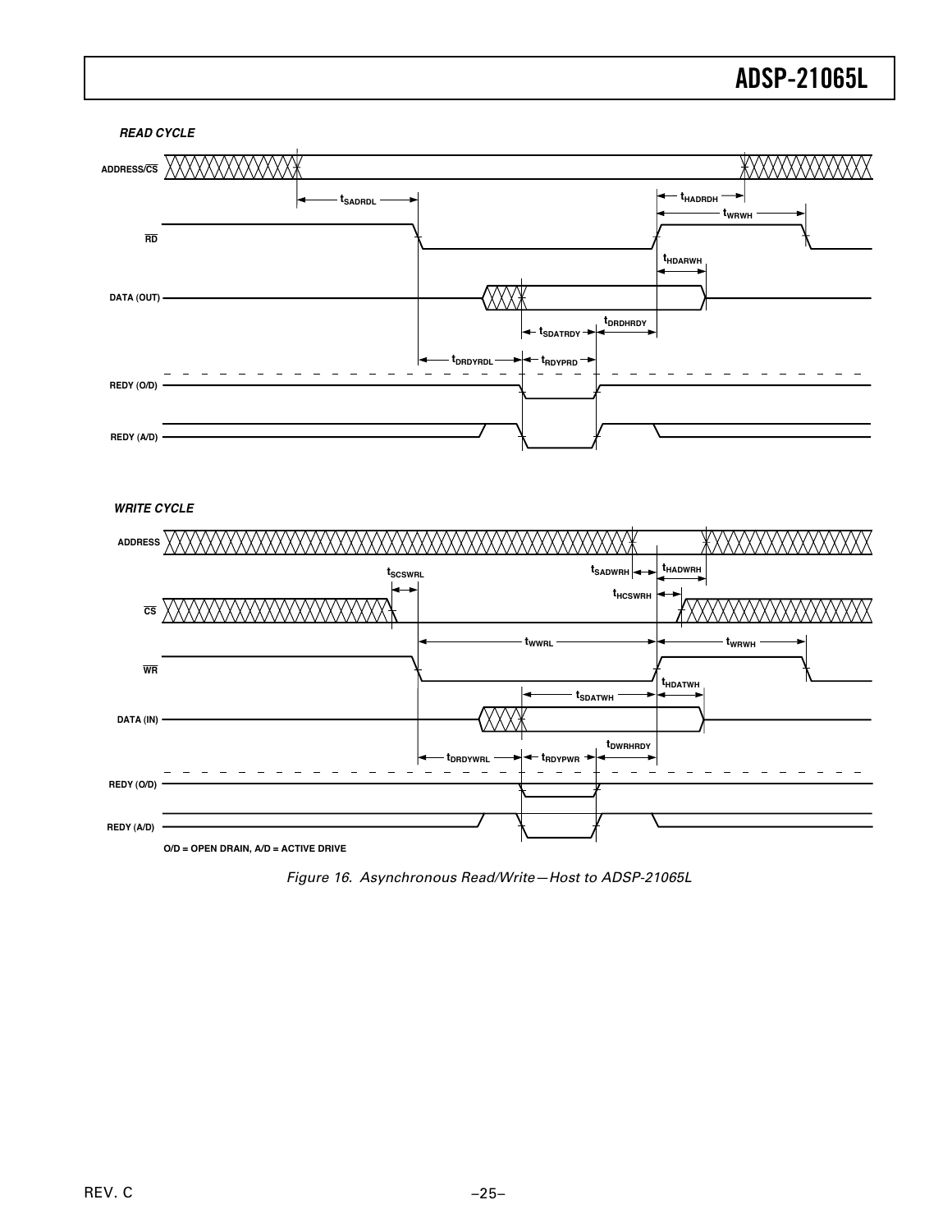READ CYCLE

WRITE CYCLE

O/D = OPEN DRAIN, A/D = ACTIVE DRIVE

*Figure 16. Asynchronous Read/Write—Host to ADSP-21065L*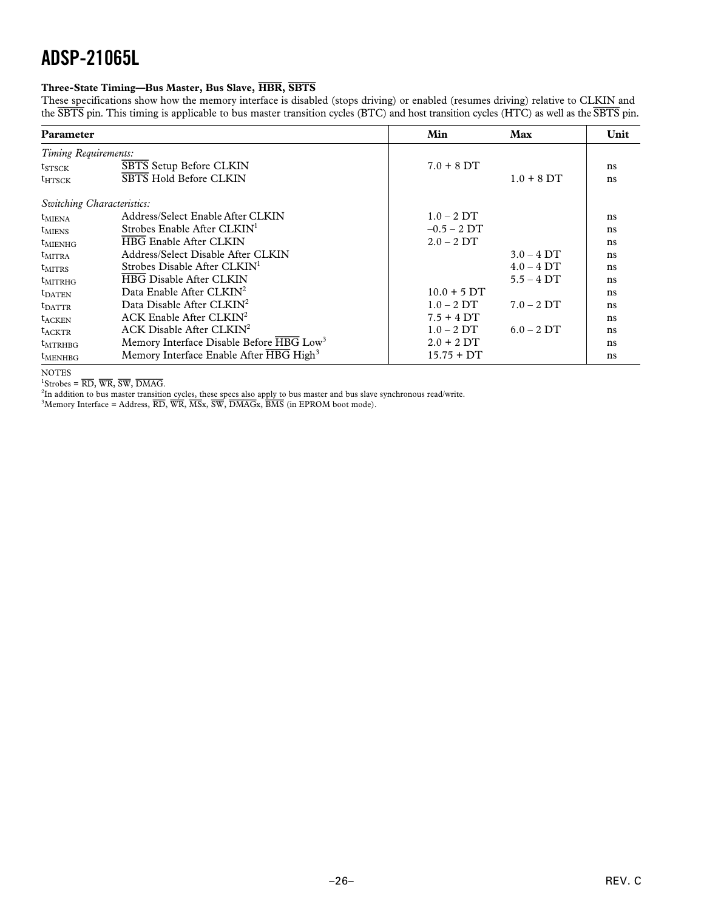### Three-State Timing—Bus Master, Bus Slave, $\overline{HBR}$, $\overline{SBTS}$

These specifications show how the memory interface is disabled (stops driving) or enabled (resumes driving) relative to CLKIN and the $\overline{SBTS}$ pin. This timing is applicable to bus master transition cycles (BTC) and host transition cycles (HTC) as well as the $\overline{SBTS}$ pin.

| Parameter | | Min | Max | Unit |
|---|---|---|---|---|
| *Timing Requirements:* | | | | |
| $t_{STSCK}$ | $\overline{SBTS}$ Setup Before CLKIN | 7.0 + 8 DT | | ns |
| $t_{HTSCK}$ | $\overline{SBTS}$ Hold Before CLKIN | | 1.0 + 8 DT | ns |
| *Switching Characteristics:* | | | | |
| $t_{MIENA}$ | Address/Select Enable After CLKIN | 1.0 – 2 DT | | ns |
| $t_{MIENS}$ | Strobes Enable After CLKIN[1] | –0.5 – 2 DT | | ns |
| $t_{MIENHG}$ | $\overline{HBG}$ Enable After CLKIN | 2.0 – 2 DT | | ns |
| $t_{MITRA}$ | Address/Select Disable After CLKIN | | 3.0 – 4 DT | ns |
| $t_{MITRS}$ | Strobes Disable After CLKIN[1] | | 4.0 – 4 DT | ns |
| $t_{MITRHG}$ | $\overline{HBG}$ Disable After CLKIN | | 5.5 – 4 DT | ns |
| $t_{DATEN}$ | Data Enable After CLKIN[2] | 10.0 + 5 DT | | ns |
| $t_{DATTR}$ | Data Disable After CLKIN[2] | 1.0 – 2 DT | 7.0 – 2 DT | ns |
| $t_{ACKEN}$ | ACK Enable After CLKIN[2] | 7.5 + 4 DT | | ns |
| $t_{ACKTR}$ | ACK Disable After CLKIN[2] | 1.0 – 2 DT | 6.0 – 2 DT | ns |
| $t_{MTRHBG}$ | Memory Interface Disable Before $\overline{HBG}$ Low[3] | 2.0 + 2 DT | | ns |
| $t_{MENHBG}$ | Memory Interface Enable After $\overline{HBG}$ High[3] | 15.75 + DT | | ns |

NOTES

[1]Strobes = $\overline{RD}$, $\overline{WR}$, $\overline{SW}$, $\overline{DMAG}$.

[2]In addition to bus master transition cycles, these specs also apply to bus master and bus slave synchronous read/write.

[3]Memory Interface = Address, $\overline{RD}$, $\overline{WR}$, $\overline{MSx}$, $\overline{SW}$, $\overline{DMAGx}$, $\overline{BMS}$ (in EPROM boot mode).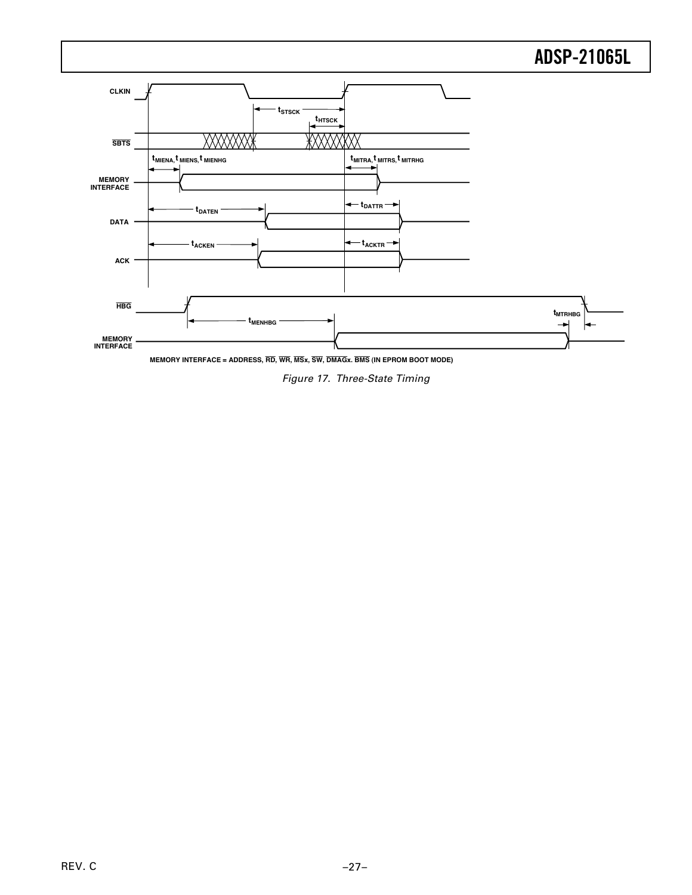CLKIN

$\overline{SBTS}$

$t_{STSCK}$

$t_{HTSCK}$

$t_{MIENA}$, $t_{MIENS}$, $t_{MIENHG}$

$t_{MITRA}$, $t_{MITRS}$, $t_{MITRHG}$

MEMORY INTERFACE

DATA

$t_{DATEN}$

$t_{DATTR}$

ACK

$t_{ACKEN}$

$t_{ACKTR}$

$\overline{HBG}$

$t_{MENHBG}$

$t_{MTRHBG}$

MEMORY INTERFACE

MEMORY INTERFACE = ADDRESS, $\overline{RD}$, $\overline{WR}$, $\overline{MSx}$, $\overline{SW}$, $\overline{DMAGx}$. $\overline{BMS}$ (IN EPROM BOOT MODE)

*Figure 17. Three-State Timing*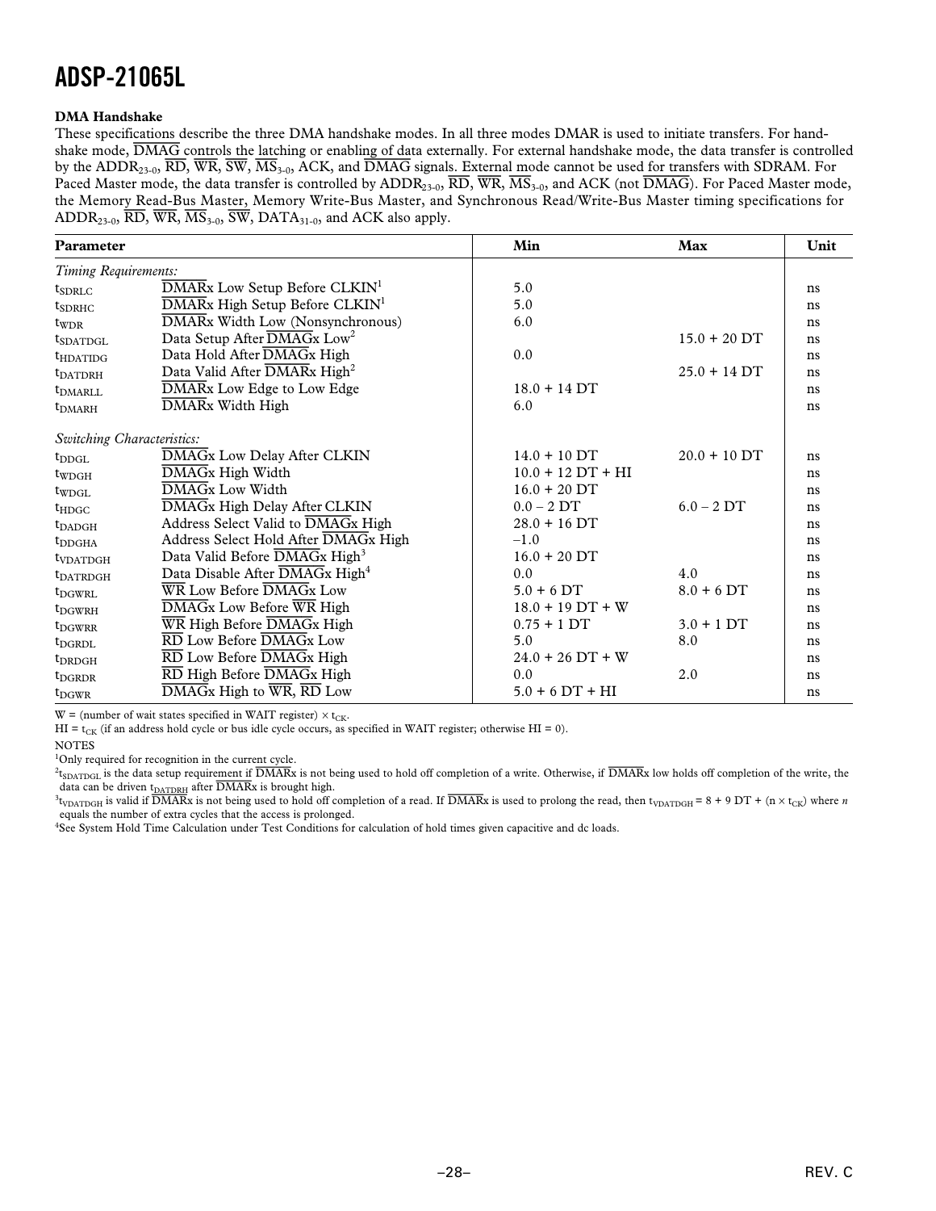### DMA Handshake

These specifications describe the three DMA handshake modes. In all three modes DMAR is used to initiate transfers. For handshake mode, DMAG controls the latching or enabling of data externally. For external handshake mode, the data transfer is controlled by the $ADDR_{23-0}$, RD, WR, SW, $MS_{3-0}$, ACK, and DMAG signals. External mode cannot be used for transfers with SDRAM. For Paced Master mode, the data transfer is controlled by $ADDR_{23-0}$, RD, WR, $MS_{3-0}$, and ACK (not DMAG). For Paced Master mode, the Memory Read-Bus Master, Memory Write-Bus Master, and Synchronous Read/Write-Bus Master timing specifications for $ADDR_{23-0}$, RD, WR, $MS_{3-0}$, SW, $DATA_{31-0}$, and ACK also apply.

| Parameter | | Min | Max | Unit |
|---|---|---|---|---|
| *Timing Requirements:* | | | | |
| $t_{SDRLC}$ | DMARx Low Setup Before CLKIN[1] | 5.0 | | ns |
| $t_{SDRHC}$ | DMARx High Setup Before CLKIN[1] | 5.0 | | ns |
| $t_{WDR}$ | DMARx Width Low (Nonsynchronous) | 6.0 | | ns |
| $t_{SDATDGL}$ | Data Setup After DMAGx Low[2] | | 15.0 + 20 DT | ns |
| $t_{HDATIDG}$ | Data Hold After DMAGx High | 0.0 | | ns |
| $t_{DATDRH}$ | Data Valid After DMARx High[2] | | 25.0 + 14 DT | ns |
| $t_{DMARLL}$ | DMARx Low Edge to Low Edge | 18.0 + 14 DT | | ns |
| $t_{DMARH}$ | DMARx Width High | 6.0 | | ns |
| *Switching Characteristics:* | | | | |
| $t_{DDGL}$ | DMAGx Low Delay After CLKIN | 14.0 + 10 DT | 20.0 + 10 DT | ns |
| $t_{WDGH}$ | DMAGx High Width | 10.0 + 12 DT + HI | | ns |
| $t_{WDGL}$ | DMAGx Low Width | 16.0 + 20 DT | | ns |
| $t_{HDGC}$ | DMAGx High Delay After CLKIN | 0.0 – 2 DT | 6.0 – 2 DT | ns |
| $t_{DADGH}$ | Address Select Valid to DMAGx High | 28.0 + 16 DT | | ns |
| $t_{DDGHA}$ | Address Select Hold After DMAGx High | –1.0 | | ns |
| $t_{VDATDGH}$ | Data Valid Before DMAGx High[3] | 16.0 + 20 DT | | ns |
| $t_{DATRDGH}$ | Data Disable After DMAGx High[4] | 0.0 | 4.0 | ns |
| $t_{DGWRL}$ | WR Low Before DMAGx Low | 5.0 + 6 DT | 8.0 + 6 DT | ns |
| $t_{DGWRH}$ | DMAGx Low Before WR High | 18.0 + 19 DT + W | | ns |
| $t_{DGWRR}$ | WR High Before DMAGx High | 0.75 + 1 DT | 3.0 + 1 DT | ns |
| $t_{DGRDL}$ | RD Low Before DMAGx Low | 5.0 | 8.0 | ns |
| $t_{DRDGH}$ | RD Low Before DMAGx High | 24.0 + 26 DT + W | | ns |
| $t_{DGRDR}$ | RD High Before DMAGx High | 0.0 | 2.0 | ns |
| $t_{DGWR}$ | DMAGx High to WR, RD Low | 5.0 + 6 DT + HI | | ns |

W = (number of wait states specified in WAIT register) × $t_{CK}$.

HI = $t_{CK}$ (if an address hold cycle or bus idle cycle occurs, as specified in WAIT register; otherwise HI = 0).

NOTES

[1] Only required for recognition in the current cycle.

[2] $t_{SDATDGL}$ is the data setup requirement if DMARx is not being used to hold off completion of a write. Otherwise, if DMARx low holds off completion of the write, the data can be driven $t_{DATDRH}$ after DMARx is brought high.

[3] $t_{VDATDGH}$ is valid if DMARx is not being used to hold off completion of a read. If DMARx is used to prolong the read, then $t_{VDATDGH}$ = 8 + 9 DT + (n × $t_{CK}$) where *n* equals the number of extra cycles that the access is prolonged.

[4] See System Hold Time Calculation under Test Conditions for calculation of hold times given capacitive and dc loads.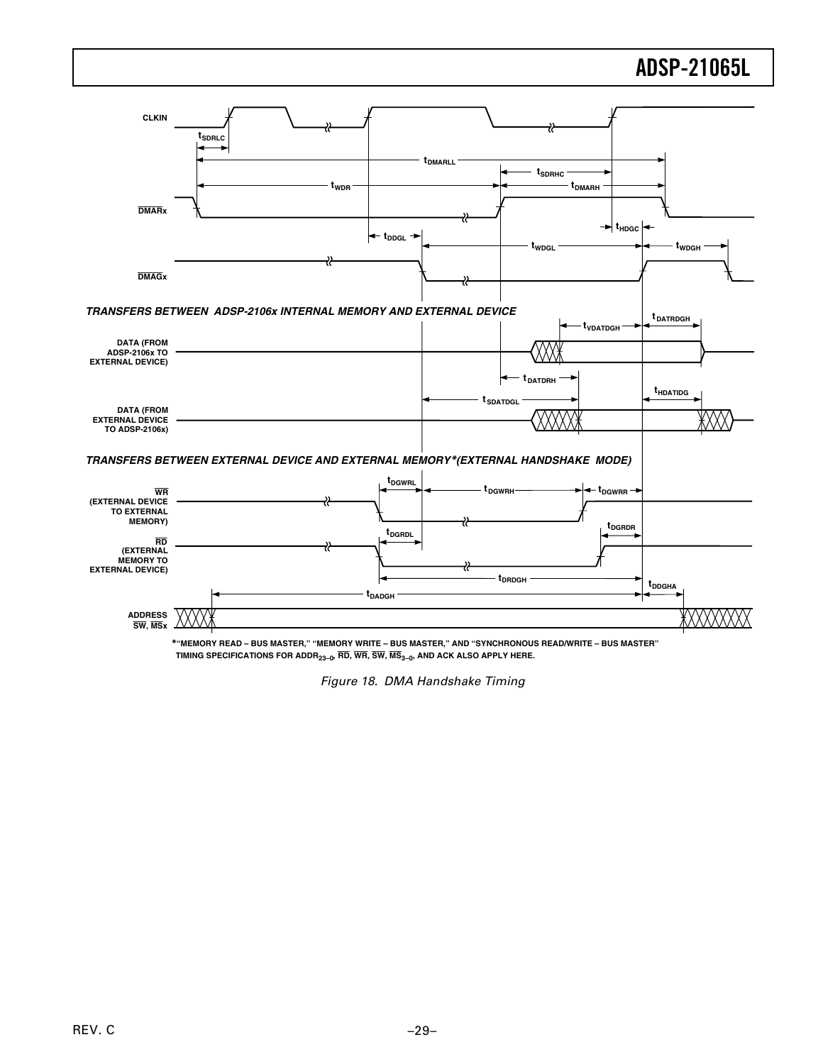TRANSFERS BETWEEN ADSP-2106x INTERNAL MEMORY AND EXTERNAL DEVICE

TRANSFERS BETWEEN EXTERNAL DEVICE AND EXTERNAL MEMORY*(EXTERNAL HANDSHAKE MODE)

*"MEMORY READ – BUS MASTER," "MEMORY WRITE – BUS MASTER," AND "SYNCHRONOUS READ/WRITE – BUS MASTER" TIMING SPECIFICATIONS FOR $ADDR_{23-0}$, $\overline{RD}$, $\overline{WR}$, $\overline{SW}$, $\overline{MS}_{3-0}$, AND ACK ALSO APPLY HERE.

*Figure 18. DMA Handshake Timing*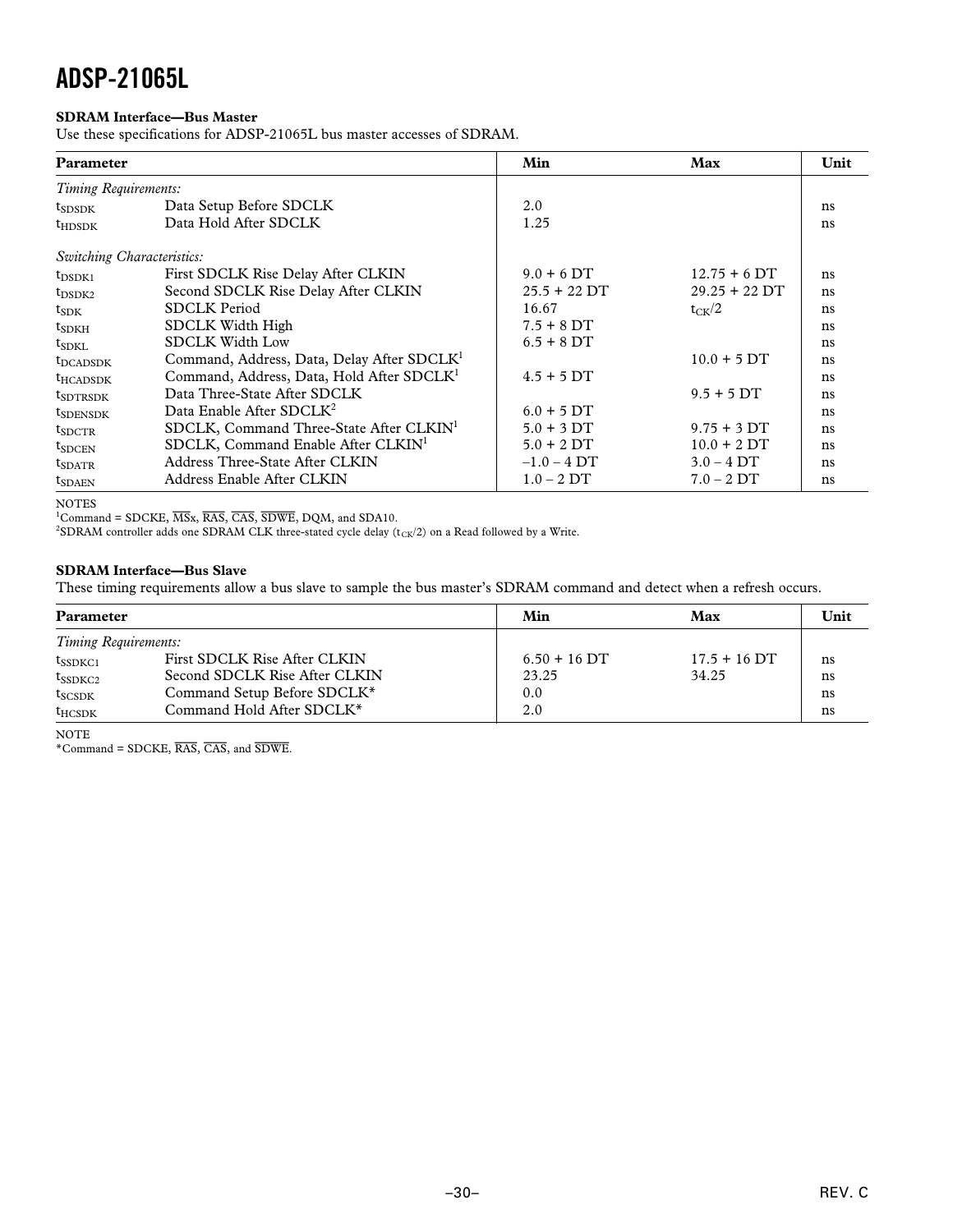### SDRAM Interface—Bus Master

Use these specifications for ADSP-21065L bus master accesses of SDRAM.

| Parameter | | Min | Max | Unit |
|---|---|---|---|---|
| *Timing Requirements:* | | | | |
| $t_{SDSDK}$ | Data Setup Before SDCLK | 2.0 | | ns |
| $t_{HDSDK}$ | Data Hold After SDCLK | 1.25 | | ns |
| *Switching Characteristics:* | | | | |
| $t_{DSDK1}$ | First SDCLK Rise Delay After CLKIN | 9.0 + 6 DT | 12.75 + 6 DT | ns |
| $t_{DSDK2}$ | Second SDCLK Rise Delay After CLKIN | 25.5 + 22 DT | 29.25 + 22 DT | ns |
| $t_{SDK}$ | SDCLK Period | 16.67 | $t_{CK}/2$ | ns |
| $t_{SDKH}$ | SDCLK Width High | 7.5 + 8 DT | | ns |
| $t_{SDKL}$ | SDCLK Width Low | 6.5 + 8 DT | | ns |
| $t_{DCADSDK}$ | Command, Address, Data, Delay After SDCLK[1] | | 10.0 + 5 DT | ns |
| $t_{HCADSDK}$ | Command, Address, Data, Hold After SDCLK[1] | 4.5 + 5 DT | | ns |
| $t_{SDTRSDK}$ | Data Three-State After SDCLK | | 9.5 + 5 DT | ns |
| $t_{SDENSDK}$ | Data Enable After SDCLK[2] | 6.0 + 5 DT | | ns |
| $t_{SDCTR}$ | SDCLK, Command Three-State After CLKIN[1] | 5.0 + 3 DT | 9.75 + 3 DT | ns |
| $t_{SDCEN}$ | SDCLK, Command Enable After CLKIN[1] | 5.0 + 2 DT | 10.0 + 2 DT | ns |
| $t_{SDATR}$ | Address Three-State After CLKIN | –1.0 – 4 DT | 3.0 – 4 DT | ns |
| $t_{SDAEN}$ | Address Enable After CLKIN | 1.0 – 2 DT | 7.0 – 2 DT | ns |

NOTES

[1]Command = SDCKE, $\overline{MS}$x, $\overline{RAS}$, $\overline{CAS}$, $\overline{SDWE}$, DQM, and SDA10.

[2]SDRAM controller adds one SDRAM CLK three-stated cycle delay ($t_{CK}/2$) on a Read followed by a Write.

### SDRAM Interface—Bus Slave

These timing requirements allow a bus slave to sample the bus master's SDRAM command and detect when a refresh occurs.

| Parameter | | Min | Max | Unit |
|---|---|---|---|---|
| *Timing Requirements:* | | | | |
| $t_{SSDKC1}$ | First SDCLK Rise After CLKIN | 6.50 + 16 DT | 17.5 + 16 DT | ns |
| $t_{SSDKC2}$ | Second SDCLK Rise After CLKIN | 23.25 | 34.25 | ns |
| $t_{SCSDK}$ | Command Setup Before SDCLK* | 0.0 | | ns |
| $t_{HCSDK}$ | Command Hold After SDCLK* | 2.0 | | ns |

NOTE

*Command = SDCKE, $\overline{RAS}$, $\overline{CAS}$, and $\overline{SDWE}$.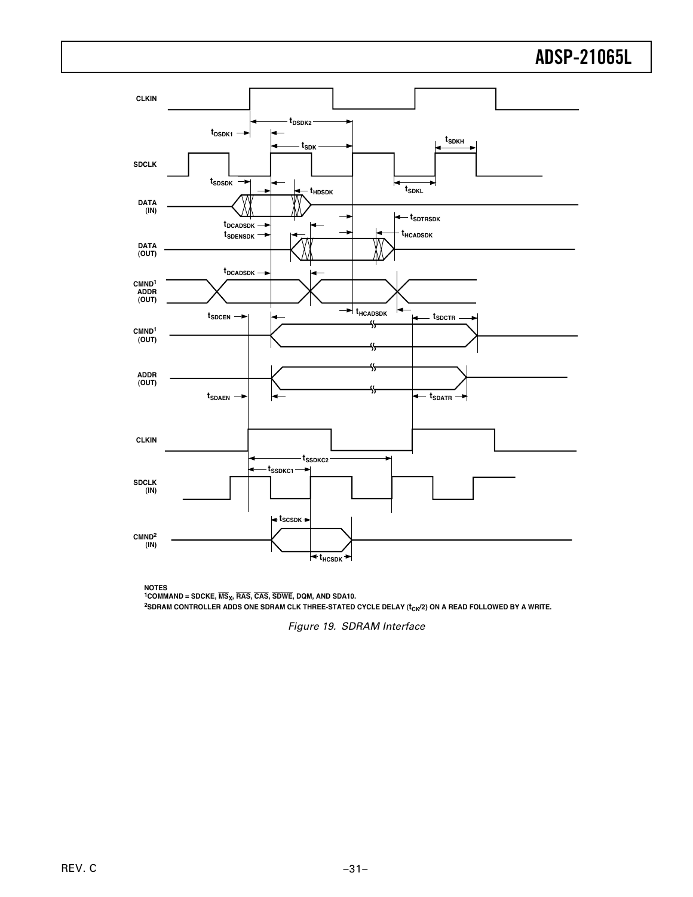NOTES

[1]COMMAND = SDCKE, $\overline{MS_X}$, $\overline{RAS}$, $\overline{CAS}$, $\overline{SDWE}$, DQM, AND SDA10.

[2]SDRAM CONTROLLER ADDS ONE SDRAM CLK THREE-STATED CYCLE DELAY ($t_{CK}/2$) ON A READ FOLLOWED BY A WRITE.

*Figure 19. SDRAM Interface*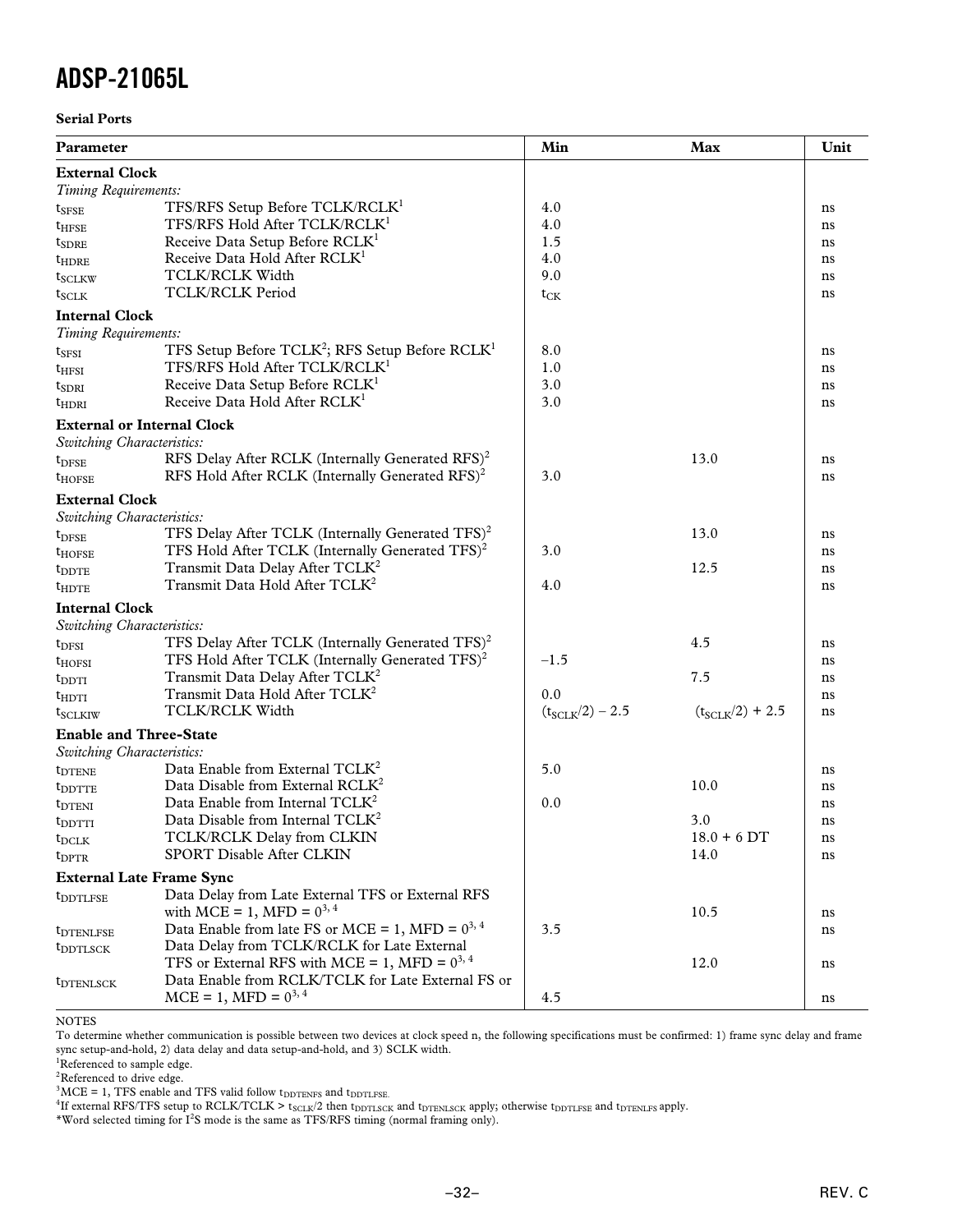**Serial Ports**

| Parameter | | Min | Max | Unit |
|---|---|---|---|---|
| **External Clock** | | | | |
| *Timing Requirements:* | | | | |
| $t_{SFSE}$ | TFS/RFS Setup Before TCLK/RCLK[1] | 4.0 | | ns |
| $t_{HFSE}$ | TFS/RFS Hold After TCLK/RCLK[1] | 4.0 | | ns |
| $t_{SDRE}$ | Receive Data Setup Before RCLK[1] | 1.5 | | ns |
| $t_{HDRE}$ | Receive Data Hold After RCLK[1] | 4.0 | | ns |
| $t_{SCLKW}$ | TCLK/RCLK Width | 9.0 | | ns |
| $t_{SCLK}$ | TCLK/RCLK Period | $t_{CK}$ | | ns |
| **Internal Clock** | | | | |
| *Timing Requirements:* | | | | |
| $t_{SFSI}$ | TFS Setup Before TCLK[2]; RFS Setup Before RCLK[1] | 8.0 | | ns |
| $t_{HFSI}$ | TFS/RFS Hold After TCLK/RCLK[1] | 1.0 | | ns |
| $t_{SDRI}$ | Receive Data Setup Before RCLK[1] | 3.0 | | ns |
| $t_{HDRI}$ | Receive Data Hold After RCLK[1] | 3.0 | | ns |
| **External or Internal Clock** | | | | |
| *Switching Characteristics:* | | | | |
| $t_{DFSE}$ | RFS Delay After RCLK (Internally Generated RFS)[2] | | 13.0 | ns |
| $t_{HOFSE}$ | RFS Hold After RCLK (Internally Generated RFS)[2] | 3.0 | | ns |
| **External Clock** | | | | |
| *Switching Characteristics:* | | | | |
| $t_{DFSE}$ | TFS Delay After TCLK (Internally Generated TFS)[2] | | 13.0 | ns |
| $t_{HOFSE}$ | TFS Hold After TCLK (Internally Generated TFS)[2] | 3.0 | | ns |
| $t_{DDTE}$ | Transmit Data Delay After TCLK[2] | | 12.5 | ns |
| $t_{HDTE}$ | Transmit Data Hold After TCLK[2] | 4.0 | | ns |
| **Internal Clock** | | | | |
| *Switching Characteristics:* | | | | |
| $t_{DFSI}$ | TFS Delay After TCLK (Internally Generated TFS)[2] | | 4.5 | ns |
| $t_{HOFSI}$ | TFS Hold After TCLK (Internally Generated TFS)[2] | –1.5 | | ns |
| $t_{DDTI}$ | Transmit Data Delay After TCLK[2] | | 7.5 | ns |
| $t_{HDTI}$ | Transmit Data Hold After TCLK[2] | 0.0 | | ns |
| $t_{SCLKIW}$ | TCLK/RCLK Width | $(t_{SCLK}/2) - 2.5$ | $(t_{SCLK}/2) + 2.5$ | ns |
| **Enable and Three-State** | | | | |
| *Switching Characteristics:* | | | | |
| $t_{DTENE}$ | Data Enable from External TCLK[2] | 5.0 | | ns |
| $t_{DDTTE}$ | Data Disable from External RCLK[2] | | 10.0 | ns |
| $t_{DTENI}$ | Data Enable from Internal TCLK[2] | 0.0 | | ns |
| $t_{DDTTI}$ | Data Disable from Internal TCLK[2] | | 3.0 | ns |
| $t_{DCLK}$ | TCLK/RCLK Delay from CLKIN | | 18.0 + 6 DT | ns |
| $t_{DPTR}$ | SPORT Disable After CLKIN | | 14.0 | ns |
| **External Late Frame Sync** | | | | |
| $t_{DDTLFSE}$ | Data Delay from Late External TFS or External RFS with MCE = 1, MFD = 0[3,4] | | 10.5 | ns |
| $t_{DTENLFSE}$ | Data Enable from late FS or MCE = 1, MFD = 0[3,4] | 3.5 | | ns |
| $t_{DDTLSCK}$ | Data Delay from TCLK/RCLK for Late External TFS or External RFS with MCE = 1, MFD = 0[3,4] | | 12.0 | ns |
| $t_{DTENLSCK}$ | Data Enable from RCLK/TCLK for Late External FS or MCE = 1, MFD = 0[3,4] | 4.5 | | ns |

NOTES

To determine whether communication is possible between two devices at clock speed n, the following specifications must be confirmed: 1) frame sync delay and frame sync setup-and-hold, 2) data delay and data setup-and-hold, and 3) SCLK width.

[1]Referenced to sample edge.

[2]Referenced to drive edge.

[3]MCE = 1, TFS enable and TFS valid follow $t_{DDTENFS}$ and $t_{DDTLFSE}$.

[4]If external RFS/TFS setup to RCLK/TCLK > $t_{SCLK}/2$ then $t_{DDTLSCK}$ and $t_{DTENLSCK}$ apply; otherwise $t_{DDTLFSE}$ and $t_{DTENLFS}$ apply.

*Word selected timing for I$^2$S mode is the same as TFS/RFS timing (normal framing only).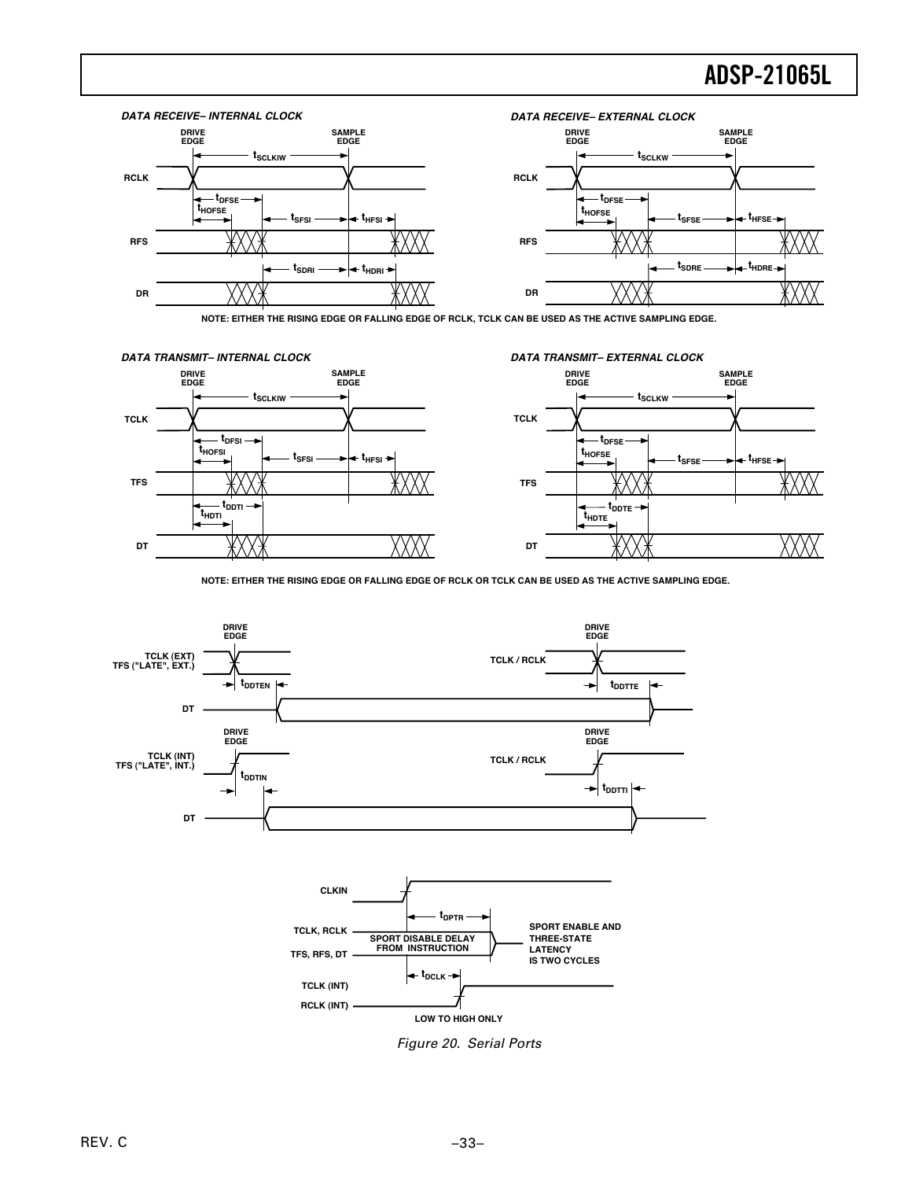**DATA RECEIVE– INTERNAL CLOCK**

DRIVE EDGE, SAMPLE EDGE, $t_{SCLKIW}$, RCLK, $t_{DFSE}$, $t_{HOFSE}$, $t_{SFSI}$, $t_{HFSI}$, RFS, $t_{SDRI}$, $t_{HDRI}$, DR

**DATA RECEIVE– EXTERNAL CLOCK**

DRIVE EDGE, SAMPLE EDGE, $t_{SCLKW}$, RCLK, $t_{DFSE}$, $t_{HOFSE}$, $t_{SFSE}$, $t_{HFSE}$, RFS, $t_{SDRE}$, $t_{HDRE}$, DR

**NOTE: EITHER THE RISING EDGE OR FALLING EDGE OF RCLK, TCLK CAN BE USED AS THE ACTIVE SAMPLING EDGE.**

**DATA TRANSMIT– INTERNAL CLOCK**

DRIVE EDGE, SAMPLE EDGE, $t_{SCLKIW}$, TCLK, $t_{DFSI}$, $t_{HOFSI}$, $t_{SFSI}$, $t_{HFSI}$, TFS, $t_{DDTI}$, $t_{HDTI}$, DT

**DATA TRANSMIT– EXTERNAL CLOCK**

DRIVE EDGE, SAMPLE EDGE, $t_{SCLKW}$, TCLK, $t_{DFSE}$, $t_{HOFSE}$, $t_{SFSE}$, $t_{HFSE}$, TFS, $t_{DDTE}$, $t_{HDTE}$, DT

**NOTE: EITHER THE RISING EDGE OR FALLING EDGE OF RCLK OR TCLK CAN BE USED AS THE ACTIVE SAMPLING EDGE.**

DRIVE EDGE, TCLK (EXT), TFS ("LATE", EXT.), $t_{DDTEN}$, DT, DRIVE EDGE, TCLK / RCLK, $t_{DDTTE}$

DRIVE EDGE, TCLK (INT), TFS ("LATE", INT.), $t_{DDTIN}$, DT, DRIVE EDGE, TCLK / RCLK, $t_{DDTTI}$

CLKIN, $t_{DPTR}$, TCLK, RCLK, TFS, RFS, DT, SPORT DISABLE DELAY FROM INSTRUCTION, SPORT ENABLE AND THREE-STATE LATENCY IS TWO CYCLES, $t_{DCLK}$, TCLK (INT), RCLK (INT), LOW TO HIGH ONLY

*Figure 20. Serial Ports*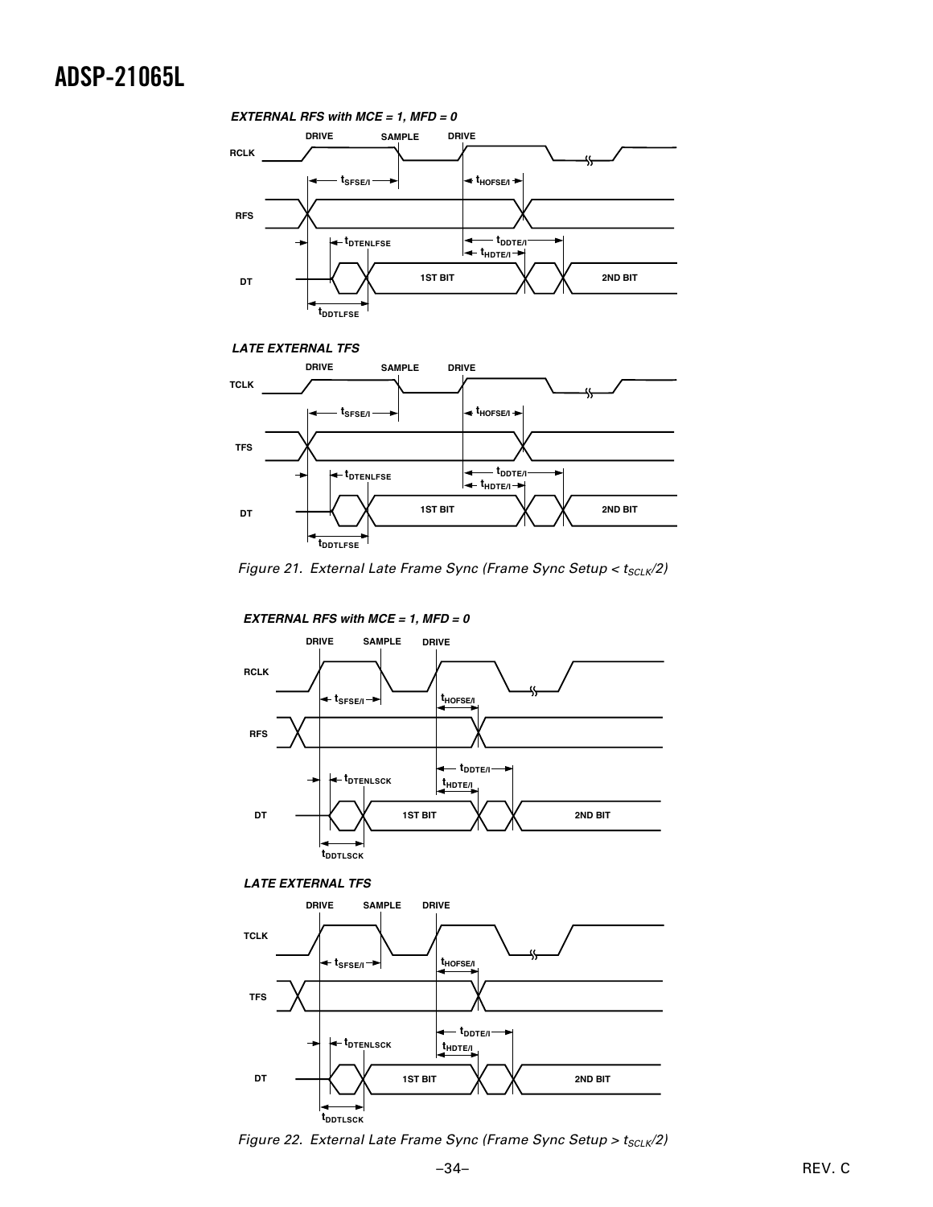**EXTERNAL RFS with MCE = 1, MFD = 0**

DRIVE SAMPLE DRIVE

RCLK

$t_{SFSE/I}$ $t_{HOFSE/I}$

RFS

$t_{DTENLFSE}$ $t_{DDTE/I}$ $t_{HDTE/I}$

DT 1ST BIT 2ND BIT

$t_{DDTLFSE}$

**LATE EXTERNAL TFS**

DRIVE SAMPLE DRIVE

TCLK

$t_{SFSE/I}$ $t_{HOFSE/I}$

TFS

$t_{DTENLFSE}$ $t_{DDTE/I}$ $t_{HDTE/I}$

DT 1ST BIT 2ND BIT

$t_{DDTLFSE}$

*Figure 21. External Late Frame Sync (Frame Sync Setup < $t_{SCLK}$/2)*

**EXTERNAL RFS with MCE = 1, MFD = 0**

DRIVE SAMPLE DRIVE

RCLK

$t_{SFSE/I}$ $t_{HOFSE/I}$

RFS

$t_{DTENLSCK}$ $t_{DDTE/I}$ $t_{HDTE/I}$

DT 1ST BIT 2ND BIT

$t_{DDTLSCK}$

**LATE EXTERNAL TFS**

DRIVE SAMPLE DRIVE

TCLK

$t_{SFSE/I}$ $t_{HOFSE/I}$

TFS

$t_{DTENLSCK}$ $t_{DDTE/I}$ $t_{HDTE/I}$

DT 1ST BIT 2ND BIT

$t_{DDTLSCK}$

*Figure 22. External Late Frame Sync (Frame Sync Setup > $t_{SCLK}$/2)*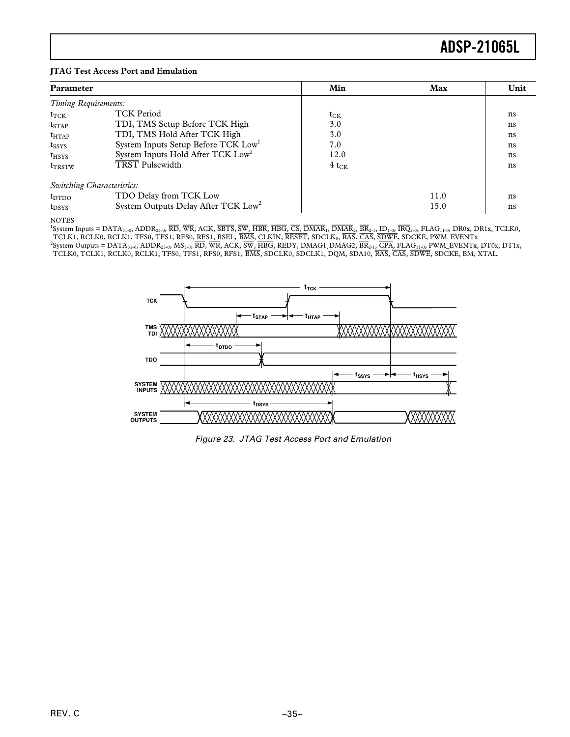### JTAG Test Access Port and Emulation

| Parameter | | Min | Max | Unit |
|---|---|---|---|---|
| *Timing Requirements:* | | | | |
| $t_{TCK}$ | TCK Period | $t_{CK}$ | | ns |
| $t_{STAP}$ | TDI, TMS Setup Before TCK High | 3.0 | | ns |
| $t_{HTAP}$ | TDI, TMS Hold After TCK High | 3.0 | | ns |
| $t_{SSYS}$ | System Inputs Setup Before TCK Low[1] | 7.0 | | ns |
| $t_{HSYS}$ | System Inputs Hold After TCK Low[1] | 12.0 | | ns |
| $t_{TRSTW}$ | TRST Pulsewidth | 4 $t_{CK}$ | | ns |
| *Switching Characteristics:* | | | | |
| $t_{DTDO}$ | TDO Delay from TCK Low | | 11.0 | ns |
| $t_{DSYS}$ | System Outputs Delay After TCK Low[2] | | 15.0 | ns |

NOTES

[1]System Inputs = $DATA_{31-0}$, $ADDR_{23-0}$, RD, WR, ACK, SBTS, SW, HBR, HBG, CS, $DMAR_1$, $DMAR_2$, $BR_{2-1}$, $ID_{1-0}$, $IRQ_{2-0}$, $FLAG_{11-0}$, DR0x, DR1x, TCLK0, TCLK1, RCLK0, RCLK1, TFS0, TFS1, RFS0, RFS1, BSEL, BMS, CLKIN, RESET, $SDCLK_0$, RAS, CAS, SDWE, SDCKE, PWM_EVENTx.

[2]System Outputs = $DATA_{31-0}$, $ADDR_{23-0}$, $MS_{3-0}$, RD, WR, ACK, SW, HBG, REDY, DMAG1, DMAG2, $BR_{2-1}$, CPA, $FLAG_{11-0}$, PWM_EVENTx, DT0x, DT1x, TCLK0, TCLK1, RCLK0, RCLK1, TFS0, TFS1, RFS0, RFS1, BMS, SDCLK0, SDCLK1, DQM, SDA10, RAS, CAS, SDWE, SDCKE, BM, XTAL.

*Figure 23. JTAG Test Access Port and Emulation*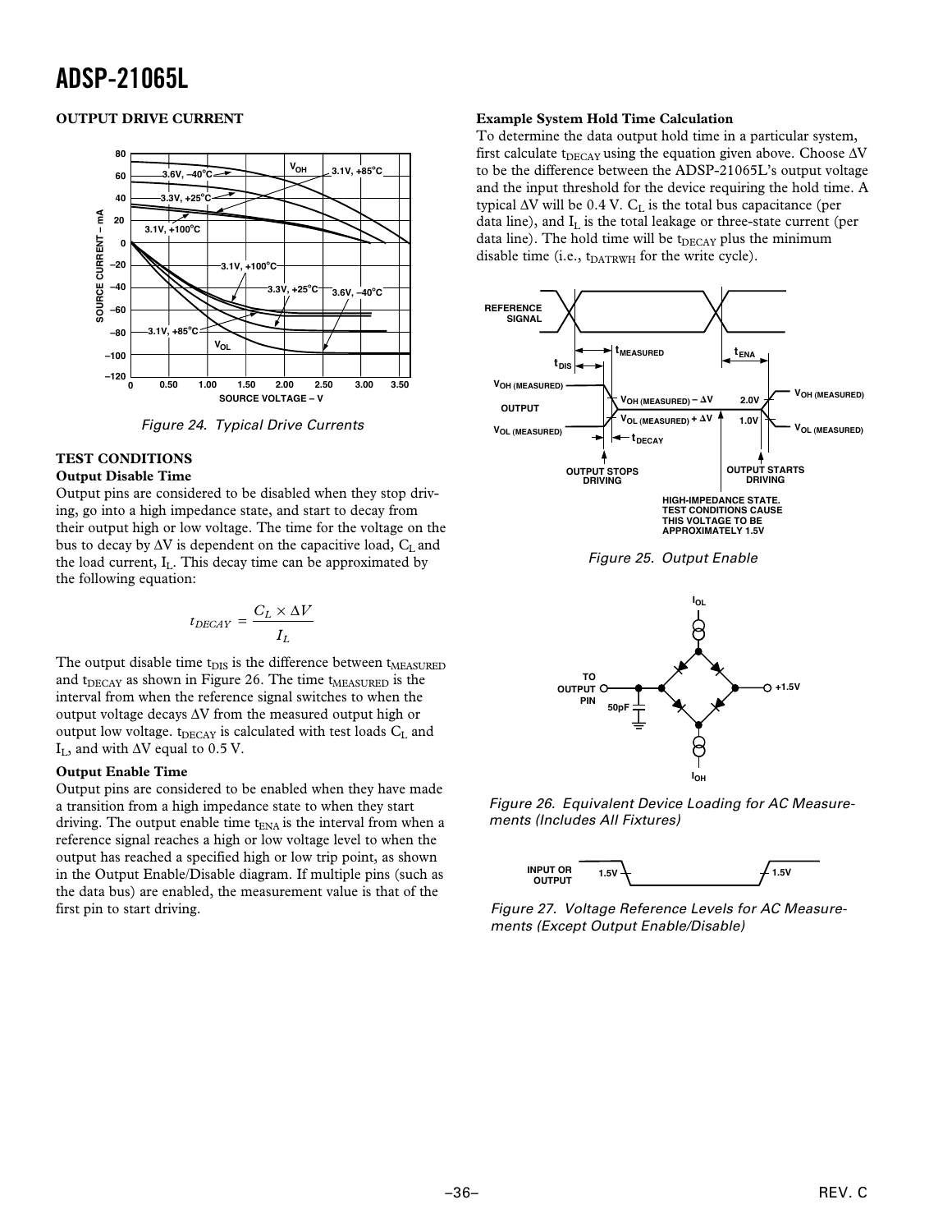## OUTPUT DRIVE CURRENT

Figure 24. Typical Drive Currents

## TEST CONDITIONS

### Output Disable Time

Output pins are considered to be disabled when they stop driving, go into a high impedance state, and start to decay from their output high or low voltage. The time for the voltage on the bus to decay by $\Delta V$ is dependent on the capacitive load, $C_L$ and the load current, $I_L$. This decay time can be approximated by the following equation:

$$t_{DECAY} = \frac{C_L \times \Delta V}{I_L}$$

The output disable time $t_{DIS}$ is the difference between $t_{MEASURED}$ and $t_{DECAY}$ as shown in Figure 26. The time $t_{MEASURED}$ is the interval from when the reference signal switches to when the output voltage decays $\Delta V$ from the measured output high or output low voltage. $t_{DECAY}$ is calculated with test loads $C_L$ and $I_L$, and with $\Delta V$ equal to 0.5 V.

### Output Enable Time

Output pins are considered to be enabled when they have made a transition from a high impedance state to when they start driving. The output enable time $t_{ENA}$ is the interval from when a reference signal reaches a high or low voltage level to when the output has reached a specified high or low trip point, as shown in the Output Enable/Disable diagram. If multiple pins (such as the data bus) are enabled, the measurement value is that of the first pin to start driving.

### Example System Hold Time Calculation

To determine the data output hold time in a particular system, first calculate $t_{DECAY}$ using the equation given above. Choose $\Delta V$ to be the difference between the ADSP-21065L's output voltage and the input threshold for the device requiring the hold time. A typical $\Delta V$ will be 0.4 V. $C_L$ is the total bus capacitance (per data line), and $I_L$ is the total leakage or three-state current (per data line). The hold time will be $t_{DECAY}$ plus the minimum disable time (i.e., $t_{DATRWH}$ for the write cycle).

Figure 25. Output Enable

Figure 26. Equivalent Device Loading for AC Measurements (Includes All Fixtures)

Figure 27. Voltage Reference Levels for AC Measurements (Except Output Enable/Disable)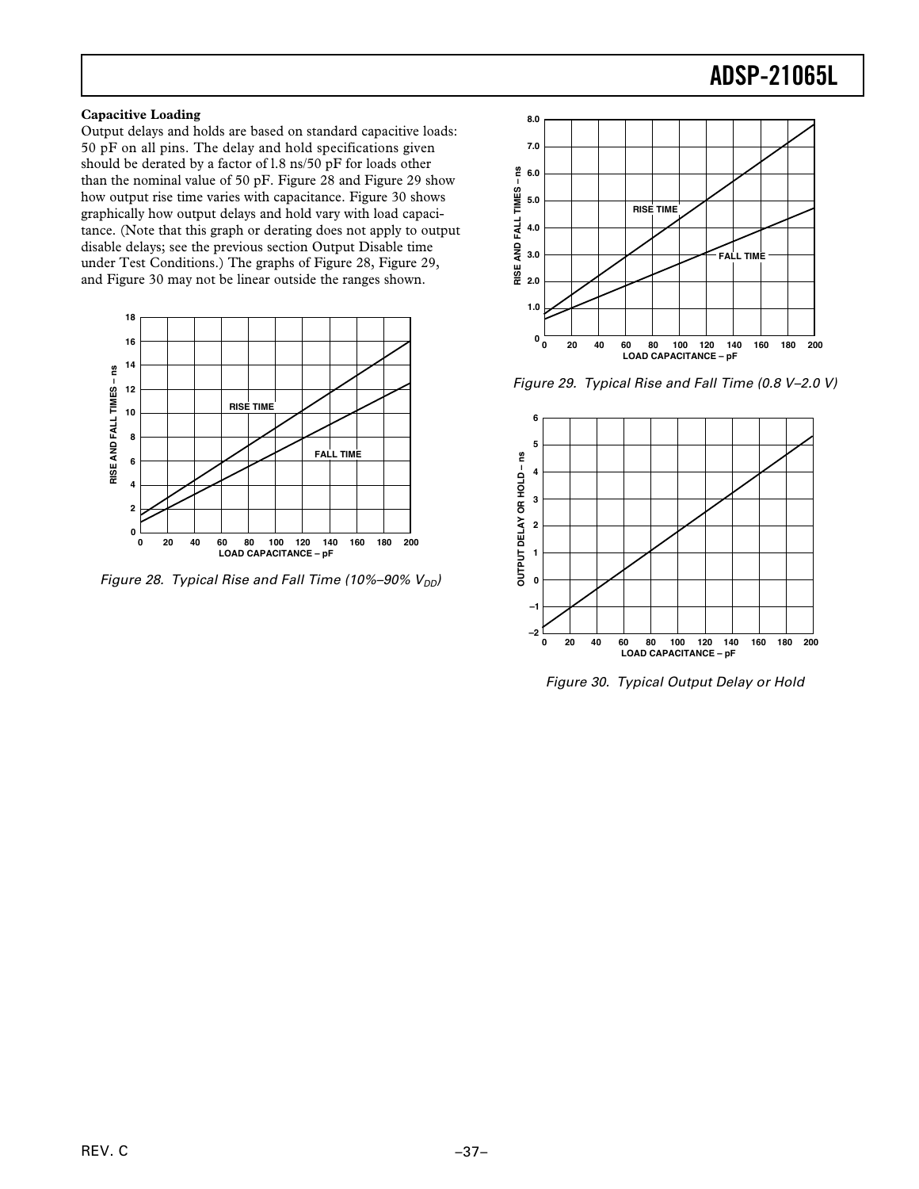### Capacitive Loading

Output delays and holds are based on standard capacitive loads: 50 pF on all pins. The delay and hold specifications given should be derated by a factor of 1.8 ns/50 pF for loads other than the nominal value of 50 pF. Figure 28 and Figure 29 show how output rise time varies with capacitance. Figure 30 shows graphically how output delays and hold vary with load capacitance. (Note that this graph or derating does not apply to output disable delays; see the previous section Output Disable time under Test Conditions.) The graphs of Figure 28, Figure 29, and Figure 30 may not be linear outside the ranges shown.

*Figure 28. Typical Rise and Fall Time (10%–90% $V_{DD}$)*

*Figure 29. Typical Rise and Fall Time (0.8 V–2.0 V)*

*Figure 30. Typical Output Delay or Hold*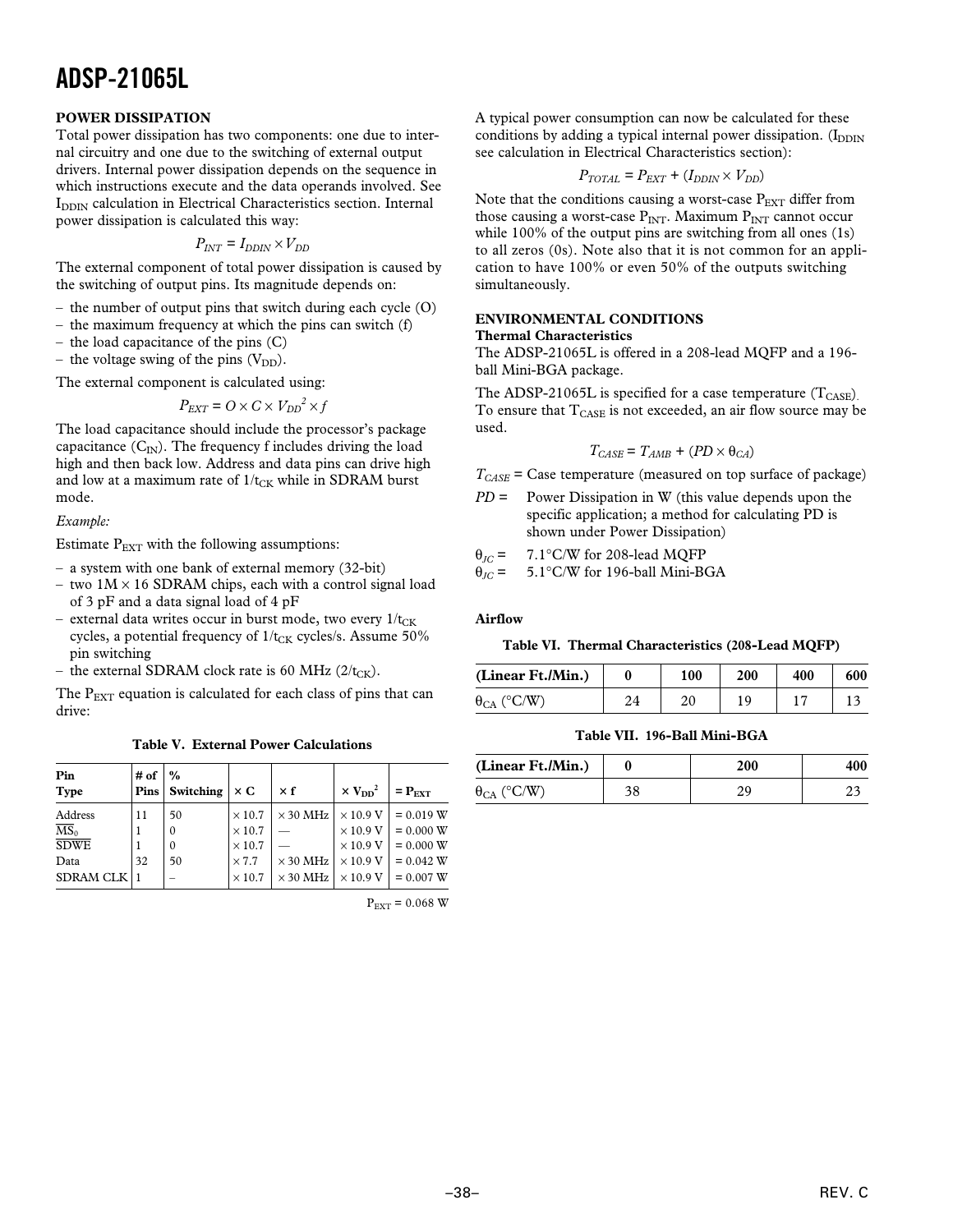## POWER DISSIPATION

Total power dissipation has two components: one due to internal circuitry and one due to the switching of external output drivers. Internal power dissipation depends on the sequence in which instructions execute and the data operands involved. See $I_{DDIN}$ calculation in Electrical Characteristics section. Internal power dissipation is calculated this way:

$$P_{INT} = I_{DDIN} \times V_{DD}$$

The external component of total power dissipation is caused by the switching of output pins. Its magnitude depends on:

- the number of output pins that switch during each cycle (O)
- the maximum frequency at which the pins can switch (f)
- the load capacitance of the pins (C)
- the voltage swing of the pins ($V_{DD}$).

The external component is calculated using:

$$P_{EXT} = O \times C \times V_{DD}^2 \times f$$

The load capacitance should include the processor's package capacitance ($C_{IN}$). The frequency f includes driving the load high and then back low. Address and data pins can drive high and low at a maximum rate of $1/t_{CK}$ while in SDRAM burst mode.

*Example:*

Estimate $P_{EXT}$ with the following assumptions:

- a system with one bank of external memory (32-bit)
- two 1M × 16 SDRAM chips, each with a control signal load of 3 pF and a data signal load of 4 pF
- external data writes occur in burst mode, two every $1/t_{CK}$ cycles, a potential frequency of $1/t_{CK}$ cycles/s. Assume 50% pin switching
- the external SDRAM clock rate is 60 MHz ($2/t_{CK}$).

The $P_{EXT}$ equation is calculated for each class of pins that can drive:

**Table V. External Power Calculations**

| Pin Type | # of Pins | % Switching | × C | × f | × $V_{DD}^2$ | = $P_{EXT}$ |
|---|---|---|---|---|---|---|
| Address | 11 | 50 | × 10.7 | × 30 MHz | × 10.9 V | = 0.019 W |
| $\overline{MS_0}$ | 1 | 0 | × 10.7 | — | × 10.9 V | = 0.000 W |
| $\overline{SDWE}$ | 1 | 0 | × 10.7 | — | × 10.9 V | = 0.000 W |
| Data | 32 | 50 | × 7.7 | × 30 MHz | × 10.9 V | = 0.042 W |
| SDRAM CLK | 1 | – | × 10.7 | × 30 MHz | × 10.9 V | = 0.007 W |

$P_{EXT}$ = 0.068 W

A typical power consumption can now be calculated for these conditions by adding a typical internal power dissipation. ($I_{DDIN}$ see calculation in Electrical Characteristics section):

$$P_{TOTAL} = P_{EXT} + (I_{DDIN} \times V_{DD})$$

Note that the conditions causing a worst-case $P_{EXT}$ differ from those causing a worst-case $P_{INT}$. Maximum $P_{INT}$ cannot occur while 100% of the output pins are switching from all ones (1s) to all zeros (0s). Note also that it is not common for an application to have 100% or even 50% of the outputs switching simultaneously.

## ENVIRONMENTAL CONDITIONS

### Thermal Characteristics

The ADSP-21065L is offered in a 208-lead MQFP and a 196-ball Mini-BGA package.

The ADSP-21065L is specified for a case temperature ($T_{CASE}$). To ensure that $T_{CASE}$ is not exceeded, an air flow source may be used.

$$T_{CASE} = T_{AMB} + (PD \times \theta_{CA})$$

$T_{CASE}$ = Case temperature (measured on top surface of package)

$PD$ = Power Dissipation in W (this value depends upon the specific application; a method for calculating PD is shown under Power Dissipation)

$\theta_{JC}$ = 7.1°C/W for 208-lead MQFP

$\theta_{JC}$ = 5.1°C/W for 196-ball Mini-BGA

### Airflow

**Table VI. Thermal Characteristics (208-Lead MQFP)**

| (Linear Ft./Min.) | 0 | 100 | 200 | 400 | 600 |
|---|---|---|---|---|---|
| $\theta_{CA}$ (°C/W) | 24 | 20 | 19 | 17 | 13 |

**Table VII. 196-Ball Mini-BGA**

| (Linear Ft./Min.) | 0 | 200 | 400 |
|---|---|---|---|
| $\theta_{CA}$ (°C/W) | 38 | 29 | 23 |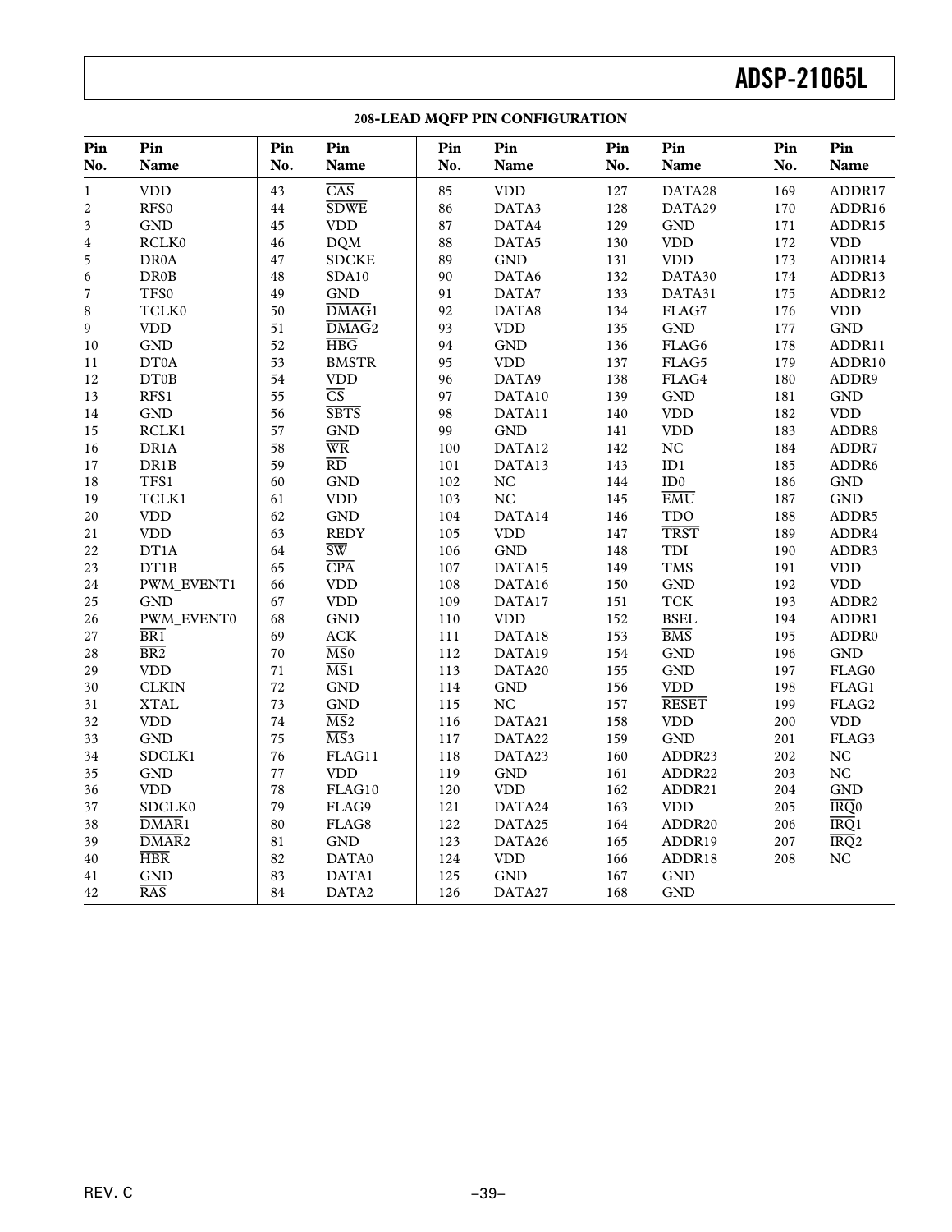## 208-LEAD MQFP PIN CONFIGURATION

| Pin No. | Pin Name | Pin No. | Pin Name | Pin No. | Pin Name | Pin No. | Pin Name | Pin No. | Pin Name |
|---|---|---|---|---|---|---|---|---|---|
| 1 | VDD | 43 | $\overline{\text{CAS}}$ | 85 | VDD | 127 | DATA28 | 169 | ADDR17 |
| 2 | RFS0 | 44 | $\overline{\text{SDWE}}$ | 86 | DATA3 | 128 | DATA29 | 170 | ADDR16 |
| 3 | GND | 45 | VDD | 87 | DATA4 | 129 | GND | 171 | ADDR15 |
| 4 | RCLK0 | 46 | DQM | 88 | DATA5 | 130 | VDD | 172 | VDD |
| 5 | DR0A | 47 | SDCKE | 89 | GND | 131 | VDD | 173 | ADDR14 |
| 6 | DR0B | 48 | SDA10 | 90 | DATA6 | 132 | DATA30 | 174 | ADDR13 |
| 7 | TFS0 | 49 | GND | 91 | DATA7 | 133 | DATA31 | 175 | ADDR12 |
| 8 | TCLK0 | 50 | $\overline{\text{DMAG}}$1 | 92 | DATA8 | 134 | FLAG7 | 176 | VDD |
| 9 | VDD | 51 | $\overline{\text{DMAG}}$2 | 93 | VDD | 135 | GND | 177 | GND |
| 10 | GND | 52 | $\overline{\text{HBG}}$ | 94 | GND | 136 | FLAG6 | 178 | ADDR11 |
| 11 | DT0A | 53 | BMSTR | 95 | VDD | 137 | FLAG5 | 179 | ADDR10 |
| 12 | DT0B | 54 | VDD | 96 | DATA9 | 138 | FLAG4 | 180 | ADDR9 |
| 13 | RFS1 | 55 | $\overline{\text{CS}}$ | 97 | DATA10 | 139 | GND | 181 | GND |
| 14 | GND | 56 | $\overline{\text{SBTS}}$ | 98 | DATA11 | 140 | VDD | 182 | VDD |
| 15 | RCLK1 | 57 | GND | 99 | GND | 141 | VDD | 183 | ADDR8 |
| 16 | DR1A | 58 | $\overline{\text{WR}}$ | 100 | DATA12 | 142 | NC | 184 | ADDR7 |
| 17 | DR1B | 59 | $\overline{\text{RD}}$ | 101 | DATA13 | 143 | ID1 | 185 | ADDR6 |
| 18 | TFS1 | 60 | GND | 102 | NC | 144 | ID0 | 186 | GND |
| 19 | TCLK1 | 61 | VDD | 103 | NC | 145 | $\overline{\text{EMU}}$ | 187 | GND |
| 20 | VDD | 62 | GND | 104 | DATA14 | 146 | TDO | 188 | ADDR5 |
| 21 | VDD | 63 | REDY | 105 | VDD | 147 | $\overline{\text{TRST}}$ | 189 | ADDR4 |
| 22 | DT1A | 64 | $\overline{\text{SW}}$ | 106 | GND | 148 | TDI | 190 | ADDR3 |
| 23 | DT1B | 65 | $\overline{\text{CPA}}$ | 107 | DATA15 | 149 | TMS | 191 | VDD |
| 24 | PWM_EVENT1 | 66 | VDD | 108 | DATA16 | 150 | GND | 192 | VDD |
| 25 | GND | 67 | VDD | 109 | DATA17 | 151 | TCK | 193 | ADDR2 |
| 26 | PWM_EVENT0 | 68 | GND | 110 | VDD | 152 | BSEL | 194 | ADDR1 |
| 27 | $\overline{\text{BR1}}$ | 69 | ACK | 111 | DATA18 | 153 | $\overline{\text{BMS}}$ | 195 | ADDR0 |
| 28 | $\overline{\text{BR2}}$ | 70 | $\overline{\text{MS}}$0 | 112 | DATA19 | 154 | GND | 196 | GND |
| 29 | VDD | 71 | $\overline{\text{MS}}$1 | 113 | DATA20 | 155 | GND | 197 | FLAG0 |
| 30 | CLKIN | 72 | GND | 114 | GND | 156 | VDD | 198 | FLAG1 |
| 31 | XTAL | 73 | GND | 115 | NC | 157 | $\overline{\text{RESET}}$ | 199 | FLAG2 |
| 32 | VDD | 74 | $\overline{\text{MS}}$2 | 116 | DATA21 | 158 | VDD | 200 | VDD |
| 33 | GND | 75 | $\overline{\text{MS}}$3 | 117 | DATA22 | 159 | GND | 201 | FLAG3 |
| 34 | SDCLK1 | 76 | FLAG11 | 118 | DATA23 | 160 | ADDR23 | 202 | NC |
| 35 | GND | 77 | VDD | 119 | GND | 161 | ADDR22 | 203 | NC |
| 36 | VDD | 78 | FLAG10 | 120 | VDD | 162 | ADDR21 | 204 | GND |
| 37 | SDCLK0 | 79 | FLAG9 | 121 | DATA24 | 163 | VDD | 205 | $\overline{\text{IRQ}}$0 |
| 38 | $\overline{\text{DMAR}}$1 | 80 | FLAG8 | 122 | DATA25 | 164 | ADDR20 | 206 | $\overline{\text{IRQ}}$1 |
| 39 | $\overline{\text{DMAR}}$2 | 81 | GND | 123 | DATA26 | 165 | ADDR19 | 207 | $\overline{\text{IRQ}}$2 |
| 40 | $\overline{\text{HBR}}$ | 82 | DATA0 | 124 | VDD | 166 | ADDR18 | 208 | NC |
| 41 | GND | 83 | DATA1 | 125 | GND | 167 | GND | | |
| 42 | $\overline{\text{RAS}}$ | 84 | DATA2 | 126 | DATA27 | 168 | GND | | |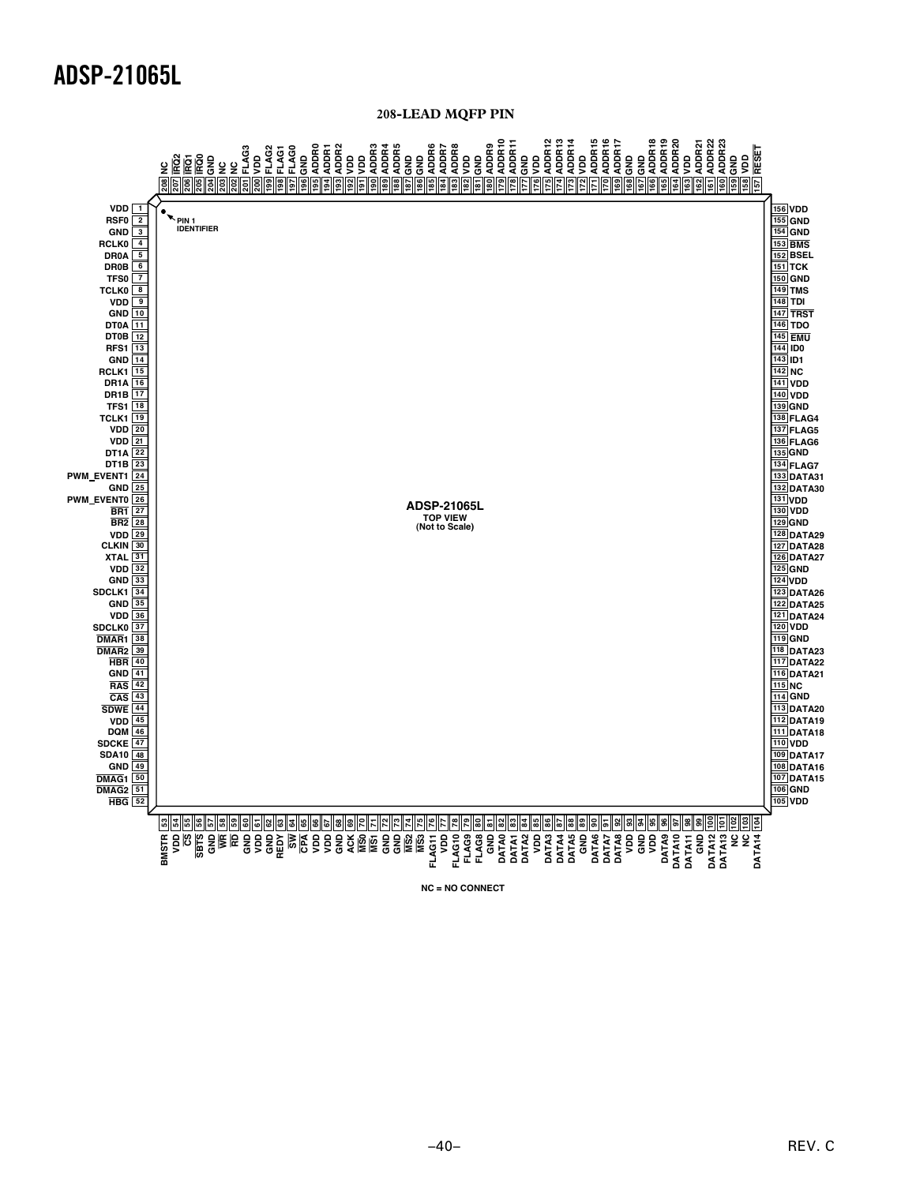## 208-LEAD MQFP PIN

| Pin | Signal | Pin | Signal | Pin | Signal | Pin | Signal |
|---|---|---|---|---|---|---|---|
| 1 | VDD | 53 | BMSTR | 105 | VDD | 157 | RESET |
| 2 | RSF0 | 54 | VDD | 106 | GND | 158 | VDD |
| 3 | GND | 55 | CS | 107 | DATA15 | 159 | GND |
| 4 | RCLK0 | 56 | SBTS | 108 | DATA16 | 160 | ADDR23 |
| 5 | DR0A | 57 | GND | 109 | DATA17 | 161 | ADDR22 |
| 6 | DR0B | 58 | WR | 110 | VDD | 162 | ADDR21 |
| 7 | TFS0 | 59 | RD | 111 | DATA18 | 163 | VDD |
| 8 | TCLK0 | 60 | GND | 112 | DATA19 | 164 | ADDR20 |
| 9 | VDD | 61 | VDD | 113 | DATA20 | 165 | ADDR19 |
| 10 | GND | 62 | GND | 114 | GND | 166 | ADDR18 |
| 11 | DT0A | 63 | REDY | 115 | NC | 167 | GND |
| 12 | DT0B | 64 | SW | 116 | DATA21 | 168 | GND |
| 13 | RFS1 | 65 | CPA | 117 | DATA22 | 169 | ADDR17 |
| 14 | GND | 66 | VDD | 118 | DATA23 | 170 | ADDR16 |
| 15 | RCLK1 | 67 | VDD | 119 | GND | 171 | ADDR15 |
| 16 | DR1A | 68 | GND | 120 | VDD | 172 | VDD |
| 17 | DR1B | 69 | ACK | 121 | DATA24 | 173 | ADDR14 |
| 18 | TFS1 | 70 | MS0 | 122 | DATA25 | 174 | ADDR13 |
| 19 | TCLK1 | 71 | MS1 | 123 | DATA26 | 175 | ADDR12 |
| 20 | VDD | 72 | GND | 124 | VDD | 176 | VDD |
| 21 | VDD | 73 | GND | 125 | GND | 177 | GND |
| 22 | DT1A | 74 | MS2 | 126 | DATA27 | 178 | ADDR11 |
| 23 | DT1B | 75 | MS3 | 127 | DATA28 | 179 | ADDR10 |
| 24 | PWM_EVENT1 | 76 | FLAG11 | 128 | DATA29 | 180 | ADDR9 |
| 25 | GND | 77 | VDD | 129 | GND | 181 | GND |
| 26 | PWM_EVENT0 | 78 | FLAG10 | 130 | VDD | 182 | VDD |
| 27 | BR1 | 79 | FLAG9 | 131 | VDD | 183 | ADDR8 |
| 28 | BR2 | 80 | FLAG8 | 132 | DATA30 | 184 | ADDR7 |
| 29 | VDD | 81 | GND | 133 | DATA31 | 185 | ADDR6 |
| 30 | CLKIN | 82 | DATA0 | 134 | FLAG7 | 186 | GND |
| 31 | XTAL | 83 | DATA1 | 135 | GND | 187 | GND |
| 32 | VDD | 84 | DATA2 | 136 | FLAG6 | 188 | ADDR5 |
| 33 | GND | 85 | VDD | 137 | FLAG5 | 189 | ADDR4 |
| 34 | SDCLK1 | 86 | DATA3 | 138 | FLAG4 | 190 | ADDR3 |
| 35 | GND | 87 | DATA4 | 139 | GND | 191 | VDD |
| 36 | VDD | 88 | DATA5 | 140 | VDD | 192 | VDD |
| 37 | SDCLK0 | 89 | GND | 141 | VDD | 193 | ADDR2 |
| 38 | DMAR1 | 90 | DATA6 | 142 | NC | 194 | ADDR1 |
| 39 | DMAR2 | 91 | DATA7 | 143 | ID1 | 195 | ADDR0 |
| 40 | HBR | 92 | DATA8 | 144 | ID0 | 196 | GND |
| 41 | GND | 93 | VDD | 145 | EMU | 197 | FLAG0 |
| 42 | RAS | 94 | GND | 146 | TDO | 198 | FLAG1 |
| 43 | CAS | 95 | VDD | 147 | TRST | 199 | FLAG2 |
| 44 | SDWE | 96 | DATA9 | 148 | TDI | 200 | VDD |
| 45 | VDD | 97 | DATA10 | 149 | TMS | 201 | FLAG3 |
| 46 | DQM | 98 | DATA11 | 150 | GND | 202 | NC |
| 47 | SDCKE | 99 | GND | 151 | TCK | 203 | NC |
| 48 | SDA10 | 100 | DATA12 | 152 | BSEL | 204 | GND |
| 49 | GND | 101 | DATA13 | 153 | BMS | 205 | IRQ0 |
| 50 | DMAG1 | 102 | NC | 154 | GND | 206 | IRQ1 |
| 51 | DMAG2 | 103 | NC | 155 | GND | 207 | IRQ2 |
| 52 | HBG | 104 | DATA14 | 156 | VDD | 208 | NC |

ADSP-21065L
TOP VIEW
(Not to Scale)

PIN 1 IDENTIFIER

NC = NO CONNECT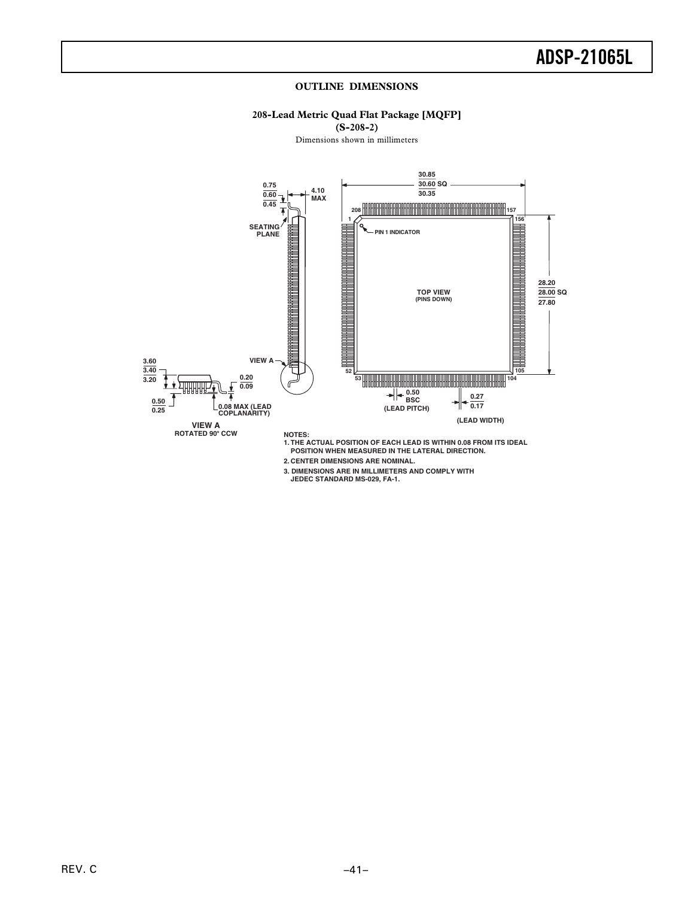## OUTLINE DIMENSIONS

### 208-Lead Metric Quad Flat Package [MQFP] (S-208-2)

Dimensions shown in millimeters

30.85
30.60 SQ
30.35

0.75
0.60
0.45

4.10 MAX

SEATING PLANE

208 157
1 156

PIN 1 INDICATOR

TOP VIEW
(PINS DOWN)

28.20
28.00 SQ
27.80

VIEW A

52 105
53 104

3.60
3.40
3.20

0.20
0.09

0.50
0.25

0.08 MAX (LEAD COPLANARITY)

VIEW A
ROTATED 90° CCW

0.50 BSC (LEAD PITCH)

0.27
0.17
(LEAD WIDTH)

NOTES:

1. THE ACTUAL POSITION OF EACH LEAD IS WITHIN 0.08 FROM ITS IDEAL POSITION WHEN MEASURED IN THE LATERAL DIRECTION.
2. CENTER DIMENSIONS ARE NOMINAL.
3. DIMENSIONS ARE IN MILLIMETERS AND COMPLY WITH JEDEC STANDARD MS-029, FA-1.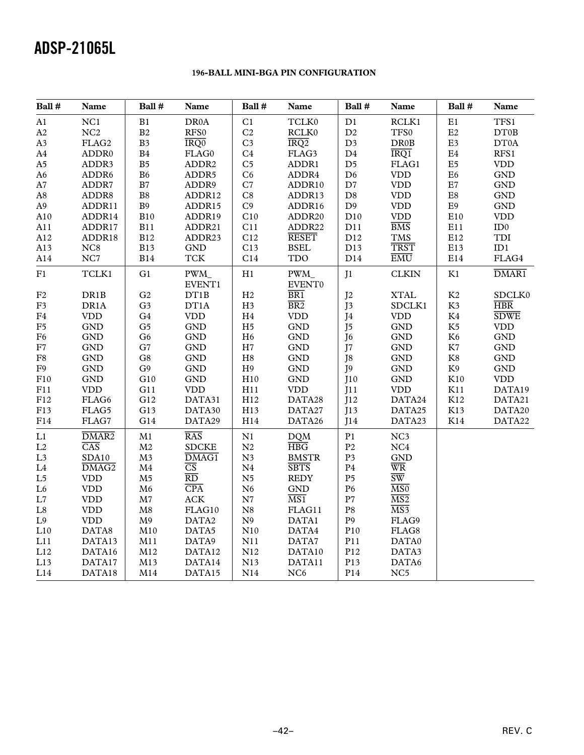### 196-BALL MINI-BGA PIN CONFIGURATION

| Ball # | Name | Ball # | Name | Ball # | Name | Ball # | Name | Ball # | Name |
|---|---|---|---|---|---|---|---|---|---|
| A1 | NC1 | B1 | DR0A | C1 | TCLK0 | D1 | RCLK1 | E1 | TFS1 |
| A2 | NC2 | B2 | RFS0 | C2 | RCLK0 | D2 | TFS0 | E2 | DT0B |
| A3 | FLAG2 | B3 | $\overline{\text{IRQ0}}$ | C3 | $\overline{\text{IRQ2}}$ | D3 | DR0B | E3 | DT0A |
| A4 | ADDR0 | B4 | FLAG0 | C4 | FLAG3 | D4 | $\overline{\text{IRQ1}}$ | E4 | RFS1 |
| A5 | ADDR3 | B5 | ADDR2 | C5 | ADDR1 | D5 | FLAG1 | E5 | VDD |
| A6 | ADDR6 | B6 | ADDR5 | C6 | ADDR4 | D6 | VDD | E6 | GND |
| A7 | ADDR7 | B7 | ADDR9 | C7 | ADDR10 | D7 | VDD | E7 | GND |
| A8 | ADDR8 | B8 | ADDR12 | C8 | ADDR13 | D8 | VDD | E8 | GND |
| A9 | ADDR11 | B9 | ADDR15 | C9 | ADDR16 | D9 | VDD | E9 | GND |
| A10 | ADDR14 | B10 | ADDR19 | C10 | ADDR20 | D10 | VDD | E10 | VDD |
| A11 | ADDR17 | B11 | ADDR21 | C11 | ADDR22 | D11 | $\overline{\text{BMS}}$ | E11 | ID0 |
| A12 | ADDR18 | B12 | ADDR23 | C12 | $\overline{\text{RESET}}$ | D12 | TMS | E12 | TDI |
| A13 | NC8 | B13 | GND | C13 | BSEL | D13 | $\overline{\text{TRST}}$ | E13 | ID1 |
| A14 | NC7 | B14 | TCK | C14 | TDO | D14 | $\overline{\text{EMU}}$ | E14 | FLAG4 |
| F1 | TCLK1 | G1 | PWM_ EVENT1 | H1 | PWM_ EVENT0 | J1 | CLKIN | K1 | $\overline{\text{DMAR1}}$ |
| F2 | DR1B | G2 | DT1B | H2 | $\overline{\text{BR1}}$ | J2 | XTAL | K2 | SDCLK0 |
| F3 | DR1A | G3 | DT1A | H3 | $\overline{\text{BR2}}$ | J3 | SDCLK1 | K3 | $\overline{\text{HBR}}$ |
| F4 | VDD | G4 | VDD | H4 | VDD | J4 | VDD | K4 | $\overline{\text{SDWE}}$ |
| F5 | GND | G5 | GND | H5 | GND | J5 | GND | K5 | VDD |
| F6 | GND | G6 | GND | H6 | GND | J6 | GND | K6 | GND |
| F7 | GND | G7 | GND | H7 | GND | J7 | GND | K7 | GND |
| F8 | GND | G8 | GND | H8 | GND | J8 | GND | K8 | GND |
| F9 | GND | G9 | GND | H9 | GND | J9 | GND | K9 | GND |
| F10 | GND | G10 | GND | H10 | GND | J10 | GND | K10 | VDD |
| F11 | VDD | G11 | VDD | H11 | VDD | J11 | VDD | K11 | DATA19 |
| F12 | FLAG6 | G12 | DATA31 | H12 | DATA28 | J12 | DATA24 | K12 | DATA21 |
| F13 | FLAG5 | G13 | DATA30 | H13 | DATA27 | J13 | DATA25 | K13 | DATA20 |
| F14 | FLAG7 | G14 | DATA29 | H14 | DATA26 | J14 | DATA23 | K14 | DATA22 |
| L1 | $\overline{\text{DMAR2}}$ | M1 | $\overline{\text{RAS}}$ | N1 | DQM | P1 | NC3 | | |
| L2 | $\overline{\text{CAS}}$ | M2 | SDCKE | N2 | $\overline{\text{HBG}}$ | P2 | NC4 | | |
| L3 | SDA10 | M3 | $\overline{\text{DMAG1}}$ | N3 | BMSTR | P3 | GND | | |
| L4 | $\overline{\text{DMAG2}}$ | M4 | $\overline{\text{CS}}$ | N4 | $\overline{\text{SBTS}}$ | P4 | $\overline{\text{WR}}$ | | |
| L5 | VDD | M5 | $\overline{\text{RD}}$ | N5 | REDY | P5 | $\overline{\text{SW}}$ | | |
| L6 | VDD | M6 | $\overline{\text{CPA}}$ | N6 | GND | P6 | $\overline{\text{MS0}}$ | | |
| L7 | VDD | M7 | ACK | N7 | $\overline{\text{MS1}}$ | P7 | $\overline{\text{MS2}}$ | | |
| L8 | VDD | M8 | FLAG10 | N8 | FLAG11 | P8 | $\overline{\text{MS3}}$ | | |
| L9 | VDD | M9 | DATA2 | N9 | DATA1 | P9 | FLAG9 | | |
| L10 | DATA8 | M10 | DATA5 | N10 | DATA4 | P10 | FLAG8 | | |
| L11 | DATA13 | M11 | DATA9 | N11 | DATA7 | P11 | DATA0 | | |
| L12 | DATA16 | M12 | DATA12 | N12 | DATA10 | P12 | DATA3 | | |
| L13 | DATA17 | M13 | DATA14 | N13 | DATA11 | P13 | DATA6 | | |
| L14 | DATA18 | M14 | DATA15 | N14 | NC6 | P14 | NC5 | | |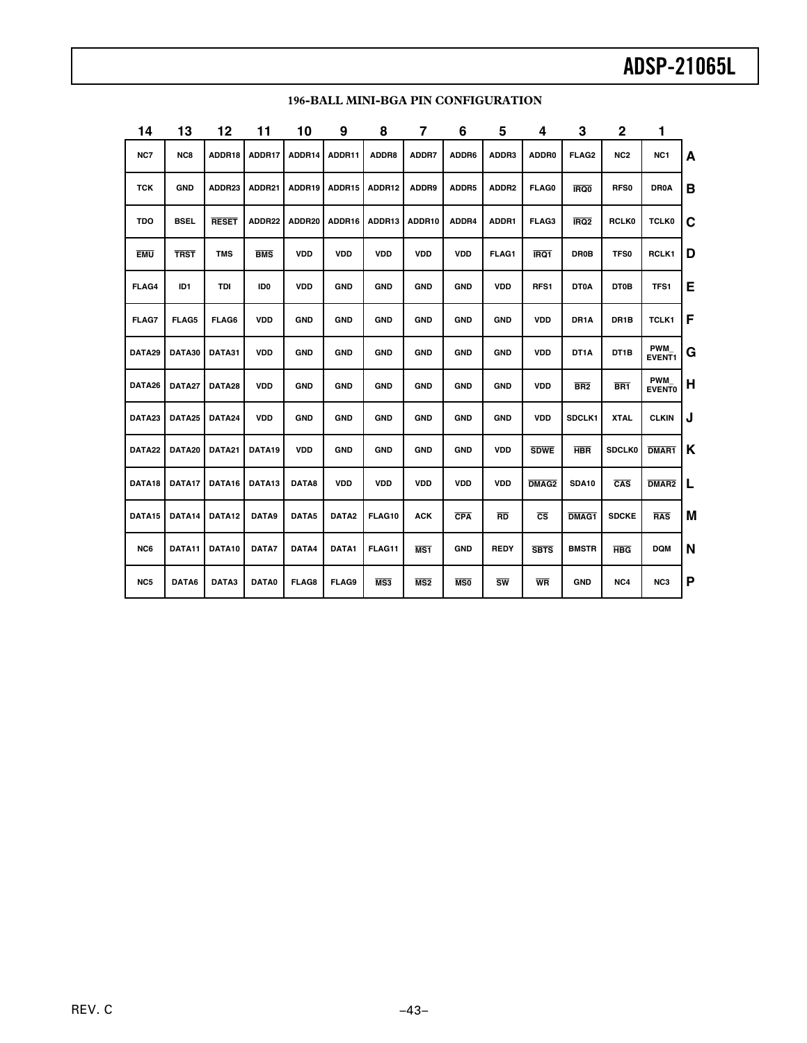**196-BALL MINI-BGA PIN CONFIGURATION**

| | 14 | 13 | 12 | 11 | 10 | 9 | 8 | 7 | 6 | 5 | 4 | 3 | 2 | 1 |
|---|---|---|---|---|---|---|---|---|---|---|---|---|---|---|
| A | NC7 | NC8 | ADDR18 | ADDR17 | ADDR14 | ADDR11 | ADDR8 | ADDR7 | ADDR6 | ADDR3 | ADDR0 | FLAG2 | NC2 | NC1 |
| B | TCK | GND | ADDR23 | ADDR21 | ADDR19 | ADDR15 | ADDR12 | ADDR9 | ADDR5 | ADDR2 | FLAG0 | $\overline{\text{IRQ0}}$ | RFS0 | DR0A |
| C | TDO | BSEL | $\overline{\text{RESET}}$ | ADDR22 | ADDR20 | ADDR16 | ADDR13 | ADDR10 | ADDR4 | ADDR1 | FLAG3 | $\overline{\text{IRQ2}}$ | RCLK0 | TCLK0 |
| D | $\overline{\text{EMU}}$ | $\overline{\text{TRST}}$ | TMS | $\overline{\text{BMS}}$ | VDD | VDD | VDD | VDD | VDD | FLAG1 | $\overline{\text{IRQ1}}$ | DR0B | TFS0 | RCLK1 |
| E | FLAG4 | ID1 | TDI | ID0 | VDD | GND | GND | GND | GND | VDD | RFS1 | DT0A | DT0B | TFS1 |
| F | FLAG7 | FLAG5 | FLAG6 | VDD | GND | GND | GND | GND | GND | GND | VDD | DR1A | DR1B | TCLK1 |
| G | DATA29 | DATA30 | DATA31 | VDD | GND | GND | GND | GND | GND | GND | VDD | DT1A | DT1B | PWM_EVENT1 |
| H | DATA26 | DATA27 | DATA28 | VDD | GND | GND | GND | GND | GND | GND | VDD | $\overline{\text{BR2}}$ | $\overline{\text{BR1}}$ | PWM_EVENT0 |
| J | DATA23 | DATA25 | DATA24 | VDD | GND | GND | GND | GND | GND | GND | VDD | SDCLK1 | XTAL | CLKIN |
| K | DATA22 | DATA20 | DATA21 | DATA19 | VDD | GND | GND | GND | GND | VDD | $\overline{\text{SDWE}}$ | $\overline{\text{HBR}}$ | SDCLK0 | $\overline{\text{DMAR1}}$ |
| L | DATA18 | DATA17 | DATA16 | DATA13 | DATA8 | VDD | VDD | VDD | VDD | VDD | $\overline{\text{DMAG2}}$ | SDA10 | $\overline{\text{CAS}}$ | $\overline{\text{DMAR2}}$ |
| M | DATA15 | DATA14 | DATA12 | DATA9 | DATA5 | DATA2 | FLAG10 | ACK | $\overline{\text{CPA}}$ | $\overline{\text{RD}}$ | $\overline{\text{CS}}$ | $\overline{\text{DMAG1}}$ | SDCKE | $\overline{\text{RAS}}$ |
| N | NC6 | DATA11 | DATA10 | DATA7 | DATA4 | DATA1 | FLAG11 | $\overline{\text{MS1}}$ | GND | REDY | $\overline{\text{SBTS}}$ | BMSTR | $\overline{\text{HBG}}$ | DQM |
| P | NC5 | DATA6 | DATA3 | DATA0 | FLAG8 | FLAG9 | $\overline{\text{MS3}}$ | $\overline{\text{MS2}}$ | $\overline{\text{MS0}}$ | $\overline{\text{SW}}$ | $\overline{\text{WR}}$ | GND | NC4 | NC3 |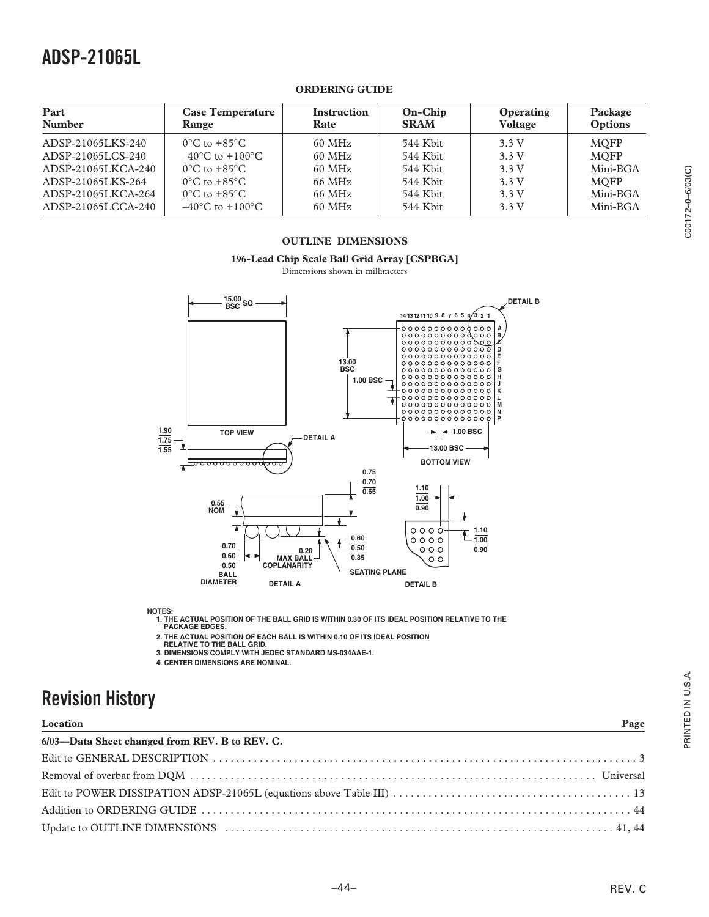## ORDERING GUIDE

| Part Number | Case Temperature Range | Instruction Rate | On-Chip SRAM | Operating Voltage | Package Options |
|---|---|---|---|---|---|
| ADSP-21065LKS-240 | 0°C to +85°C | 60 MHz | 544 Kbit | 3.3 V | MQFP |
| ADSP-21065LCS-240 | –40°C to +100°C | 60 MHz | 544 Kbit | 3.3 V | MQFP |
| ADSP-21065LKCA-240 | 0°C to +85°C | 60 MHz | 544 Kbit | 3.3 V | Mini-BGA |
| ADSP-21065LKS-264 | 0°C to +85°C | 66 MHz | 544 Kbit | 3.3 V | MQFP |
| ADSP-21065LKCA-264 | 0°C to +85°C | 66 MHz | 544 Kbit | 3.3 V | Mini-BGA |
| ADSP-21065LCCA-240 | –40°C to +100°C | 60 MHz | 544 Kbit | 3.3 V | Mini-BGA |

## OUTLINE DIMENSIONS

**196-Lead Chip Scale Ball Grid Array [CSPBGA]**

Dimensions shown in millimeters

15.00 BSC SQ
TOP VIEW
DETAIL A
1.90
1.75
1.55
DETAIL B
14 13 12 11 10 9 8 7 6 5 4 3 2 1
A B C D E F G H J K L M N P
13.00 BSC
1.00 BSC
1.00 BSC
13.00 BSC
BOTTOM VIEW
0.75
0.70
0.65
0.55 NOM
0.70
0.60
0.50
BALL DIAMETER
0.20 MAX BALL COPLANARITY
0.60
0.50
0.35
SEATING PLANE
DETAIL A
1.10
1.00
0.90
1.10
1.00
0.90
DETAIL B

NOTES:
1. THE ACTUAL POSITION OF THE BALL GRID IS WITHIN 0.30 OF ITS IDEAL POSITION RELATIVE TO THE PACKAGE EDGES.
2. THE ACTUAL POSITION OF EACH BALL IS WITHIN 0.10 OF ITS IDEAL POSITION RELATIVE TO THE BALL GRID.
3. DIMENSIONS COMPLY WITH JEDEC STANDARD MS-034AAE-1.
4. CENTER DIMENSIONS ARE NOMINAL.

# Revision History

| Location | Page |
|---|---|
| **6/03—Data Sheet changed from REV. B to REV. C.** | |
| Edit to GENERAL DESCRIPTION | 3 |
| Removal of overbar from DQM | Universal |
| Edit to POWER DISSIPATION ADSP-21065L (equations above Table III) | 13 |
| Addition to ORDERING GUIDE | 44 |
| Update to OUTLINE DIMENSIONS | 41, 44 |

C00172–0–6/03(C)

PRINTED IN U.S.A.